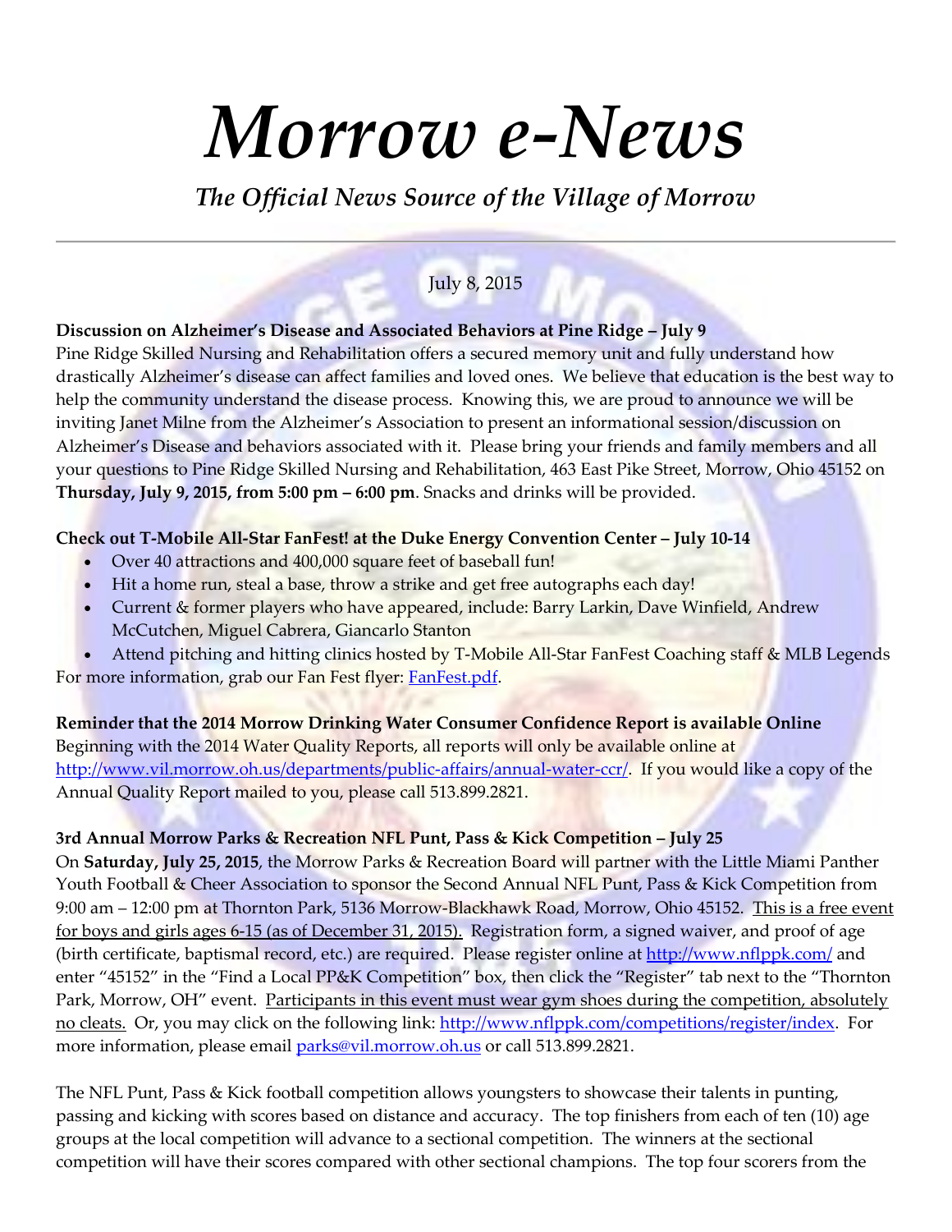# *Morrow e-News*

## *The Official News Source of the Village of Morrow*

---

July 8, 2015

**Discussion on Alzheimer's Disease and Associated Behaviors at Pine Ridge – July 9**

Pine Ridge Skilled Nursing and Rehabilitation offers a secured memory unit and fully understand how drastically Alzheimer's disease can affect families and loved ones. We believe that education is the best way to help the community understand the disease process. Knowing this, we are proud to announce we will be inviting Janet Milne from the Alzheimer's Association to present an informational session/discussion on Alzheimer's Disease and behaviors associated with it. Please bring your friends and family members and all your questions to Pine Ridge Skilled Nursing and Rehabilitation, 463 East Pike Street, Morrow, Ohio 45152 on **Thursday, July 9, 2015, from 5:00 pm – 6:00 pm**. Snacks and drinks will be provided.

**Check out T-Mobile All-Star FanFest! at the Duke Energy Convention Center – July 10-14**

- Over 40 attractions and 400,000 square feet of baseball fun!
- Hit a home run, steal a base, throw a strike and get free autographs each day!
- Current & former players who have appeared, include: Barry Larkin, Dave Winfield, Andrew McCutchen, Miguel Cabrera, Giancarlo Stanton
- Attend pitching and hitting clinics hosted by T-Mobile All-Star FanFest Coaching staff & MLB Legends

For more information, grab our Fan Fest flyer: FanFest.pdf.

**Reminder that the 2014 Morrow Drinking Water Consumer Confidence Report is available Online**

Beginning with the 2014 Water Quality Reports, all reports will only be available online at http://www.vil.morrow.oh.us/departments/public-affairs/annual-water-ccr/. If you would like a copy of the Annual Quality Report mailed to you, please call 513.899.2821.

**3rd Annual Morrow Parks & Recreation NFL Punt, Pass & Kick Competition – July 25**

On **Saturday, July 25, 2015**, the Morrow Parks & Recreation Board will partner with the Little Miami Panther Youth Football & Cheer Association to sponsor the Second Annual NFL Punt, Pass & Kick Competition from 9:00 am – 12:00 pm at Thornton Park, 5136 Morrow-Blackhawk Road, Morrow, Ohio 45152. This is a free event for boys and girls ages 6-15 (as of December 31, 2015). Registration form, a signed waiver, and proof of age (birth certificate, baptismal record, etc.) are required. Please register online at http://www.nflppk.com/ and enter "45152" in the "Find a Local PP&K Competition" box, then click the "Register" tab next to the "Thornton Park, Morrow, OH" event. Participants in this event must wear gym shoes during the competition, absolutely no cleats. Or, you may click on the following link: http://www.nflppk.com/competitions/register/index. For more information, please email parks@vil.morrow.oh.us or call 513.899.2821.

The NFL Punt, Pass & Kick football competition allows youngsters to showcase their talents in punting, passing and kicking with scores based on distance and accuracy. The top finishers from each of ten (10) age groups at the local competition will advance to a sectional competition. The winners at the sectional competition will have their scores compared with other sectional champions. The top four scorers from the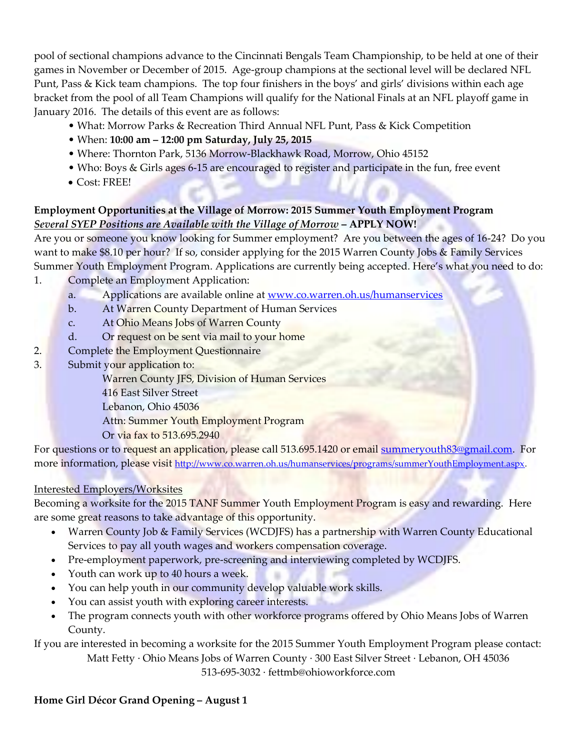pool of sectional champions advance to the Cincinnati Bengals Team Championship, to be held at one of their games in November or December of 2015. Age-group champions at the sectional level will be declared NFL Punt, Pass & Kick team champions. The top four finishers in the boys' and girls' divisions within each age bracket from the pool of all Team Champions will qualify for the National Finals at an NFL playoff game in January 2016. The details of this event are as follows:

- What: Morrow Parks & Recreation Third Annual NFL Punt, Pass & Kick Competition
- When: **10:00 am – 12:00 pm Saturday, July 25, 2015**
- Where: Thornton Park, 5136 Morrow-Blackhawk Road, Morrow, Ohio 45152
- Who: Boys & Girls ages 6-15 are encouraged to register and participate in the fun, free event
- Cost: FREE!

**Employment Opportunities at the Village of Morrow: 2015 Summer Youth Employment Program**
***Several SYEP Positions are Available with the Village of Morrow*** **– APPLY NOW!**

Are you or someone you know looking for Summer employment? Are you between the ages of 16-24? Do you want to make $8.10 per hour? If so, consider applying for the 2015 Warren County Jobs & Family Services Summer Youth Employment Program. Applications are currently being accepted. Here's what you need to do:

1. Complete an Employment Application:
   a. Applications are available online at www.co.warren.oh.us/humanservices
   b. At Warren County Department of Human Services
   c. At Ohio Means Jobs of Warren County
   d. Or request on be sent via mail to your home
2. Complete the Employment Questionnaire
3. Submit your application to:
   Warren County JFS, Division of Human Services
   416 East Silver Street
   Lebanon, Ohio 45036
   Attn: Summer Youth Employment Program
   Or via fax to 513.695.2940

For questions or to request an application, please call 513.695.1420 or email summeryouth83@gmail.com. For more information, please visit http://www.co.warren.oh.us/humanservices/programs/summerYouthEmployment.aspx.

Interested Employers/Worksites

Becoming a worksite for the 2015 TANF Summer Youth Employment Program is easy and rewarding. Here are some great reasons to take advantage of this opportunity.

- Warren County Job & Family Services (WCDJFS) has a partnership with Warren County Educational Services to pay all youth wages and workers compensation coverage.
- Pre-employment paperwork, pre-screening and interviewing completed by WCDJFS.
- Youth can work up to 40 hours a week.
- You can help youth in our community develop valuable work skills.
- You can assist youth with exploring career interests.
- The program connects youth with other workforce programs offered by Ohio Means Jobs of Warren County.

If you are interested in becoming a worksite for the 2015 Summer Youth Employment Program please contact:

Matt Fetty · Ohio Means Jobs of Warren County · 300 East Silver Street · Lebanon, OH 45036
513-695-3032 · fettmb@ohioworkforce.com

**Home Girl Décor Grand Opening – August 1**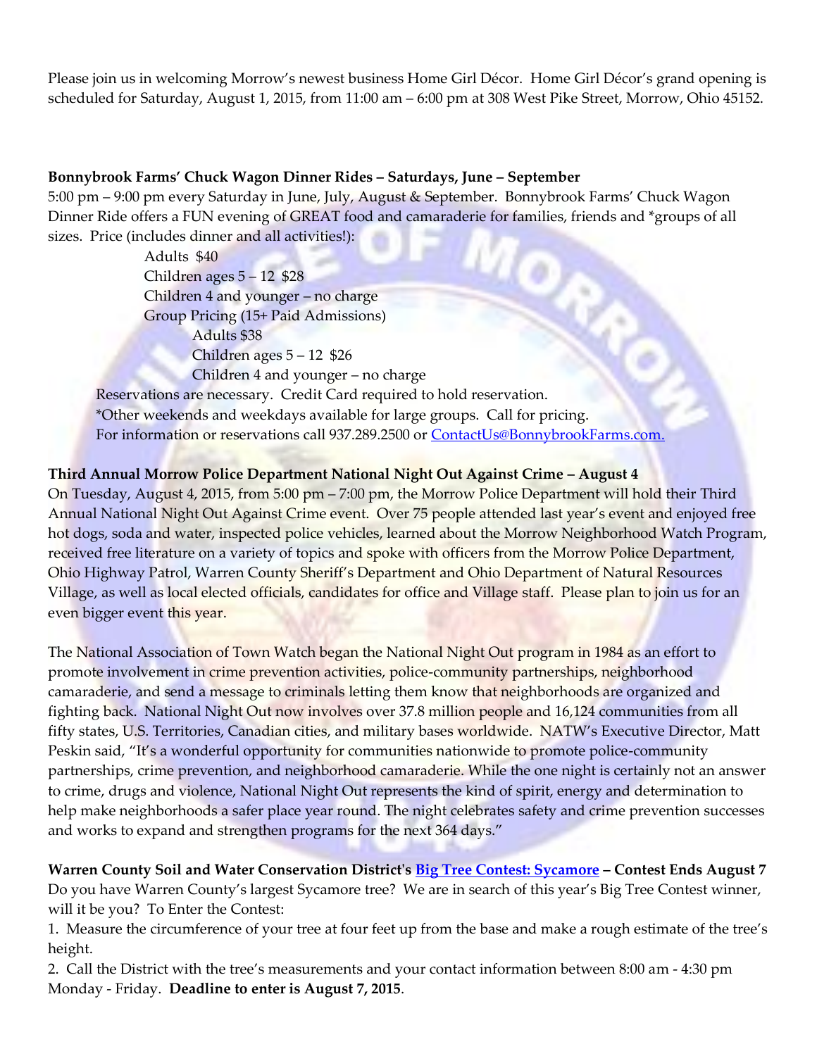Please join us in welcoming Morrow's newest business Home Girl Décor. Home Girl Décor's grand opening is scheduled for Saturday, August 1, 2015, from 11:00 am – 6:00 pm at 308 West Pike Street, Morrow, Ohio 45152.

**Bonnybrook Farms' Chuck Wagon Dinner Rides – Saturdays, June – September**

5:00 pm – 9:00 pm every Saturday in June, July, August & September. Bonnybrook Farms' Chuck Wagon Dinner Ride offers a FUN evening of GREAT food and camaraderie for families, friends and *groups of all sizes. Price (includes dinner and all activities!):

- Adults $40
- Children ages 5 – 12 $28
- Children 4 and younger – no charge
- Group Pricing (15+ Paid Admissions)
  - Adults $38
  - Children ages 5 – 12 $26
  - Children 4 and younger – no charge

Reservations are necessary. Credit Card required to hold reservation.
*Other weekends and weekdays available for large groups. Call for pricing.
For information or reservations call 937.289.2500 or ContactUs@BonnybrookFarms.com.

**Third Annual Morrow Police Department National Night Out Against Crime – August 4**

On Tuesday, August 4, 2015, from 5:00 pm – 7:00 pm, the Morrow Police Department will hold their Third Annual National Night Out Against Crime event. Over 75 people attended last year's event and enjoyed free hot dogs, soda and water, inspected police vehicles, learned about the Morrow Neighborhood Watch Program, received free literature on a variety of topics and spoke with officers from the Morrow Police Department, Ohio Highway Patrol, Warren County Sheriff's Department and Ohio Department of Natural Resources Village, as well as local elected officials, candidates for office and Village staff. Please plan to join us for an even bigger event this year.

The National Association of Town Watch began the National Night Out program in 1984 as an effort to promote involvement in crime prevention activities, police-community partnerships, neighborhood camaraderie, and send a message to criminals letting them know that neighborhoods are organized and fighting back. National Night Out now involves over 37.8 million people and 16,124 communities from all fifty states, U.S. Territories, Canadian cities, and military bases worldwide. NATW's Executive Director, Matt Peskin said, "It's a wonderful opportunity for communities nationwide to promote police-community partnerships, crime prevention, and neighborhood camaraderie. While the one night is certainly not an answer to crime, drugs and violence, National Night Out represents the kind of spirit, energy and determination to help make neighborhoods a safer place year round. The night celebrates safety and crime prevention successes and works to expand and strengthen programs for the next 364 days."

**Warren County Soil and Water Conservation District's Big Tree Contest: Sycamore – Contest Ends August 7**

Do you have Warren County's largest Sycamore tree? We are in search of this year's Big Tree Contest winner, will it be you? To Enter the Contest:

1. Measure the circumference of your tree at four feet up from the base and make a rough estimate of the tree's height.
2. Call the District with the tree's measurements and your contact information between 8:00 am - 4:30 pm Monday - Friday. **Deadline to enter is August 7, 2015**.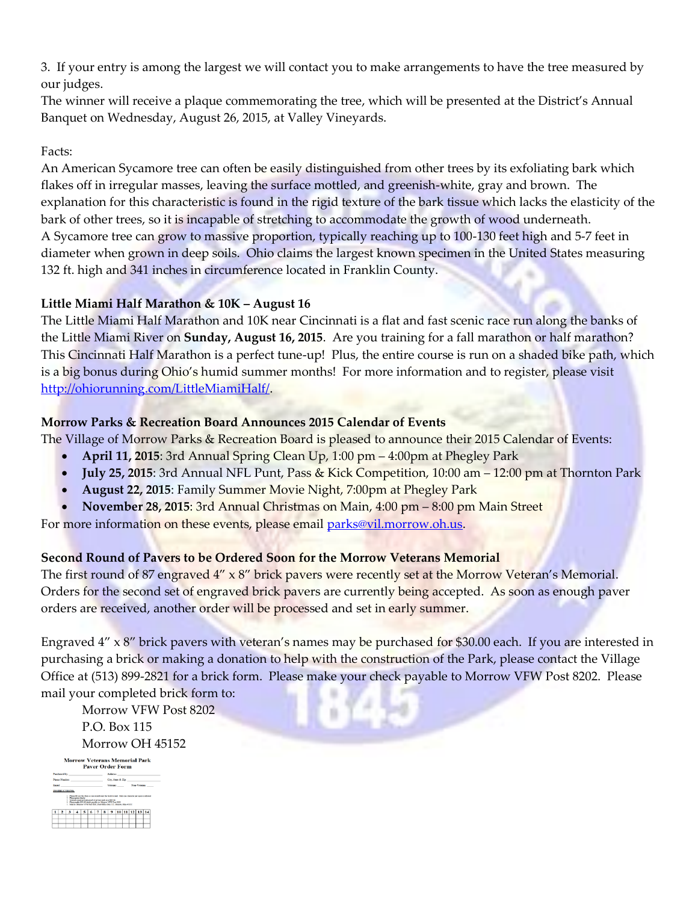3. If your entry is among the largest we will contact you to make arrangements to have the tree measured by our judges.

The winner will receive a plaque commemorating the tree, which will be presented at the District's Annual Banquet on Wednesday, August 26, 2015, at Valley Vineyards.

Facts:

An American Sycamore tree can often be easily distinguished from other trees by its exfoliating bark which flakes off in irregular masses, leaving the surface mottled, and greenish-white, gray and brown. The explanation for this characteristic is found in the rigid texture of the bark tissue which lacks the elasticity of the bark of other trees, so it is incapable of stretching to accommodate the growth of wood underneath.

A Sycamore tree can grow to massive proportion, typically reaching up to 100-130 feet high and 5-7 feet in diameter when grown in deep soils. Ohio claims the largest known specimen in the United States measuring 132 ft. high and 341 inches in circumference located in Franklin County.

### Little Miami Half Marathon & 10K – August 16

The Little Miami Half Marathon and 10K near Cincinnati is a flat and fast scenic race run along the banks of the Little Miami River on **Sunday, August 16, 2015**. Are you training for a fall marathon or half marathon? This Cincinnati Half Marathon is a perfect tune-up! Plus, the entire course is run on a shaded bike path, which is a big bonus during Ohio's humid summer months! For more information and to register, please visit http://ohiorunning.com/LittleMiamiHalf/.

### Morrow Parks & Recreation Board Announces 2015 Calendar of Events

The Village of Morrow Parks & Recreation Board is pleased to announce their 2015 Calendar of Events:

- **April 11, 2015**: 3rd Annual Spring Clean Up, 1:00 pm – 4:00pm at Phegley Park
- **July 25, 2015**: 3rd Annual NFL Punt, Pass & Kick Competition, 10:00 am – 12:00 pm at Thornton Park
- **August 22, 2015**: Family Summer Movie Night, 7:00pm at Phegley Park
- **November 28, 2015**: 3rd Annual Christmas on Main, 4:00 pm – 8:00 pm Main Street

For more information on these events, please email parks@vil.morrow.oh.us.

### Second Round of Pavers to be Ordered Soon for the Morrow Veterans Memorial

The first round of 87 engraved 4" x 8" brick pavers were recently set at the Morrow Veteran's Memorial. Orders for the second set of engraved brick pavers are currently being accepted. As soon as enough paver orders are received, another order will be processed and set in early summer.

Engraved 4" x 8" brick pavers with veteran's names may be purchased for $30.00 each. If you are interested in purchasing a brick or making a donation to help with the construction of the Park, please contact the Village Office at (513) 899-2821 for a brick form. Please make your check payable to Morrow VFW Post 8202. Please mail your completed brick form to:

Morrow VFW Post 8202
P.O. Box 115
Morrow OH 45152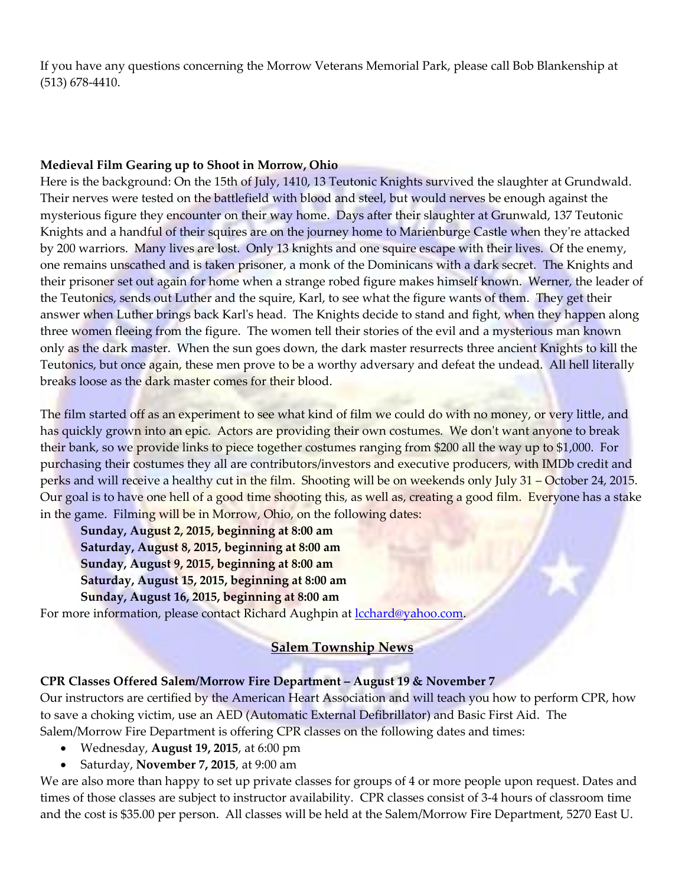If you have any questions concerning the Morrow Veterans Memorial Park, please call Bob Blankenship at (513) 678-4410.

**Medieval Film Gearing up to Shoot in Morrow, Ohio**

Here is the background: On the 15th of July, 1410, 13 Teutonic Knights survived the slaughter at Grundwald. Their nerves were tested on the battlefield with blood and steel, but would nerves be enough against the mysterious figure they encounter on their way home. Days after their slaughter at Grunwald, 137 Teutonic Knights and a handful of their squires are on the journey home to Marienburge Castle when they're attacked by 200 warriors. Many lives are lost. Only 13 knights and one squire escape with their lives. Of the enemy, one remains unscathed and is taken prisoner, a monk of the Dominicans with a dark secret. The Knights and their prisoner set out again for home when a strange robed figure makes himself known. Werner, the leader of the Teutonics, sends out Luther and the squire, Karl, to see what the figure wants of them. They get their answer when Luther brings back Karl's head. The Knights decide to stand and fight, when they happen along three women fleeing from the figure. The women tell their stories of the evil and a mysterious man known only as the dark master. When the sun goes down, the dark master resurrects three ancient Knights to kill the Teutonics, but once again, these men prove to be a worthy adversary and defeat the undead. All hell literally breaks loose as the dark master comes for their blood.

The film started off as an experiment to see what kind of film we could do with no money, or very little, and has quickly grown into an epic. Actors are providing their own costumes. We don't want anyone to break their bank, so we provide links to piece together costumes ranging from $200 all the way up to $1,000. For purchasing their costumes they all are contributors/investors and executive producers, with IMDb credit and perks and will receive a healthy cut in the film. Shooting will be on weekends only July 31 – October 24, 2015. Our goal is to have one hell of a good time shooting this, as well as, creating a good film. Everyone has a stake in the game. Filming will be in Morrow, Ohio, on the following dates:

**Sunday, August 2, 2015, beginning at 8:00 am**
**Saturday, August 8, 2015, beginning at 8:00 am**
**Sunday, August 9, 2015, beginning at 8:00 am**
**Saturday, August 15, 2015, beginning at 8:00 am**
**Sunday, August 16, 2015, beginning at 8:00 am**

For more information, please contact Richard Aughpin at lcchard@yahoo.com.

## Salem Township News

**CPR Classes Offered Salem/Morrow Fire Department – August 19 & November 7**

Our instructors are certified by the American Heart Association and will teach you how to perform CPR, how to save a choking victim, use an AED (Automatic External Defibrillator) and Basic First Aid. The Salem/Morrow Fire Department is offering CPR classes on the following dates and times:

- Wednesday, **August 19, 2015**, at 6:00 pm
- Saturday, **November 7, 2015**, at 9:00 am

We are also more than happy to set up private classes for groups of 4 or more people upon request. Dates and times of those classes are subject to instructor availability. CPR classes consist of 3-4 hours of classroom time and the cost is $35.00 per person. All classes will be held at the Salem/Morrow Fire Department, 5270 East U.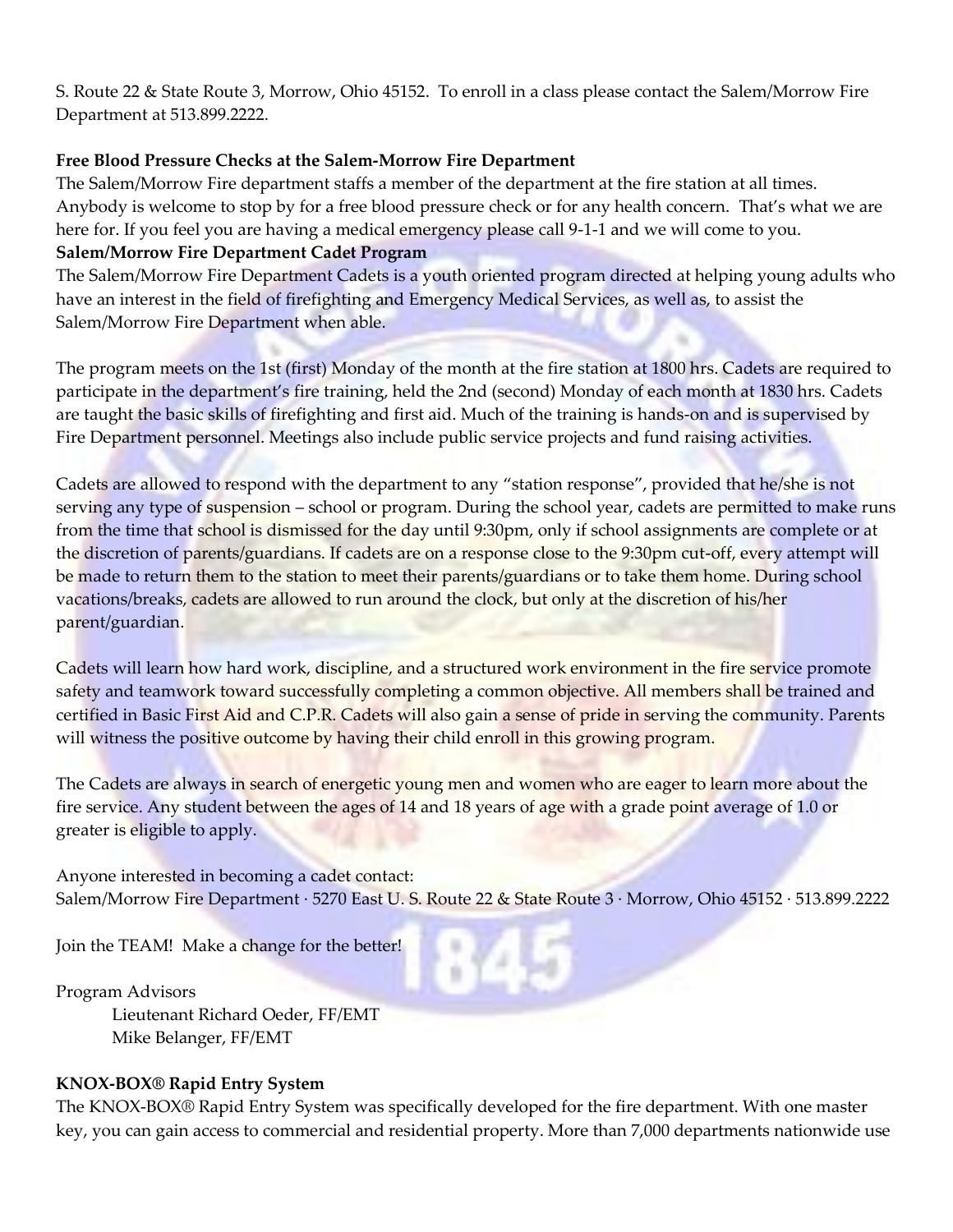S. Route 22 & State Route 3, Morrow, Ohio 45152. To enroll in a class please contact the Salem/Morrow Fire Department at 513.899.2222.

**Free Blood Pressure Checks at the Salem-Morrow Fire Department**

The Salem/Morrow Fire department staffs a member of the department at the fire station at all times. Anybody is welcome to stop by for a free blood pressure check or for any health concern. That's what we are here for. If you feel you are having a medical emergency please call 9-1-1 and we will come to you.

**Salem/Morrow Fire Department Cadet Program**

The Salem/Morrow Fire Department Cadets is a youth oriented program directed at helping young adults who have an interest in the field of firefighting and Emergency Medical Services, as well as, to assist the Salem/Morrow Fire Department when able.

The program meets on the 1st (first) Monday of the month at the fire station at 1800 hrs. Cadets are required to participate in the department's fire training, held the 2nd (second) Monday of each month at 1830 hrs. Cadets are taught the basic skills of firefighting and first aid. Much of the training is hands-on and is supervised by Fire Department personnel. Meetings also include public service projects and fund raising activities.

Cadets are allowed to respond with the department to any "station response", provided that he/she is not serving any type of suspension – school or program. During the school year, cadets are permitted to make runs from the time that school is dismissed for the day until 9:30pm, only if school assignments are complete or at the discretion of parents/guardians. If cadets are on a response close to the 9:30pm cut-off, every attempt will be made to return them to the station to meet their parents/guardians or to take them home. During school vacations/breaks, cadets are allowed to run around the clock, but only at the discretion of his/her parent/guardian.

Cadets will learn how hard work, discipline, and a structured work environment in the fire service promote safety and teamwork toward successfully completing a common objective. All members shall be trained and certified in Basic First Aid and C.P.R. Cadets will also gain a sense of pride in serving the community. Parents will witness the positive outcome by having their child enroll in this growing program.

The Cadets are always in search of energetic young men and women who are eager to learn more about the fire service. Any student between the ages of 14 and 18 years of age with a grade point average of 1.0 or greater is eligible to apply.

Anyone interested in becoming a cadet contact:
Salem/Morrow Fire Department · 5270 East U. S. Route 22 & State Route 3 · Morrow, Ohio 45152 · 513.899.2222

Join the TEAM! Make a change for the better!

Program Advisors
Lieutenant Richard Oeder, FF/EMT
Mike Belanger, FF/EMT

**KNOX-BOX® Rapid Entry System**

The KNOX-BOX® Rapid Entry System was specifically developed for the fire department. With one master key, you can gain access to commercial and residential property. More than 7,000 departments nationwide use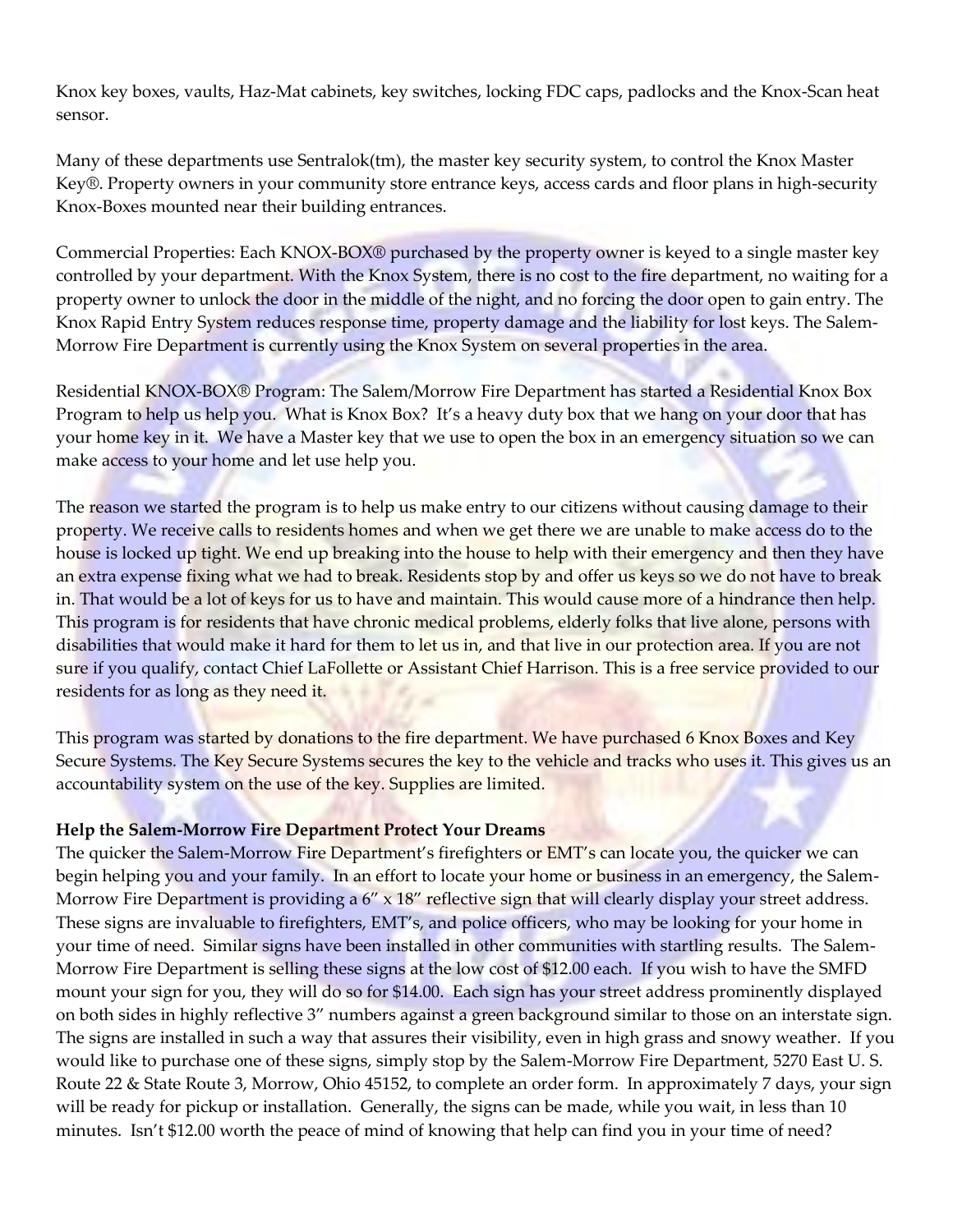Knox key boxes, vaults, Haz-Mat cabinets, key switches, locking FDC caps, padlocks and the Knox-Scan heat sensor.

Many of these departments use Sentralok(tm), the master key security system, to control the Knox Master Key®. Property owners in your community store entrance keys, access cards and floor plans in high-security Knox-Boxes mounted near their building entrances.

Commercial Properties: Each KNOX-BOX® purchased by the property owner is keyed to a single master key controlled by your department. With the Knox System, there is no cost to the fire department, no waiting for a property owner to unlock the door in the middle of the night, and no forcing the door open to gain entry. The Knox Rapid Entry System reduces response time, property damage and the liability for lost keys. The Salem-Morrow Fire Department is currently using the Knox System on several properties in the area.

Residential KNOX-BOX® Program: The Salem/Morrow Fire Department has started a Residential Knox Box Program to help us help you. What is Knox Box? It's a heavy duty box that we hang on your door that has your home key in it. We have a Master key that we use to open the box in an emergency situation so we can make access to your home and let use help you.

The reason we started the program is to help us make entry to our citizens without causing damage to their property. We receive calls to residents homes and when we get there we are unable to make access do to the house is locked up tight. We end up breaking into the house to help with their emergency and then they have an extra expense fixing what we had to break. Residents stop by and offer us keys so we do not have to break in. That would be a lot of keys for us to have and maintain. This would cause more of a hindrance then help. This program is for residents that have chronic medical problems, elderly folks that live alone, persons with disabilities that would make it hard for them to let us in, and that live in our protection area. If you are not sure if you qualify, contact Chief LaFollette or Assistant Chief Harrison. This is a free service provided to our residents for as long as they need it.

This program was started by donations to the fire department. We have purchased 6 Knox Boxes and Key Secure Systems. The Key Secure Systems secures the key to the vehicle and tracks who uses it. This gives us an accountability system on the use of the key. Supplies are limited.

**Help the Salem-Morrow Fire Department Protect Your Dreams**

The quicker the Salem-Morrow Fire Department's firefighters or EMT's can locate you, the quicker we can begin helping you and your family. In an effort to locate your home or business in an emergency, the Salem-Morrow Fire Department is providing a 6" x 18" reflective sign that will clearly display your street address. These signs are invaluable to firefighters, EMT's, and police officers, who may be looking for your home in your time of need. Similar signs have been installed in other communities with startling results. The Salem-Morrow Fire Department is selling these signs at the low cost of $12.00 each. If you wish to have the SMFD mount your sign for you, they will do so for $14.00. Each sign has your street address prominently displayed on both sides in highly reflective 3" numbers against a green background similar to those on an interstate sign. The signs are installed in such a way that assures their visibility, even in high grass and snowy weather. If you would like to purchase one of these signs, simply stop by the Salem-Morrow Fire Department, 5270 East U. S. Route 22 & State Route 3, Morrow, Ohio 45152, to complete an order form. In approximately 7 days, your sign will be ready for pickup or installation. Generally, the signs can be made, while you wait, in less than 10 minutes. Isn't $12.00 worth the peace of mind of knowing that help can find you in your time of need?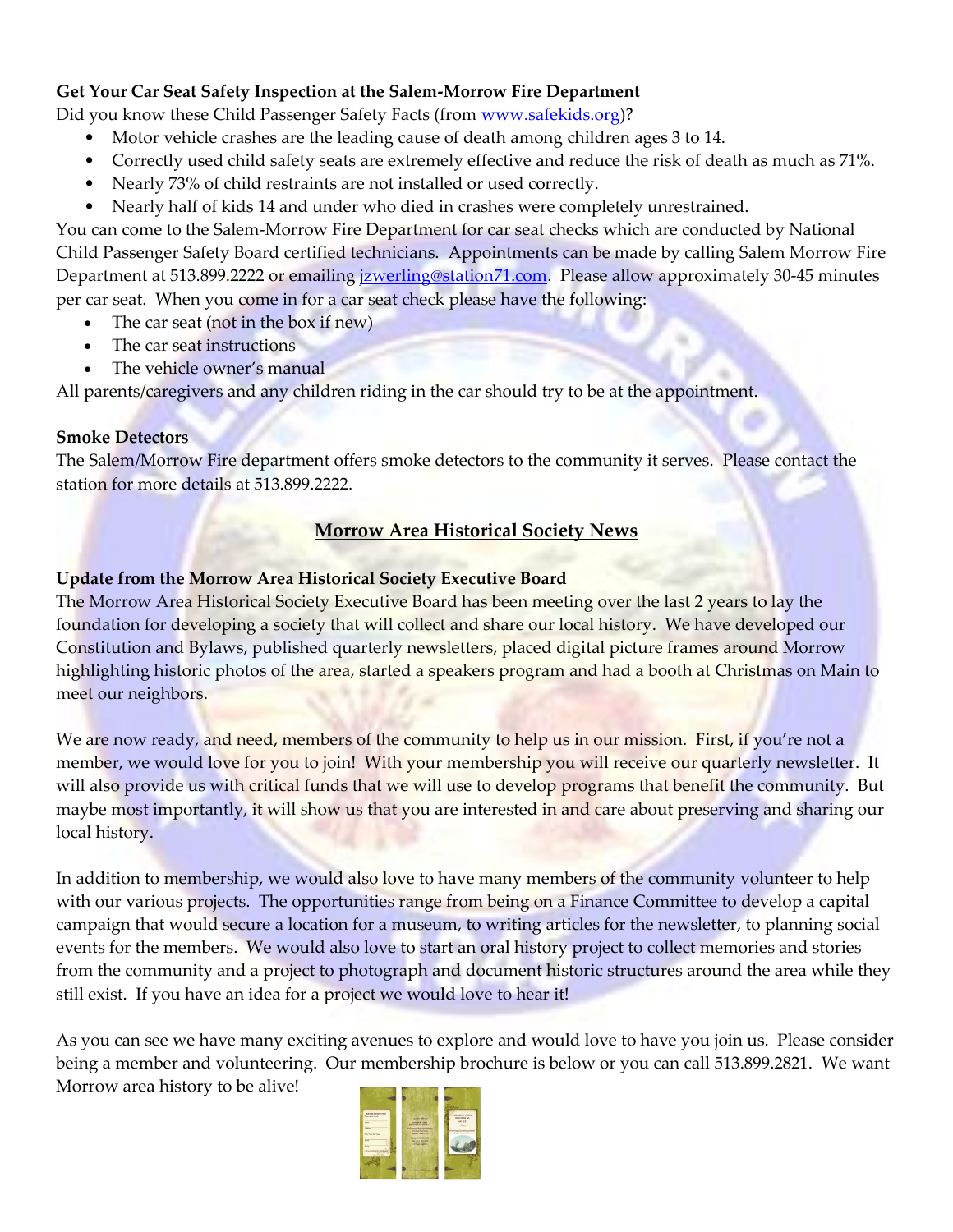**Get Your Car Seat Safety Inspection at the Salem-Morrow Fire Department**

Did you know these Child Passenger Safety Facts (from www.safekids.org)?

- Motor vehicle crashes are the leading cause of death among children ages 3 to 14.
- Correctly used child safety seats are extremely effective and reduce the risk of death as much as 71%.
- Nearly 73% of child restraints are not installed or used correctly.
- Nearly half of kids 14 and under who died in crashes were completely unrestrained.

You can come to the Salem-Morrow Fire Department for car seat checks which are conducted by National Child Passenger Safety Board certified technicians. Appointments can be made by calling Salem Morrow Fire Department at 513.899.2222 or emailing jzwerling@station71.com. Please allow approximately 30-45 minutes per car seat. When you come in for a car seat check please have the following:

- The car seat (not in the box if new)
- The car seat instructions
- The vehicle owner's manual

All parents/caregivers and any children riding in the car should try to be at the appointment.

**Smoke Detectors**

The Salem/Morrow Fire department offers smoke detectors to the community it serves. Please contact the station for more details at 513.899.2222.

## Morrow Area Historical Society News

**Update from the Morrow Area Historical Society Executive Board**

The Morrow Area Historical Society Executive Board has been meeting over the last 2 years to lay the foundation for developing a society that will collect and share our local history. We have developed our Constitution and Bylaws, published quarterly newsletters, placed digital picture frames around Morrow highlighting historic photos of the area, started a speakers program and had a booth at Christmas on Main to meet our neighbors.

We are now ready, and need, members of the community to help us in our mission. First, if you're not a member, we would love for you to join! With your membership you will receive our quarterly newsletter. It will also provide us with critical funds that we will use to develop programs that benefit the community. But maybe most importantly, it will show us that you are interested in and care about preserving and sharing our local history.

In addition to membership, we would also love to have many members of the community volunteer to help with our various projects. The opportunities range from being on a Finance Committee to develop a capital campaign that would secure a location for a museum, to writing articles for the newsletter, to planning social events for the members. We would also love to start an oral history project to collect memories and stories from the community and a project to photograph and document historic structures around the area while they still exist. If you have an idea for a project we would love to hear it!

As you can see we have many exciting avenues to explore and would love to have you join us. Please consider being a member and volunteering. Our membership brochure is below or you can call 513.899.2821. We want Morrow area history to be alive!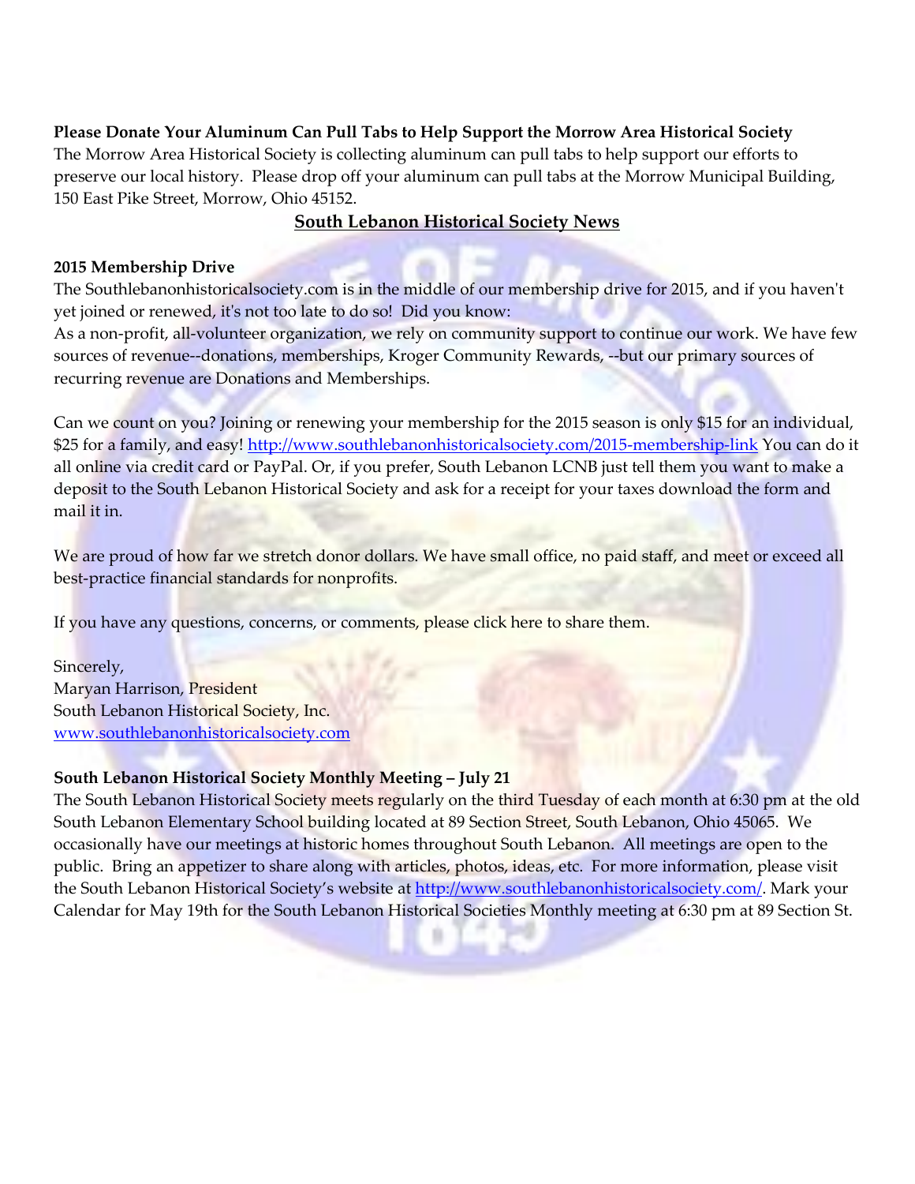**Please Donate Your Aluminum Can Pull Tabs to Help Support the Morrow Area Historical Society**
The Morrow Area Historical Society is collecting aluminum can pull tabs to help support our efforts to preserve our local history. Please drop off your aluminum can pull tabs at the Morrow Municipal Building, 150 East Pike Street, Morrow, Ohio 45152.

## South Lebanon Historical Society News

**2015 Membership Drive**
The Southlebanonhistoricalsociety.com is in the middle of our membership drive for 2015, and if you haven't yet joined or renewed, it's not too late to do so! Did you know:
As a non-profit, all-volunteer organization, we rely on community support to continue our work. We have few sources of revenue--donations, memberships, Kroger Community Rewards, --but our primary sources of recurring revenue are Donations and Memberships.

Can we count on you? Joining or renewing your membership for the 2015 season is only $15 for an individual, $25 for a family, and easy! http://www.southlebanonhistoricalsociety.com/2015-membership-link You can do it all online via credit card or PayPal. Or, if you prefer, South Lebanon LCNB just tell them you want to make a deposit to the South Lebanon Historical Society and ask for a receipt for your taxes download the form and mail it in.

We are proud of how far we stretch donor dollars. We have small office, no paid staff, and meet or exceed all best-practice financial standards for nonprofits.

If you have any questions, concerns, or comments, please click here to share them.

Sincerely,
Maryan Harrison, President
South Lebanon Historical Society, Inc.
www.southlebanonhistoricalsociety.com

**South Lebanon Historical Society Monthly Meeting – July 21**
The South Lebanon Historical Society meets regularly on the third Tuesday of each month at 6:30 pm at the old South Lebanon Elementary School building located at 89 Section Street, South Lebanon, Ohio 45065. We occasionally have our meetings at historic homes throughout South Lebanon. All meetings are open to the public. Bring an appetizer to share along with articles, photos, ideas, etc. For more information, please visit the South Lebanon Historical Society's website at http://www.southlebanonhistoricalsociety.com/. Mark your Calendar for May 19th for the South Lebanon Historical Societies Monthly meeting at 6:30 pm at 89 Section St.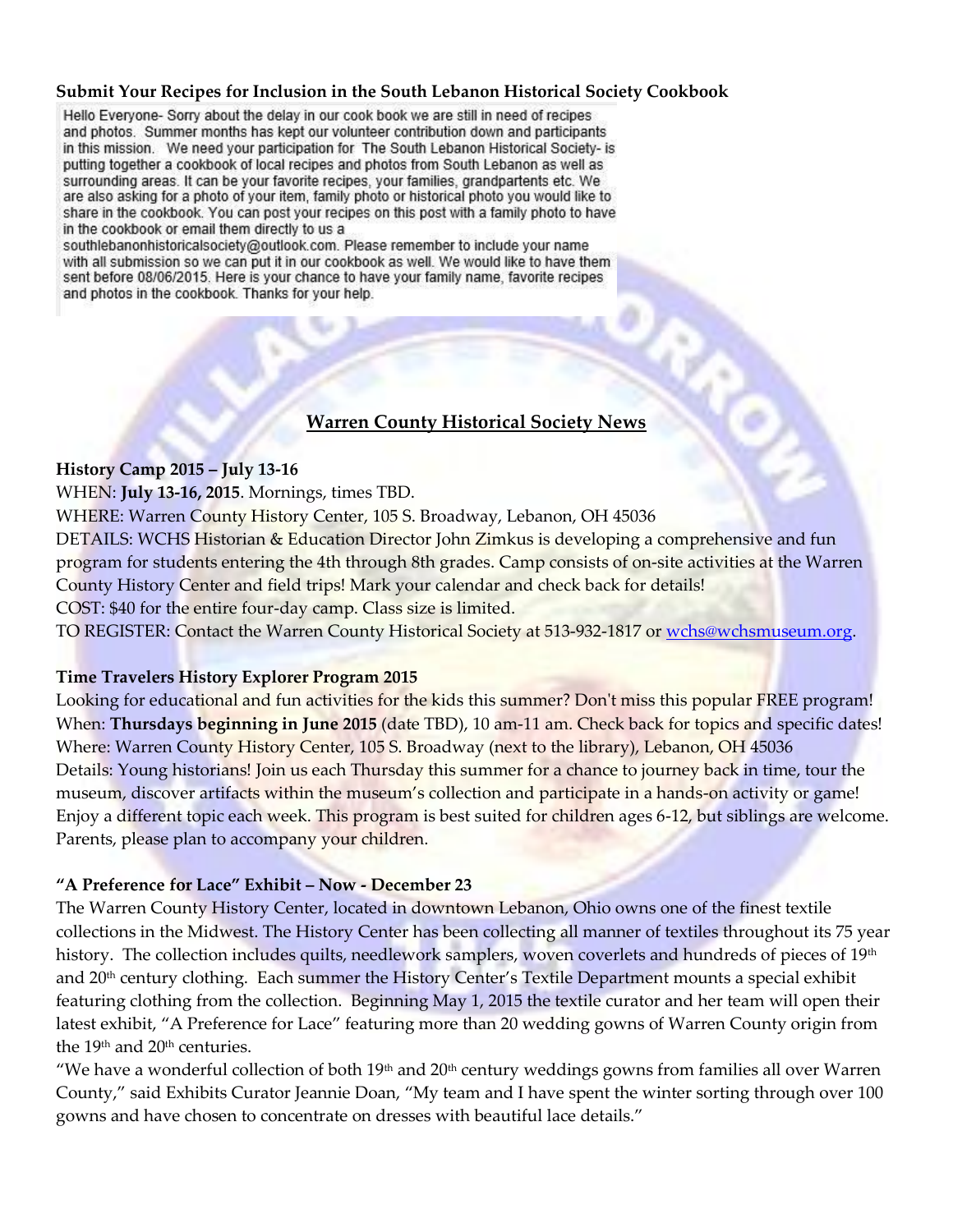**Submit Your Recipes for Inclusion in the South Lebanon Historical Society Cookbook**

Hello Everyone- Sorry about the delay in our cook book we are still in need of recipes and photos. Summer months has kept our volunteer contribution down and participants in this mission. We need your participation for The South Lebanon Historical Society- is putting together a cookbook of local recipes and photos from South Lebanon as well as surrounding areas. It can be your favorite recipes, your families, grandpartents etc. We are also asking for a photo of your item, family photo or historical photo you would like to share in the cookbook. You can post your recipes on this post with a family photo to have in the cookbook or email them directly to us a southlebanonhistoricalsociety@outlook.com. Please remember to include your name with all submission so we can put it in our cookbook as well. We would like to have them sent before 08/06/2015. Here is your chance to have your family name, favorite recipes and photos in the cookbook. Thanks for your help.

## Warren County Historical Society News

**History Camp 2015 – July 13-16**

WHEN: **July 13-16, 2015**. Mornings, times TBD.

WHERE: Warren County History Center, 105 S. Broadway, Lebanon, OH 45036

DETAILS: WCHS Historian & Education Director John Zimkus is developing a comprehensive and fun program for students entering the 4th through 8th grades. Camp consists of on-site activities at the Warren County History Center and field trips! Mark your calendar and check back for details!

COST: $40 for the entire four-day camp. Class size is limited.

TO REGISTER: Contact the Warren County Historical Society at 513-932-1817 or wchs@wchsmuseum.org.

**Time Travelers History Explorer Program 2015**

Looking for educational and fun activities for the kids this summer? Don't miss this popular FREE program!

When: **Thursdays beginning in June 2015** (date TBD), 10 am-11 am. Check back for topics and specific dates!

Where: Warren County History Center, 105 S. Broadway (next to the library), Lebanon, OH 45036

Details: Young historians! Join us each Thursday this summer for a chance to journey back in time, tour the museum, discover artifacts within the museum's collection and participate in a hands-on activity or game! Enjoy a different topic each week. This program is best suited for children ages 6-12, but siblings are welcome. Parents, please plan to accompany your children.

**"A Preference for Lace" Exhibit – Now - December 23**

The Warren County History Center, located in downtown Lebanon, Ohio owns one of the finest textile collections in the Midwest. The History Center has been collecting all manner of textiles throughout its 75 year history. The collection includes quilts, needlework samplers, woven coverlets and hundreds of pieces of 19th and 20th century clothing. Each summer the History Center's Textile Department mounts a special exhibit featuring clothing from the collection. Beginning May 1, 2015 the textile curator and her team will open their latest exhibit, "A Preference for Lace" featuring more than 20 wedding gowns of Warren County origin from the 19th and 20th centuries.

"We have a wonderful collection of both 19th and 20th century weddings gowns from families all over Warren County," said Exhibits Curator Jeannie Doan, "My team and I have spent the winter sorting through over 100 gowns and have chosen to concentrate on dresses with beautiful lace details."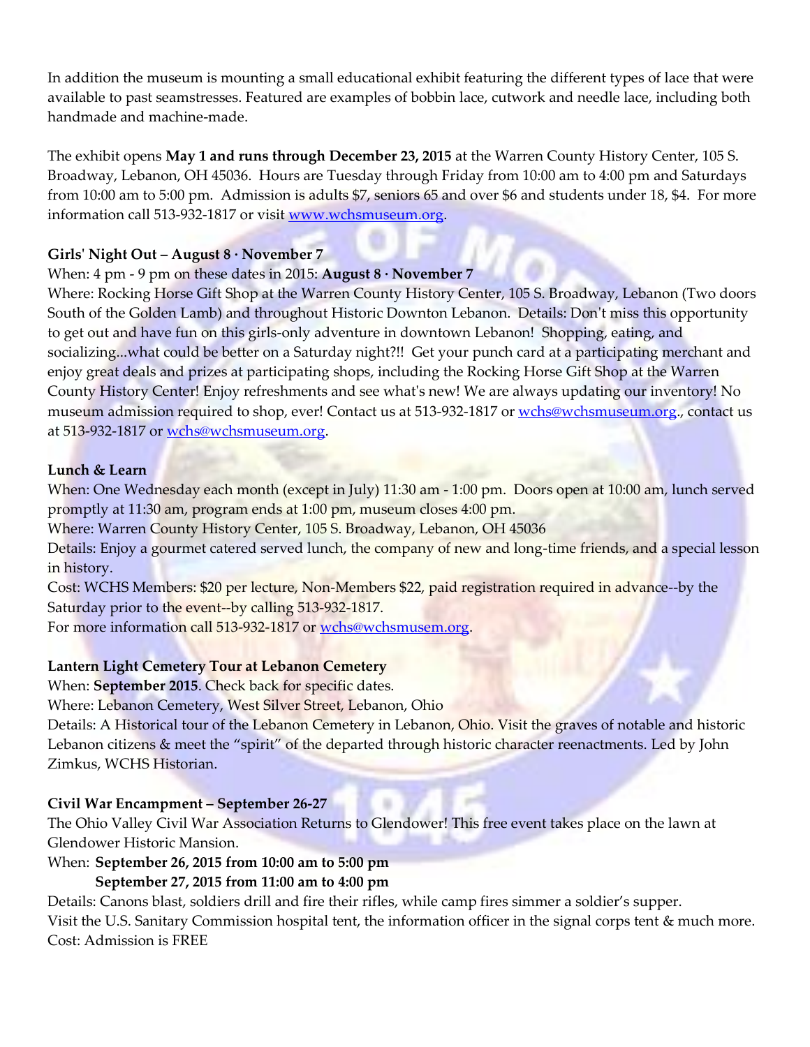In addition the museum is mounting a small educational exhibit featuring the different types of lace that were available to past seamstresses. Featured are examples of bobbin lace, cutwork and needle lace, including both handmade and machine-made.

The exhibit opens **May 1 and runs through December 23, 2015** at the Warren County History Center, 105 S. Broadway, Lebanon, OH 45036. Hours are Tuesday through Friday from 10:00 am to 4:00 pm and Saturdays from 10:00 am to 5:00 pm. Admission is adults $7, seniors 65 and over $6 and students under 18, $4. For more information call 513-932-1817 or visit www.wchsmuseum.org.

**Girls' Night Out – August 8 · November 7**

When: 4 pm - 9 pm on these dates in 2015: **August 8 · November 7**

Where: Rocking Horse Gift Shop at the Warren County History Center, 105 S. Broadway, Lebanon (Two doors South of the Golden Lamb) and throughout Historic Downton Lebanon. Details: Don't miss this opportunity to get out and have fun on this girls-only adventure in downtown Lebanon! Shopping, eating, and socializing...what could be better on a Saturday night?!! Get your punch card at a participating merchant and enjoy great deals and prizes at participating shops, including the Rocking Horse Gift Shop at the Warren County History Center! Enjoy refreshments and see what's new! We are always updating our inventory! No museum admission required to shop, ever! Contact us at 513-932-1817 or wchs@wchsmuseum.org., contact us at 513-932-1817 or wchs@wchsmuseum.org.

**Lunch & Learn**

When: One Wednesday each month (except in July) 11:30 am - 1:00 pm. Doors open at 10:00 am, lunch served promptly at 11:30 am, program ends at 1:00 pm, museum closes 4:00 pm.

Where: Warren County History Center, 105 S. Broadway, Lebanon, OH 45036

Details: Enjoy a gourmet catered served lunch, the company of new and long-time friends, and a special lesson in history.

Cost: WCHS Members: $20 per lecture, Non-Members $22, paid registration required in advance--by the Saturday prior to the event--by calling 513-932-1817.

For more information call 513-932-1817 or wchs@wchsmusem.org.

**Lantern Light Cemetery Tour at Lebanon Cemetery**

When: **September 2015**. Check back for specific dates.

Where: Lebanon Cemetery, West Silver Street, Lebanon, Ohio

Details: A Historical tour of the Lebanon Cemetery in Lebanon, Ohio. Visit the graves of notable and historic Lebanon citizens & meet the "spirit" of the departed through historic character reenactments. Led by John Zimkus, WCHS Historian.

**Civil War Encampment – September 26-27**

The Ohio Valley Civil War Association Returns to Glendower! This free event takes place on the lawn at Glendower Historic Mansion.

When: **September 26, 2015 from 10:00 am to 5:00 pm**
**September 27, 2015 from 11:00 am to 4:00 pm**

Details: Canons blast, soldiers drill and fire their rifles, while camp fires simmer a soldier's supper.
Visit the U.S. Sanitary Commission hospital tent, the information officer in the signal corps tent & much more.
Cost: Admission is FREE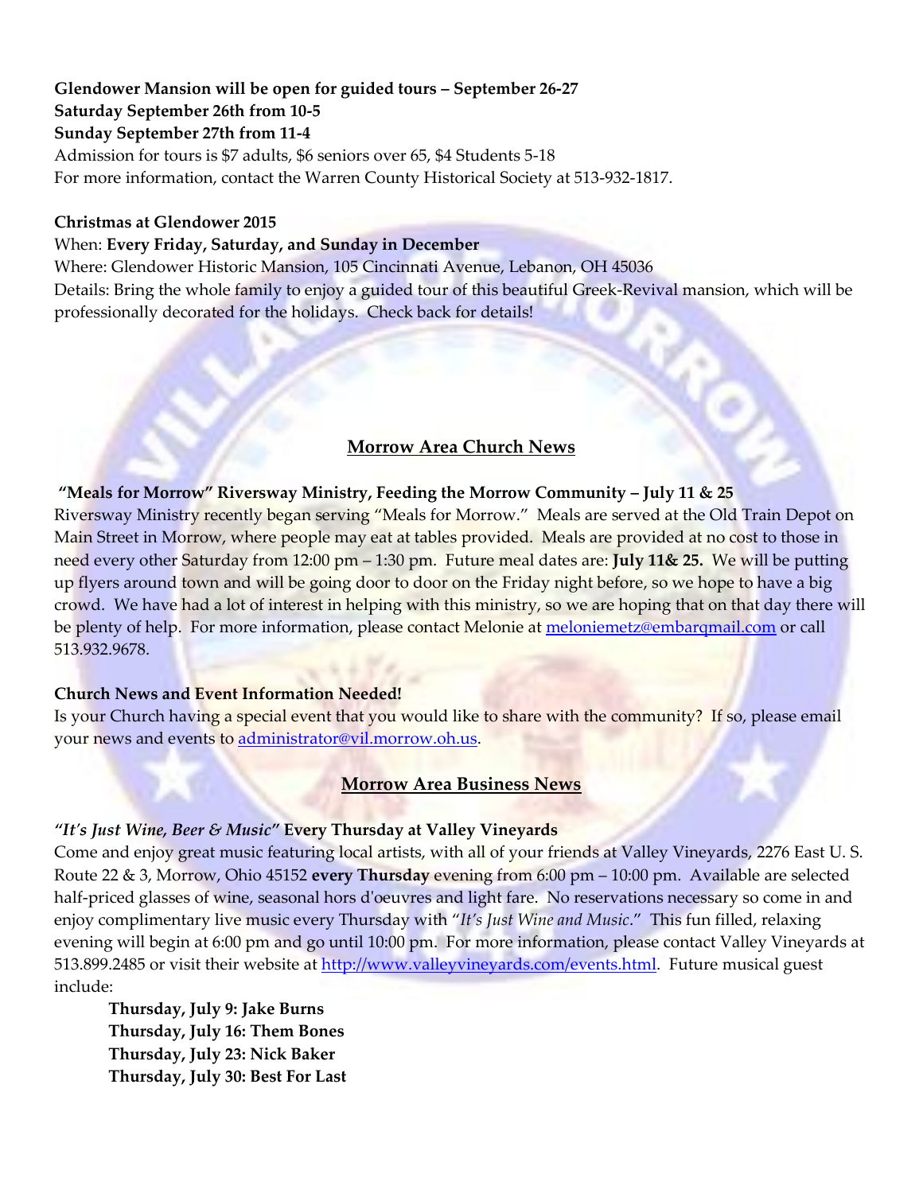**Glendower Mansion will be open for guided tours – September 26-27**
**Saturday September 26th from 10-5**
**Sunday September 27th from 11-4**
Admission for tours is $7 adults, $6 seniors over 65, $4 Students 5-18
For more information, contact the Warren County Historical Society at 513-932-1817.

**Christmas at Glendower 2015**
When: **Every Friday, Saturday, and Sunday in December**
Where: Glendower Historic Mansion, 105 Cincinnati Avenue, Lebanon, OH 45036
Details: Bring the whole family to enjoy a guided tour of this beautiful Greek-Revival mansion, which will be professionally decorated for the holidays. Check back for details!

## Morrow Area Church News

**"Meals for Morrow" Riversway Ministry, Feeding the Morrow Community – July 11 & 25**
Riversway Ministry recently began serving "Meals for Morrow." Meals are served at the Old Train Depot on Main Street in Morrow, where people may eat at tables provided. Meals are provided at no cost to those in need every other Saturday from 12:00 pm – 1:30 pm. Future meal dates are: **July 11& 25.** We will be putting up flyers around town and will be going door to door on the Friday night before, so we hope to have a big crowd. We have had a lot of interest in helping with this ministry, so we are hoping that on that day there will be plenty of help. For more information, please contact Melonie at meloniemetz@embarqmail.com or call 513.932.9678.

**Church News and Event Information Needed!**
Is your Church having a special event that you would like to share with the community? If so, please email your news and events to administrator@vil.morrow.oh.us.

## Morrow Area Business News

***"It's Just Wine, Beer & Music"* Every Thursday at Valley Vineyards**
Come and enjoy great music featuring local artists, with all of your friends at Valley Vineyards, 2276 East U. S. Route 22 & 3, Morrow, Ohio 45152 **every Thursday** evening from 6:00 pm – 10:00 pm. Available are selected half-priced glasses of wine, seasonal hors d'oeuvres and light fare. No reservations necessary so come in and enjoy complimentary live music every Thursday with "*It's Just Wine and Music*." This fun filled, relaxing evening will begin at 6:00 pm and go until 10:00 pm. For more information, please contact Valley Vineyards at 513.899.2485 or visit their website at http://www.valleyvineyards.com/events.html. Future musical guest include:

**Thursday, July 9: Jake Burns**
**Thursday, July 16: Them Bones**
**Thursday, July 23: Nick Baker**
**Thursday, July 30: Best For Last**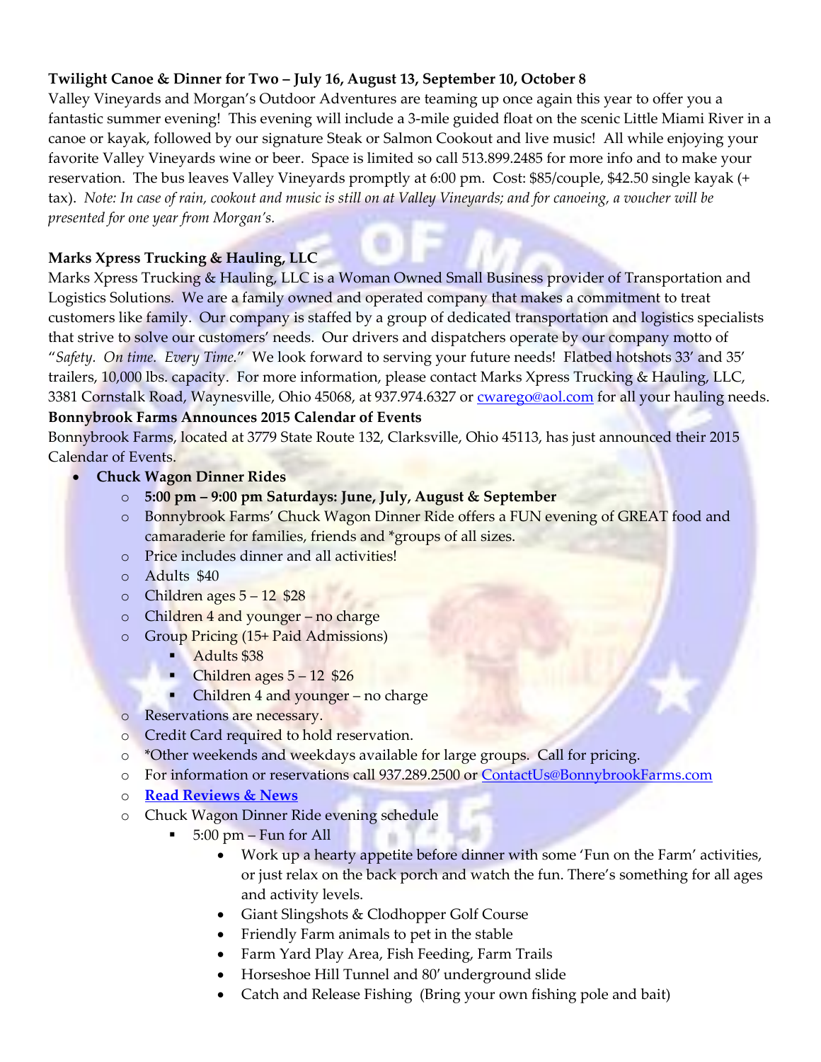**Twilight Canoe & Dinner for Two – July 16, August 13, September 10, October 8**

Valley Vineyards and Morgan's Outdoor Adventures are teaming up once again this year to offer you a fantastic summer evening! This evening will include a 3-mile guided float on the scenic Little Miami River in a canoe or kayak, followed by our signature Steak or Salmon Cookout and live music! All while enjoying your favorite Valley Vineyards wine or beer. Space is limited so call 513.899.2485 for more info and to make your reservation. The bus leaves Valley Vineyards promptly at 6:00 pm. Cost: $85/couple, $42.50 single kayak (+ tax). *Note: In case of rain, cookout and music is still on at Valley Vineyards; and for canoeing, a voucher will be presented for one year from Morgan's.*

**Marks Xpress Trucking & Hauling, LLC**

Marks Xpress Trucking & Hauling, LLC is a Woman Owned Small Business provider of Transportation and Logistics Solutions. We are a family owned and operated company that makes a commitment to treat customers like family. Our company is staffed by a group of dedicated transportation and logistics specialists that strive to solve our customers' needs. Our drivers and dispatchers operate by our company motto of "*Safety. On time. Every Time.*" We look forward to serving your future needs! Flatbed hotshots 33' and 35' trailers, 10,000 lbs. capacity. For more information, please contact Marks Xpress Trucking & Hauling, LLC, 3381 Cornstalk Road, Waynesville, Ohio 45068, at 937.974.6327 or cwarego@aol.com for all your hauling needs.

**Bonnybrook Farms Announces 2015 Calendar of Events**

Bonnybrook Farms, located at 3779 State Route 132, Clarksville, Ohio 45113, has just announced their 2015 Calendar of Events.

- **Chuck Wagon Dinner Rides**
  - **5:00 pm – 9:00 pm Saturdays: June, July, August & September**
  - Bonnybrook Farms' Chuck Wagon Dinner Ride offers a FUN evening of GREAT food and camaraderie for families, friends and *groups of all sizes.
  - Price includes dinner and all activities!
  - Adults $40
  - Children ages 5 – 12 $28
  - Children 4 and younger – no charge
  - Group Pricing (15+ Paid Admissions)
    - Adults $38
    - Children ages 5 – 12 $26
    - Children 4 and younger – no charge
  - Reservations are necessary.
  - Credit Card required to hold reservation.
  - *Other weekends and weekdays available for large groups. Call for pricing.
  - For information or reservations call 937.289.2500 or ContactUs@BonnybrookFarms.com
  - **Read Reviews & News**
  - Chuck Wagon Dinner Ride evening schedule
    - 5:00 pm – Fun for All
      - Work up a hearty appetite before dinner with some 'Fun on the Farm' activities, or just relax on the back porch and watch the fun. There's something for all ages and activity levels.
      - Giant Slingshots & Clodhopper Golf Course
      - Friendly Farm animals to pet in the stable
      - Farm Yard Play Area, Fish Feeding, Farm Trails
      - Horseshoe Hill Tunnel and 80' underground slide
      - Catch and Release Fishing (Bring your own fishing pole and bait)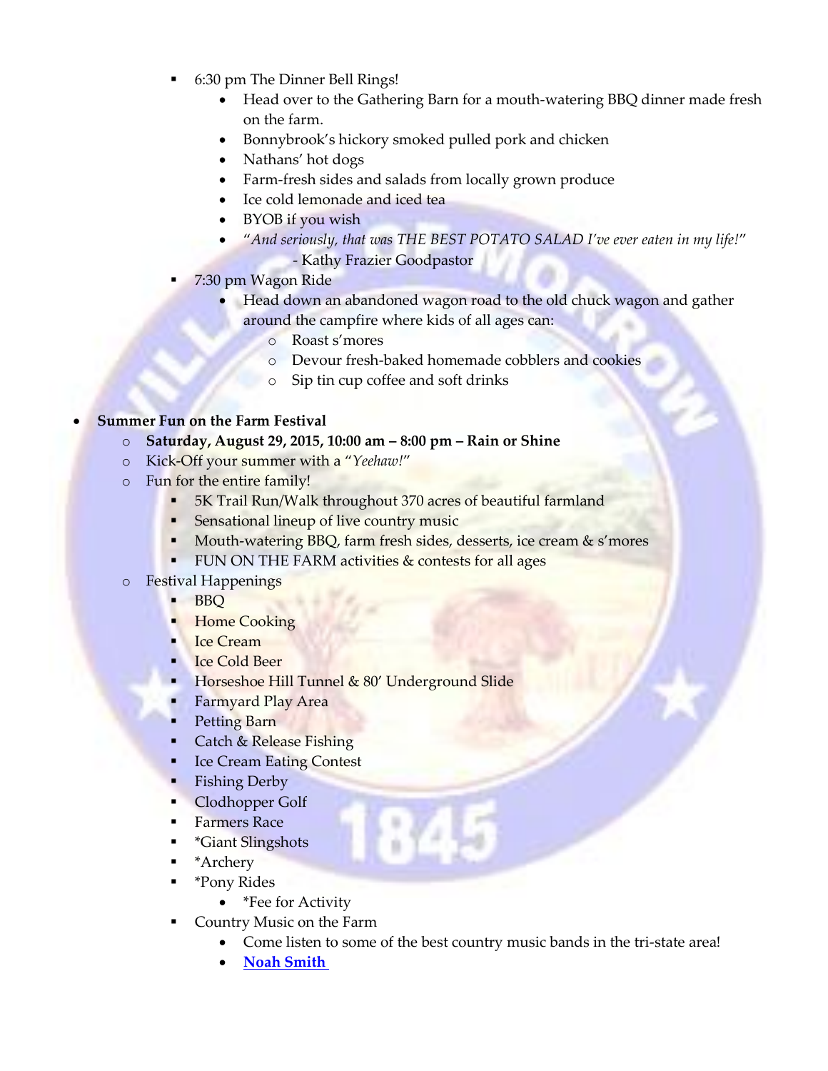- 6:30 pm The Dinner Bell Rings!
    - Head over to the Gathering Barn for a mouth-watering BBQ dinner made fresh on the farm.
    - Bonnybrook's hickory smoked pulled pork and chicken
    - Nathans' hot dogs
    - Farm-fresh sides and salads from locally grown produce
    - Ice cold lemonade and iced tea
    - BYOB if you wish
    - "*And seriously, that was THE BEST POTATO SALAD I've ever eaten in my life!*"
      - Kathy Frazier Goodpastor
  - 7:30 pm Wagon Ride
    - Head down an abandoned wagon road to the old chuck wagon and gather around the campfire where kids of all ages can:
      - Roast s'mores
      - Devour fresh-baked homemade cobblers and cookies
      - Sip tin cup coffee and soft drinks

- **Summer Fun on the Farm Festival**
  - **Saturday, August 29, 2015, 10:00 am – 8:00 pm – Rain or Shine**
  - Kick-Off your summer with a "*Yeehaw!*"
  - Fun for the entire family!
    - 5K Trail Run/Walk throughout 370 acres of beautiful farmland
    - Sensational lineup of live country music
    - Mouth-watering BBQ, farm fresh sides, desserts, ice cream & s'mores
    - FUN ON THE FARM activities & contests for all ages
  - Festival Happenings
    - BBQ
    - Home Cooking
    - Ice Cream
    - Ice Cold Beer
    - Horseshoe Hill Tunnel & 80' Underground Slide
    - Farmyard Play Area
    - Petting Barn
    - Catch & Release Fishing
    - Ice Cream Eating Contest
    - Fishing Derby
    - Clodhopper Golf
    - Farmers Race
    - *Giant Slingshots
    - *Archery
    - *Pony Rides
      - *Fee for Activity
    - Country Music on the Farm
      - Come listen to some of the best country music bands in the tri-state area!
      - **Noah Smith**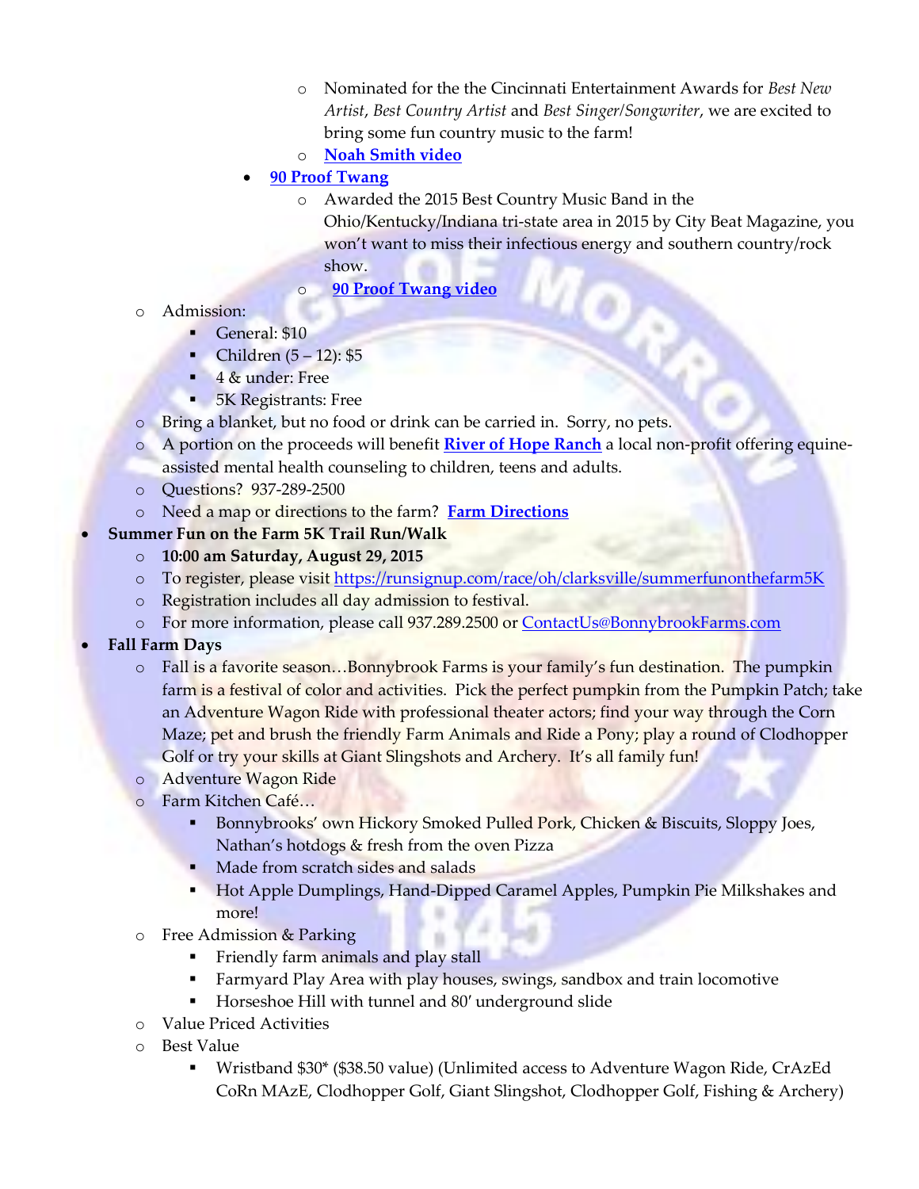- Nominated for the the Cincinnati Entertainment Awards for *Best New Artist*, *Best Country Artist* and *Best Singer/Songwriter*, we are excited to bring some fun country music to the farm!
    - **Noah Smith video**
  - **90 Proof Twang**
    - Awarded the 2015 Best Country Music Band in the Ohio/Kentucky/Indiana tri-state area in 2015 by City Beat Magazine, you won't want to miss their infectious energy and southern country/rock show.
    - **90 Proof Twang video**
  - Admission:
    - General: $10
    - Children (5 – 12): $5
    - 4 & under: Free
    - 5K Registrants: Free
  - Bring a blanket, but no food or drink can be carried in. Sorry, no pets.
  - A portion on the proceeds will benefit **River of Hope Ranch** a local non-profit offering equine-assisted mental health counseling to children, teens and adults.
  - Questions? 937-289-2500
  - Need a map or directions to the farm? **Farm Directions**
- **Summer Fun on the Farm 5K Trail Run/Walk**
  - **10:00 am Saturday, August 29, 2015**
  - To register, please visit https://runsignup.com/race/oh/clarksville/summerfunonthefarm5K
  - Registration includes all day admission to festival.
  - For more information, please call 937.289.2500 or ContactUs@BonnybrookFarms.com
- **Fall Farm Days**
  - Fall is a favorite season…Bonnybrook Farms is your family's fun destination. The pumpkin farm is a festival of color and activities. Pick the perfect pumpkin from the Pumpkin Patch; take an Adventure Wagon Ride with professional theater actors; find your way through the Corn Maze; pet and brush the friendly Farm Animals and Ride a Pony; play a round of Clodhopper Golf or try your skills at Giant Slingshots and Archery. It's all family fun!
  - Adventure Wagon Ride
  - Farm Kitchen Café…
    - Bonnybrooks' own Hickory Smoked Pulled Pork, Chicken & Biscuits, Sloppy Joes, Nathan's hotdogs & fresh from the oven Pizza
    - Made from scratch sides and salads
    - Hot Apple Dumplings, Hand-Dipped Caramel Apples, Pumpkin Pie Milkshakes and more!
  - Free Admission & Parking
    - Friendly farm animals and play stall
    - Farmyard Play Area with play houses, swings, sandbox and train locomotive
    - Horseshoe Hill with tunnel and 80' underground slide
  - Value Priced Activities
  - Best Value
    - Wristband $30* ($38.50 value) (Unlimited access to Adventure Wagon Ride, CrAzEd CoRn MAzE, Clodhopper Golf, Giant Slingshot, Clodhopper Golf, Fishing & Archery)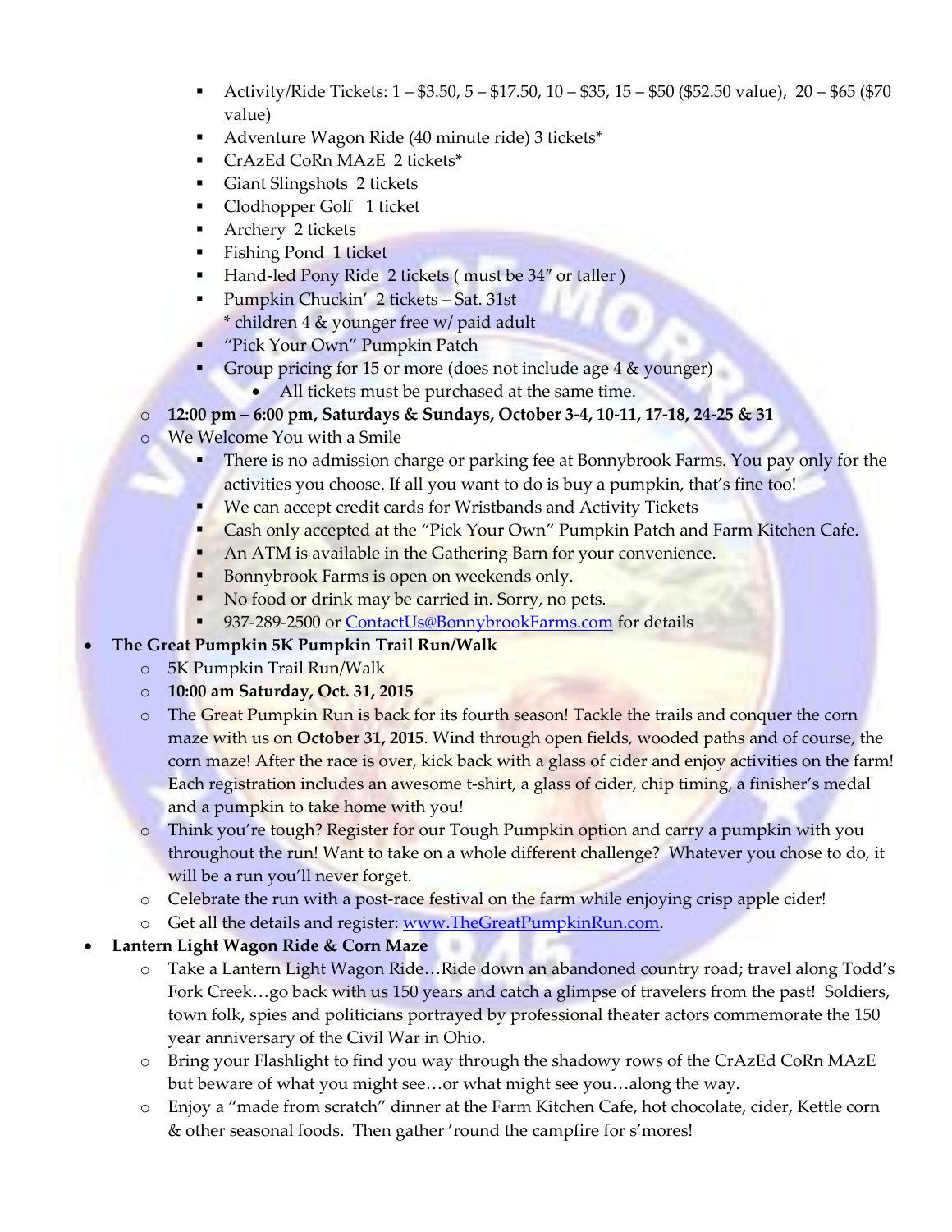- Activity/Ride Tickets: 1 – $3.50, 5 – $17.50, 10 – $35, 15 – $50 ($52.50 value), 20 – $65 ($70 value)
        - Adventure Wagon Ride (40 minute ride) 3 tickets*
        - CrAzEd CoRn MAzE 2 tickets*
        - Giant Slingshots 2 tickets
        - Clodhopper Golf 1 ticket
        - Archery 2 tickets
        - Fishing Pond 1 ticket
        - Hand-led Pony Ride 2 tickets ( must be 34" or taller )
        - Pumpkin Chuckin' 2 tickets – Sat. 31st
          * children 4 & younger free w/ paid adult
        - "Pick Your Own" Pumpkin Patch
        - Group pricing for 15 or more (does not include age 4 & younger)
            - All tickets must be purchased at the same time.
    - **12:00 pm – 6:00 pm, Saturdays & Sundays, October 3-4, 10-11, 17-18, 24-25 & 31**
    - We Welcome You with a Smile
        - There is no admission charge or parking fee at Bonnybrook Farms. You pay only for the activities you choose. If all you want to do is buy a pumpkin, that's fine too!
        - We can accept credit cards for Wristbands and Activity Tickets
        - Cash only accepted at the "Pick Your Own" Pumpkin Patch and Farm Kitchen Cafe.
        - An ATM is available in the Gathering Barn for your convenience.
        - Bonnybrook Farms is open on weekends only.
        - No food or drink may be carried in. Sorry, no pets.
        - 937-289-2500 or ContactUs@BonnybrookFarms.com for details
- **The Great Pumpkin 5K Pumpkin Trail Run/Walk**
    - 5K Pumpkin Trail Run/Walk
    - **10:00 am Saturday, Oct. 31, 2015**
    - The Great Pumpkin Run is back for its fourth season! Tackle the trails and conquer the corn maze with us on **October 31, 2015**. Wind through open fields, wooded paths and of course, the corn maze! After the race is over, kick back with a glass of cider and enjoy activities on the farm! Each registration includes an awesome t-shirt, a glass of cider, chip timing, a finisher's medal and a pumpkin to take home with you!
    - Think you're tough? Register for our Tough Pumpkin option and carry a pumpkin with you throughout the run! Want to take on a whole different challenge? Whatever you chose to do, it will be a run you'll never forget.
    - Celebrate the run with a post-race festival on the farm while enjoying crisp apple cider!
    - Get all the details and register: www.TheGreatPumpkinRun.com.
- **Lantern Light Wagon Ride & Corn Maze**
    - Take a Lantern Light Wagon Ride…Ride down an abandoned country road; travel along Todd's Fork Creek…go back with us 150 years and catch a glimpse of travelers from the past! Soldiers, town folk, spies and politicians portrayed by professional theater actors commemorate the 150 year anniversary of the Civil War in Ohio.
    - Bring your Flashlight to find you way through the shadowy rows of the CrAzEd CoRn MAzE but beware of what you might see…or what might see you…along the way.
    - Enjoy a "made from scratch" dinner at the Farm Kitchen Cafe, hot chocolate, cider, Kettle corn & other seasonal foods. Then gather 'round the campfire for s'mores!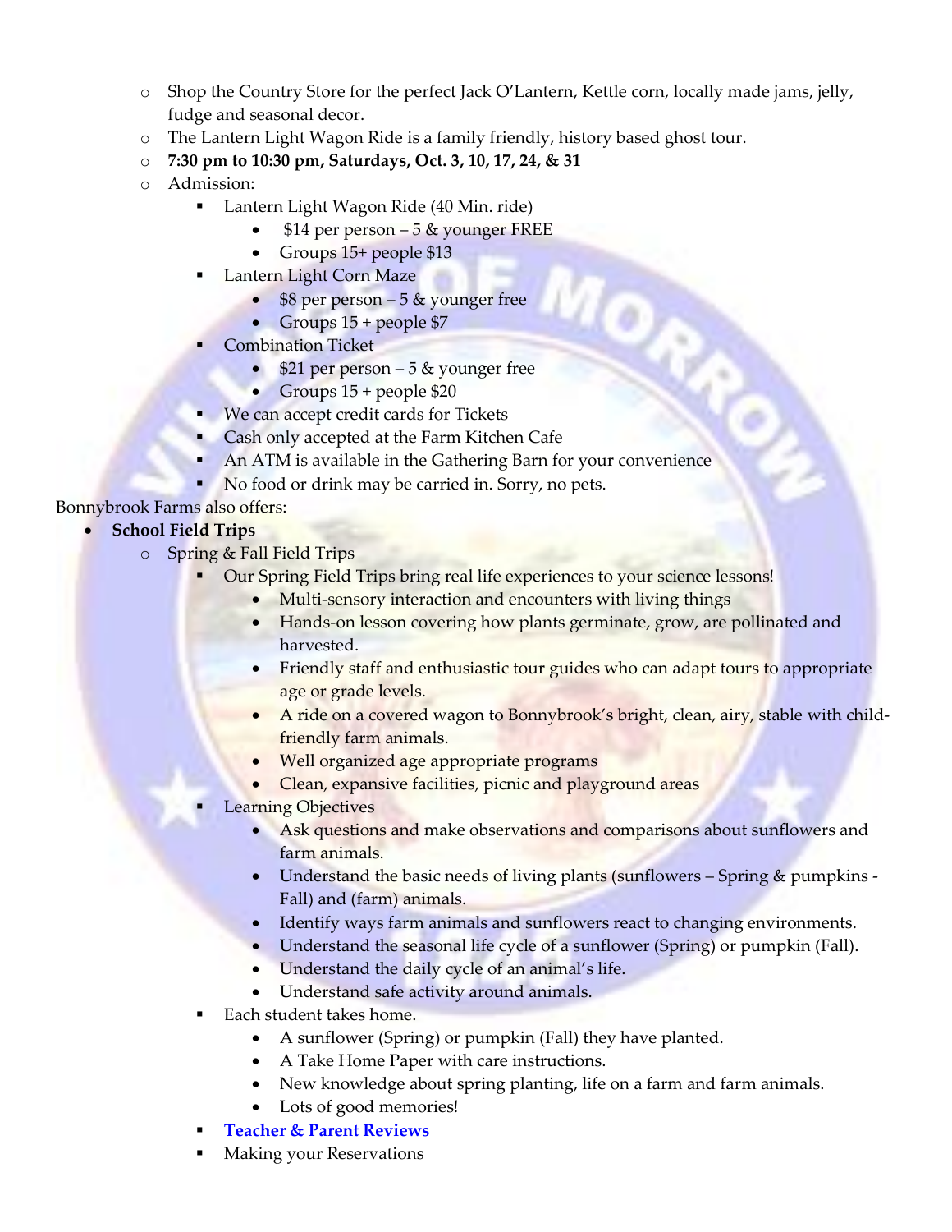- Shop the Country Store for the perfect Jack O'Lantern, Kettle corn, locally made jams, jelly, fudge and seasonal decor.
- The Lantern Light Wagon Ride is a family friendly, history based ghost tour.
- **7:30 pm to 10:30 pm, Saturdays, Oct. 3, 10, 17, 24, & 31**
- Admission:
  - Lantern Light Wagon Ride (40 Min. ride)
    - $14 per person – 5 & younger FREE
    - Groups 15+ people $13
  - Lantern Light Corn Maze
    - $8 per person – 5 & younger free
    - Groups 15 + people $7
  - Combination Ticket
    - $21 per person – 5 & younger free
    - Groups 15 + people $20
  - We can accept credit cards for Tickets
  - Cash only accepted at the Farm Kitchen Cafe
  - An ATM is available in the Gathering Barn for your convenience
  - No food or drink may be carried in. Sorry, no pets.

Bonnybrook Farms also offers:

- **School Field Trips**
  - Spring & Fall Field Trips
    - Our Spring Field Trips bring real life experiences to your science lessons!
      - Multi-sensory interaction and encounters with living things
      - Hands-on lesson covering how plants germinate, grow, are pollinated and harvested.
      - Friendly staff and enthusiastic tour guides who can adapt tours to appropriate age or grade levels.
      - A ride on a covered wagon to Bonnybrook's bright, clean, airy, stable with child-friendly farm animals.
      - Well organized age appropriate programs
      - Clean, expansive facilities, picnic and playground areas
    - Learning Objectives
      - Ask questions and make observations and comparisons about sunflowers and farm animals.
      - Understand the basic needs of living plants (sunflowers – Spring & pumpkins - Fall) and (farm) animals.
      - Identify ways farm animals and sunflowers react to changing environments.
      - Understand the seasonal life cycle of a sunflower (Spring) or pumpkin (Fall).
      - Understand the daily cycle of an animal's life.
      - Understand safe activity around animals.
    - Each student takes home.
      - A sunflower (Spring) or pumpkin (Fall) they have planted.
      - A Take Home Paper with care instructions.
      - New knowledge about spring planting, life on a farm and farm animals.
      - Lots of good memories!
    - **Teacher & Parent Reviews**
    - Making your Reservations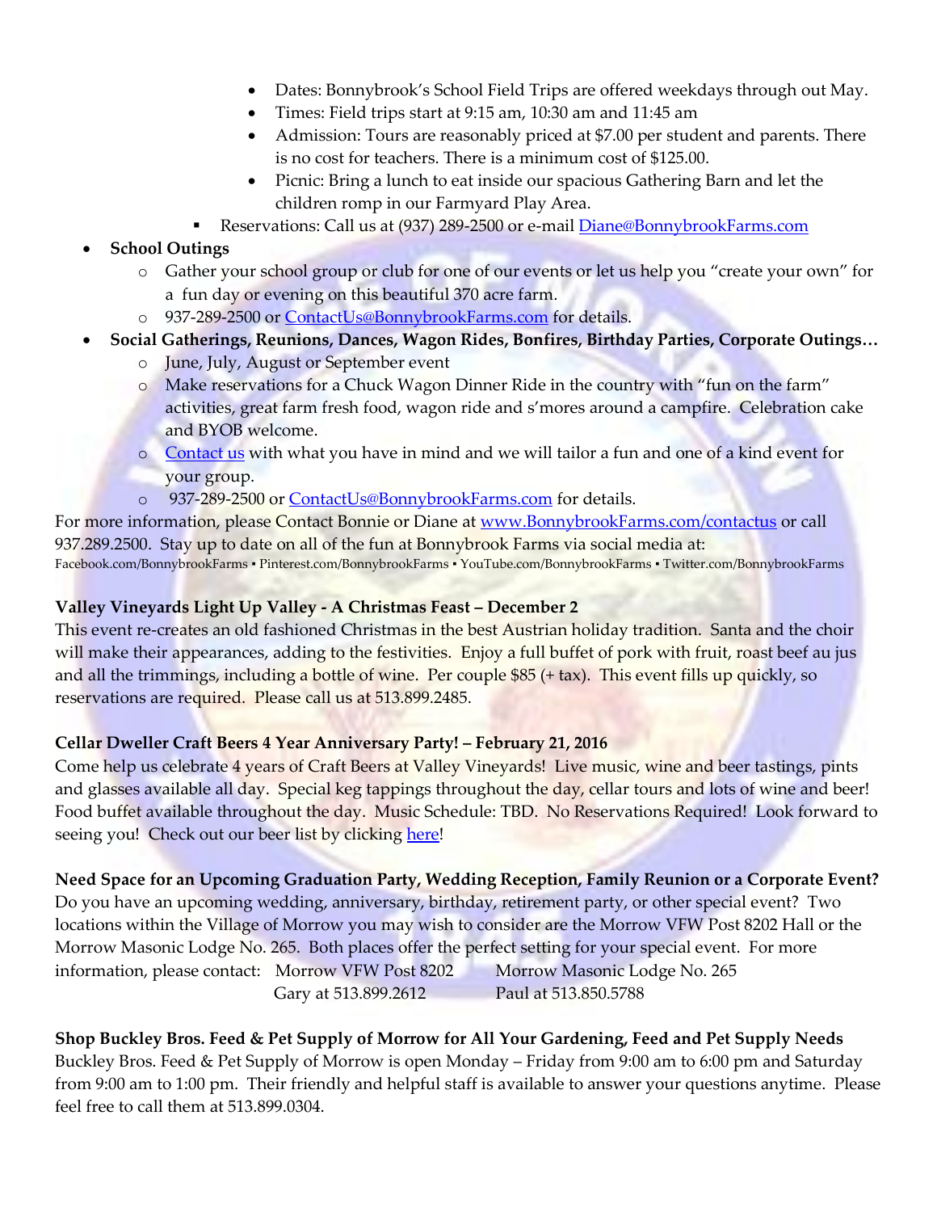- Dates: Bonnybrook's School Field Trips are offered weekdays through out May.
  - Times: Field trips start at 9:15 am, 10:30 am and 11:45 am
  - Admission: Tours are reasonably priced at $7.00 per student and parents. There is no cost for teachers. There is a minimum cost of $125.00.
  - Picnic: Bring a lunch to eat inside our spacious Gathering Barn and let the children romp in our Farmyard Play Area.
    - Reservations: Call us at (937) 289-2500 or e-mail Diane@BonnybrookFarms.com
- **School Outings**
  - Gather your school group or club for one of our events or let us help you "create your own" for a fun day or evening on this beautiful 370 acre farm.
  - 937-289-2500 or ContactUs@BonnybrookFarms.com for details.
- **Social Gatherings, Reunions, Dances, Wagon Rides, Bonfires, Birthday Parties, Corporate Outings…**
  - June, July, August or September event
  - Make reservations for a Chuck Wagon Dinner Ride in the country with "fun on the farm" activities, great farm fresh food, wagon ride and s'mores around a campfire. Celebration cake and BYOB welcome.
  - Contact us with what you have in mind and we will tailor a fun and one of a kind event for your group.
  - 937-289-2500 or ContactUs@BonnybrookFarms.com for details.

For more information, please Contact Bonnie or Diane at www.BonnybrookFarms.com/contactus or call 937.289.2500. Stay up to date on all of the fun at Bonnybrook Farms via social media at:
Facebook.com/BonnybrookFarms ▪ Pinterest.com/BonnybrookFarms ▪ YouTube.com/BonnybrookFarms ▪ Twitter.com/BonnybrookFarms

**Valley Vineyards Light Up Valley - A Christmas Feast – December 2**
This event re-creates an old fashioned Christmas in the best Austrian holiday tradition. Santa and the choir will make their appearances, adding to the festivities. Enjoy a full buffet of pork with fruit, roast beef au jus and all the trimmings, including a bottle of wine. Per couple $85 (+ tax). This event fills up quickly, so reservations are required. Please call us at 513.899.2485.

**Cellar Dweller Craft Beers 4 Year Anniversary Party! – February 21, 2016**
Come help us celebrate 4 years of Craft Beers at Valley Vineyards! Live music, wine and beer tastings, pints and glasses available all day. Special keg tappings throughout the day, cellar tours and lots of wine and beer! Food buffet available throughout the day. Music Schedule: TBD. No Reservations Required! Look forward to seeing you! Check out our beer list by clicking here!

**Need Space for an Upcoming Graduation Party, Wedding Reception, Family Reunion or a Corporate Event?**
Do you have an upcoming wedding, anniversary, birthday, retirement party, or other special event? Two locations within the Village of Morrow you may wish to consider are the Morrow VFW Post 8202 Hall or the Morrow Masonic Lodge No. 265. Both places offer the perfect setting for your special event. For more information, please contact: Morrow VFW Post 8202 — Gary at 513.899.2612; Morrow Masonic Lodge No. 265 — Paul at 513.850.5788

**Shop Buckley Bros. Feed & Pet Supply of Morrow for All Your Gardening, Feed and Pet Supply Needs**
Buckley Bros. Feed & Pet Supply of Morrow is open Monday – Friday from 9:00 am to 6:00 pm and Saturday from 9:00 am to 1:00 pm. Their friendly and helpful staff is available to answer your questions anytime. Please feel free to call them at 513.899.0304.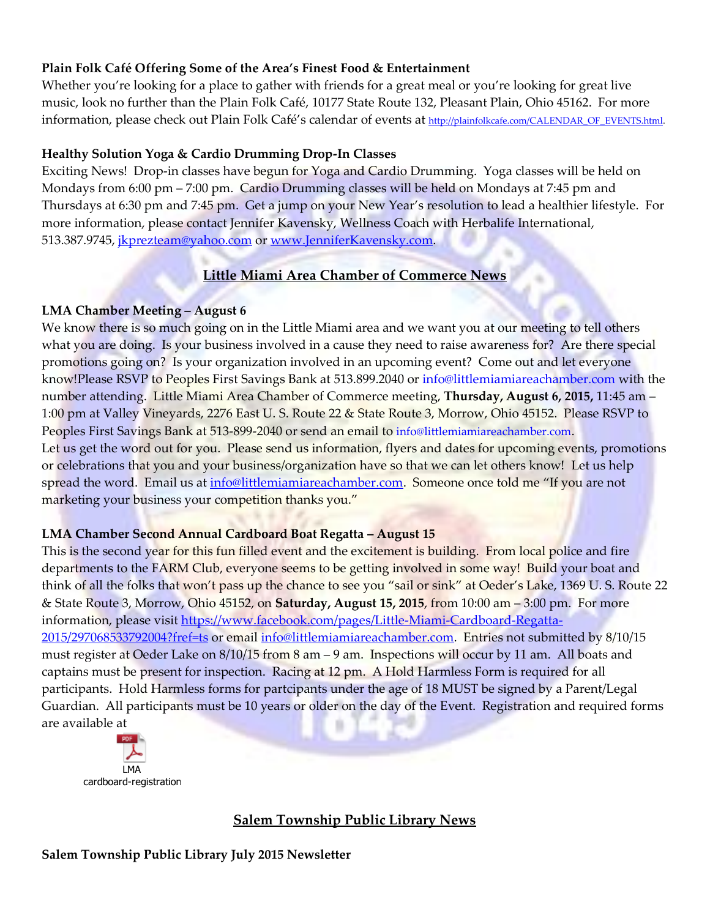**Plain Folk Café Offering Some of the Area's Finest Food & Entertainment**

Whether you're looking for a place to gather with friends for a great meal or you're looking for great live music, look no further than the Plain Folk Café, 10177 State Route 132, Pleasant Plain, Ohio 45162. For more information, please check out Plain Folk Café's calendar of events at http://plainfolkcafe.com/CALENDAR_OF_EVENTS.html.

**Healthy Solution Yoga & Cardio Drumming Drop-In Classes**

Exciting News! Drop-in classes have begun for Yoga and Cardio Drumming. Yoga classes will be held on Mondays from 6:00 pm – 7:00 pm. Cardio Drumming classes will be held on Mondays at 7:45 pm and Thursdays at 6:30 pm and 7:45 pm. Get a jump on your New Year's resolution to lead a healthier lifestyle. For more information, please contact Jennifer Kavensky, Wellness Coach with Herbalife International, 513.387.9745, jkprezteam@yahoo.com or www.JenniferKavensky.com.

## Little Miami Area Chamber of Commerce News

**LMA Chamber Meeting – August 6**

We know there is so much going on in the Little Miami area and we want you at our meeting to tell others what you are doing. Is your business involved in a cause they need to raise awareness for? Are there special promotions going on? Is your organization involved in an upcoming event? Come out and let everyone know!Please RSVP to Peoples First Savings Bank at 513.899.2040 or info@littlemiamiareachamber.com with the number attending. Little Miami Area Chamber of Commerce meeting, **Thursday, August 6, 2015,** 11:45 am – 1:00 pm at Valley Vineyards, 2276 East U. S. Route 22 & State Route 3, Morrow, Ohio 45152. Please RSVP to Peoples First Savings Bank at 513-899-2040 or send an email to info@littlemiamiareachamber.com.

Let us get the word out for you. Please send us information, flyers and dates for upcoming events, promotions or celebrations that you and your business/organization have so that we can let others know! Let us help spread the word. Email us at info@littlemiamiareachamber.com. Someone once told me "If you are not marketing your business your competition thanks you."

**LMA Chamber Second Annual Cardboard Boat Regatta – August 15**

This is the second year for this fun filled event and the excitement is building. From local police and fire departments to the FARM Club, everyone seems to be getting involved in some way! Build your boat and think of all the folks that won't pass up the chance to see you "sail or sink" at Oeder's Lake, 1369 U. S. Route 22 & State Route 3, Morrow, Ohio 45152, on **Saturday, August 15, 2015**, from 10:00 am – 3:00 pm. For more information, please visit https://www.facebook.com/pages/Little-Miami-Cardboard-Regatta-2015/297068533792004?fref=ts or email info@littlemiamiareachamber.com. Entries not submitted by 8/10/15 must register at Oeder Lake on 8/10/15 from 8 am – 9 am. Inspections will occur by 11 am. All boats and captains must be present for inspection. Racing at 12 pm. A Hold Harmless Form is required for all participants. Hold Harmless forms for partcipants under the age of 18 MUST be signed by a Parent/Legal Guardian. All participants must be 10 years or older on the day of the Event. Registration and required forms are available at

LMA cardboard-registration

## Salem Township Public Library News

**Salem Township Public Library July 2015 Newsletter**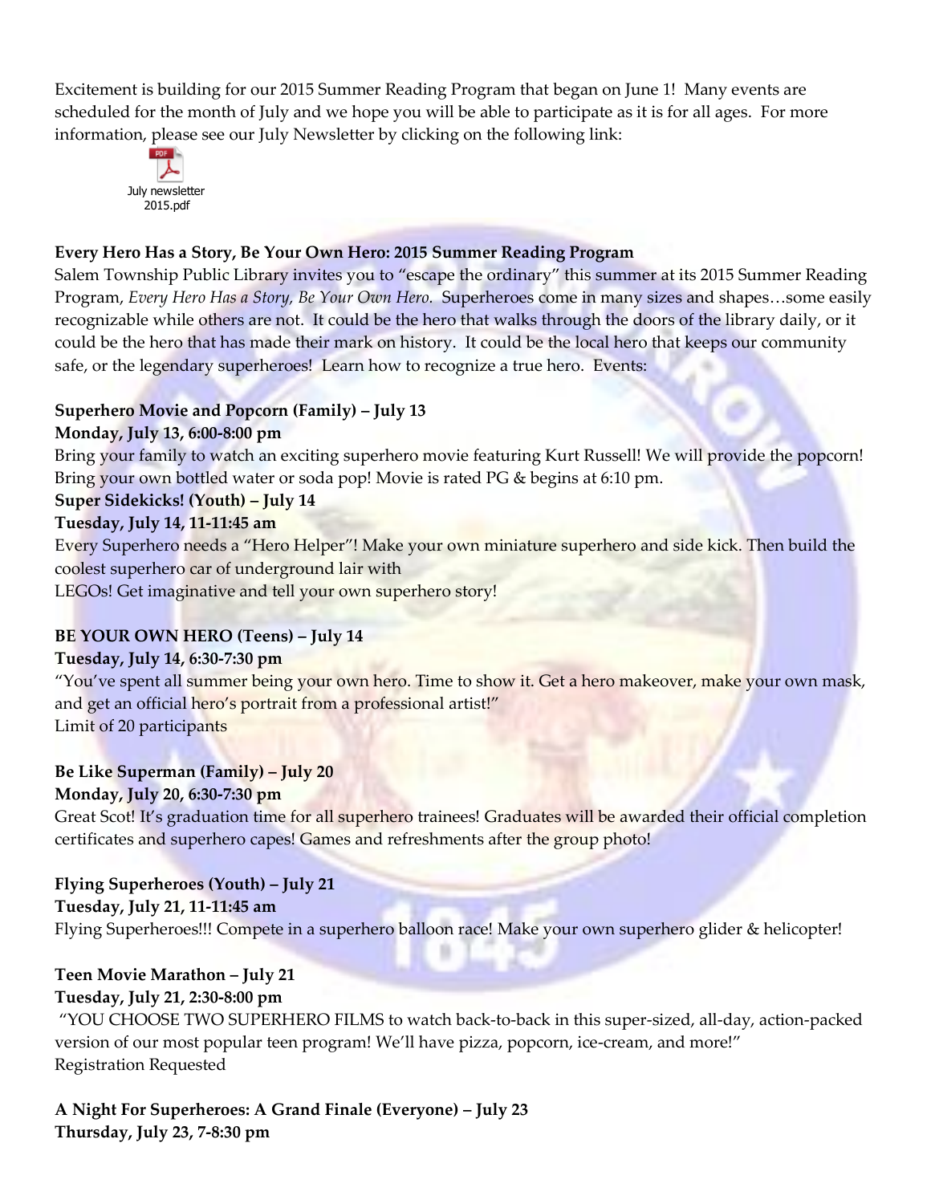Excitement is building for our 2015 Summer Reading Program that began on June 1! Many events are scheduled for the month of July and we hope you will be able to participate as it is for all ages. For more information, please see our July Newsletter by clicking on the following link:

July newsletter 2015.pdf

**Every Hero Has a Story, Be Your Own Hero: 2015 Summer Reading Program**

Salem Township Public Library invites you to "escape the ordinary" this summer at its 2015 Summer Reading Program, *Every Hero Has a Story, Be Your Own Hero.* Superheroes come in many sizes and shapes…some easily recognizable while others are not. It could be the hero that walks through the doors of the library daily, or it could be the hero that has made their mark on history. It could be the local hero that keeps our community safe, or the legendary superheroes! Learn how to recognize a true hero. Events:

**Superhero Movie and Popcorn (Family) – July 13**
**Monday, July 13, 6:00-8:00 pm**

Bring your family to watch an exciting superhero movie featuring Kurt Russell! We will provide the popcorn! Bring your own bottled water or soda pop! Movie is rated PG & begins at 6:10 pm.

**Super Sidekicks! (Youth) – July 14**
**Tuesday, July 14, 11-11:45 am**

Every Superhero needs a "Hero Helper"! Make your own miniature superhero and side kick. Then build the coolest superhero car of underground lair with
LEGOs! Get imaginative and tell your own superhero story!

**BE YOUR OWN HERO (Teens) – July 14**
**Tuesday, July 14, 6:30-7:30 pm**

"You've spent all summer being your own hero. Time to show it. Get a hero makeover, make your own mask, and get an official hero's portrait from a professional artist!"
Limit of 20 participants

**Be Like Superman (Family) – July 20**
**Monday, July 20, 6:30-7:30 pm**

Great Scot! It's graduation time for all superhero trainees! Graduates will be awarded their official completion certificates and superhero capes! Games and refreshments after the group photo!

**Flying Superheroes (Youth) – July 21**
**Tuesday, July 21, 11-11:45 am**

Flying Superheroes!!! Compete in a superhero balloon race! Make your own superhero glider & helicopter!

**Teen Movie Marathon – July 21**
**Tuesday, July 21, 2:30-8:00 pm**

"YOU CHOOSE TWO SUPERHERO FILMS to watch back-to-back in this super-sized, all-day, action-packed version of our most popular teen program! We'll have pizza, popcorn, ice-cream, and more!"
Registration Requested

**A Night For Superheroes: A Grand Finale (Everyone) – July 23**
**Thursday, July 23, 7-8:30 pm**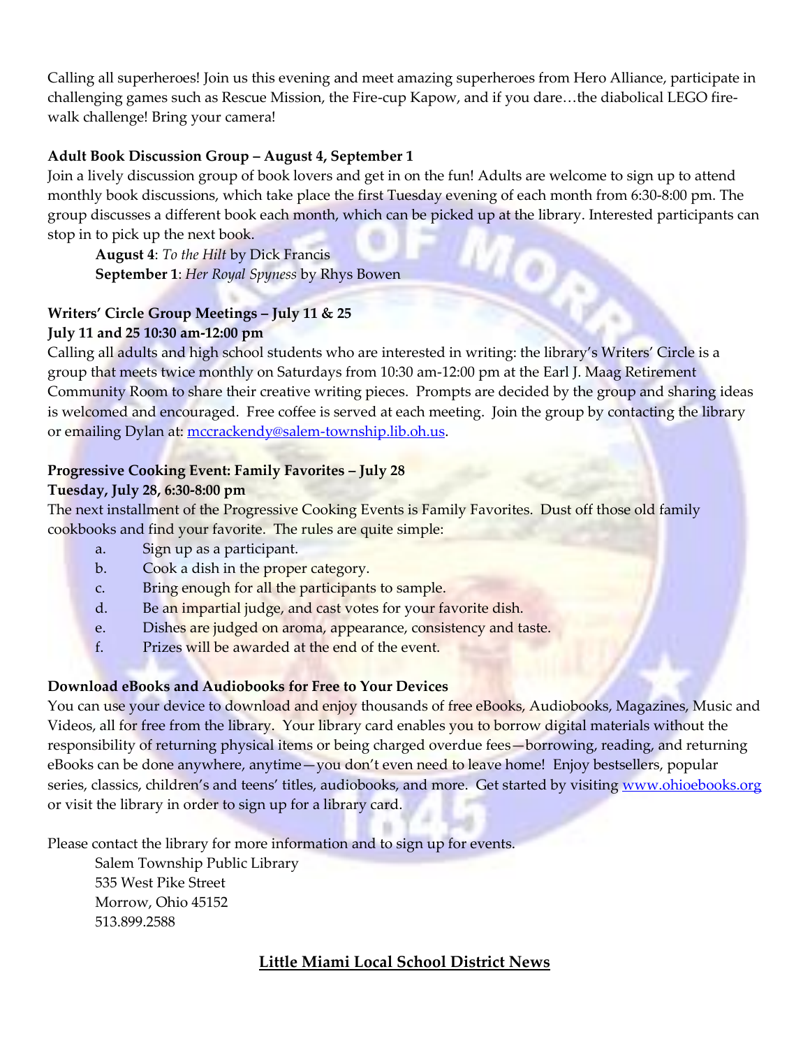Calling all superheroes! Join us this evening and meet amazing superheroes from Hero Alliance, participate in challenging games such as Rescue Mission, the Fire-cup Kapow, and if you dare…the diabolical LEGO fire-walk challenge! Bring your camera!

**Adult Book Discussion Group – August 4, September 1**

Join a lively discussion group of book lovers and get in on the fun! Adults are welcome to sign up to attend monthly book discussions, which take place the first Tuesday evening of each month from 6:30-8:00 pm. The group discusses a different book each month, which can be picked up at the library. Interested participants can stop in to pick up the next book.

**August 4**: *To the Hilt* by Dick Francis
**September 1**: *Her Royal Spyness* by Rhys Bowen

**Writers' Circle Group Meetings – July 11 & 25**
**July 11 and 25 10:30 am-12:00 pm**

Calling all adults and high school students who are interested in writing: the library's Writers' Circle is a group that meets twice monthly on Saturdays from 10:30 am-12:00 pm at the Earl J. Maag Retirement Community Room to share their creative writing pieces. Prompts are decided by the group and sharing ideas is welcomed and encouraged. Free coffee is served at each meeting. Join the group by contacting the library or emailing Dylan at: mccrackendy@salem-township.lib.oh.us.

**Progressive Cooking Event: Family Favorites – July 28**
**Tuesday, July 28, 6:30-8:00 pm**

The next installment of the Progressive Cooking Events is Family Favorites. Dust off those old family cookbooks and find your favorite. The rules are quite simple:

a. Sign up as a participant.
b. Cook a dish in the proper category.
c. Bring enough for all the participants to sample.
d. Be an impartial judge, and cast votes for your favorite dish.
e. Dishes are judged on aroma, appearance, consistency and taste.
f. Prizes will be awarded at the end of the event.

**Download eBooks and Audiobooks for Free to Your Devices**

You can use your device to download and enjoy thousands of free eBooks, Audiobooks, Magazines, Music and Videos, all for free from the library. Your library card enables you to borrow digital materials without the responsibility of returning physical items or being charged overdue fees—borrowing, reading, and returning eBooks can be done anywhere, anytime—you don't even need to leave home! Enjoy bestsellers, popular series, classics, children's and teens' titles, audiobooks, and more. Get started by visiting www.ohioebooks.org or visit the library in order to sign up for a library card.

Please contact the library for more information and to sign up for events.

Salem Township Public Library
535 West Pike Street
Morrow, Ohio 45152
513.899.2588

## Little Miami Local School District News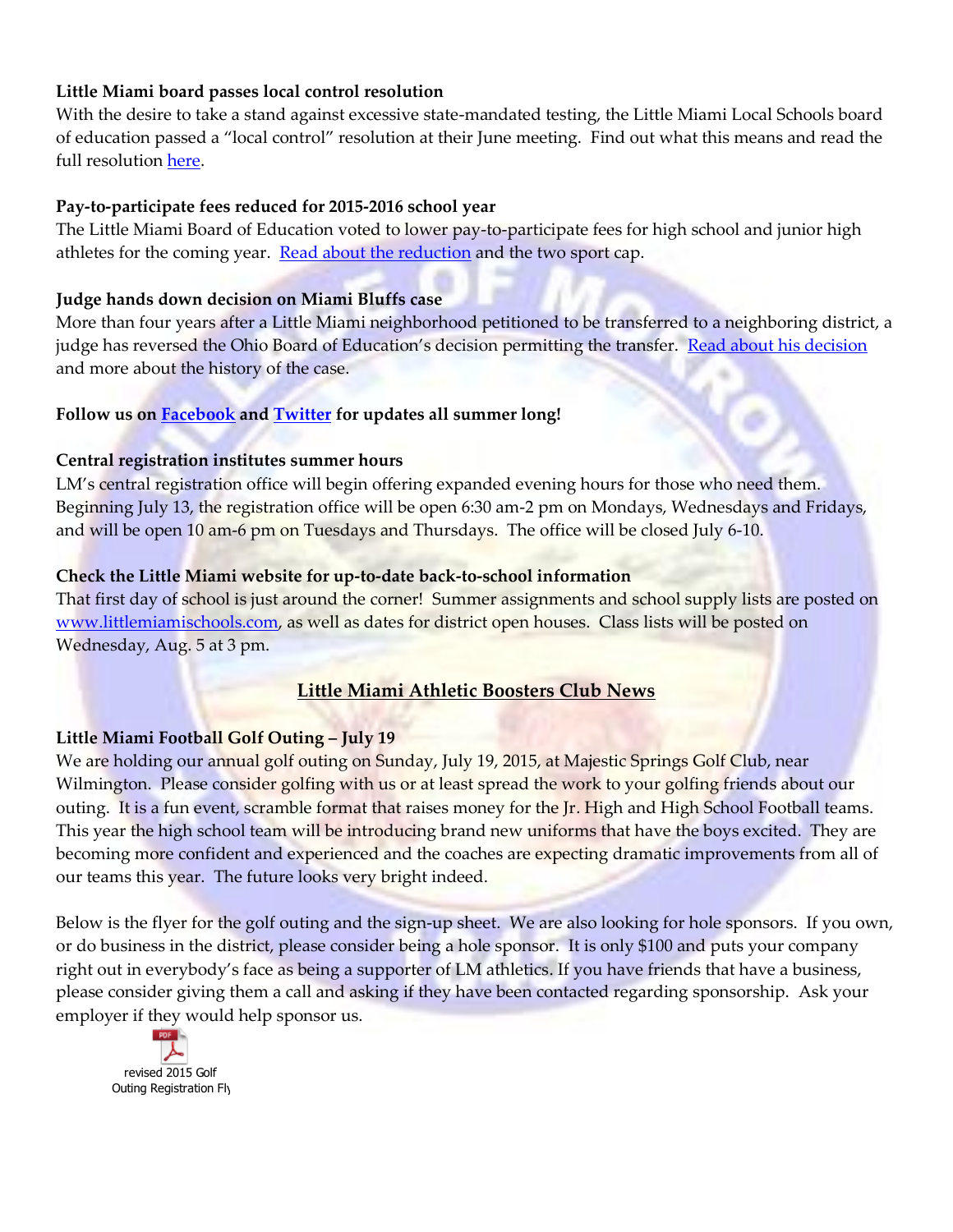**Little Miami board passes local control resolution**

With the desire to take a stand against excessive state-mandated testing, the Little Miami Local Schools board of education passed a "local control" resolution at their June meeting. Find out what this means and read the full resolution here.

**Pay-to-participate fees reduced for 2015-2016 school year**

The Little Miami Board of Education voted to lower pay-to-participate fees for high school and junior high athletes for the coming year. Read about the reduction and the two sport cap.

**Judge hands down decision on Miami Bluffs case**

More than four years after a Little Miami neighborhood petitioned to be transferred to a neighboring district, a judge has reversed the Ohio Board of Education's decision permitting the transfer. Read about his decision and more about the history of the case.

**Follow us on Facebook and Twitter for updates all summer long!**

**Central registration institutes summer hours**

LM's central registration office will begin offering expanded evening hours for those who need them. Beginning July 13, the registration office will be open 6:30 am-2 pm on Mondays, Wednesdays and Fridays, and will be open 10 am-6 pm on Tuesdays and Thursdays. The office will be closed July 6-10.

**Check the Little Miami website for up-to-date back-to-school information**

That first day of school is just around the corner! Summer assignments and school supply lists are posted on www.littlemiamischools.com, as well as dates for district open houses. Class lists will be posted on Wednesday, Aug. 5 at 3 pm.

## Little Miami Athletic Boosters Club News

**Little Miami Football Golf Outing – July 19**

We are holding our annual golf outing on Sunday, July 19, 2015, at Majestic Springs Golf Club, near Wilmington. Please consider golfing with us or at least spread the work to your golfing friends about our outing. It is a fun event, scramble format that raises money for the Jr. High and High School Football teams. This year the high school team will be introducing brand new uniforms that have the boys excited. They are becoming more confident and experienced and the coaches are expecting dramatic improvements from all of our teams this year. The future looks very bright indeed.

Below is the flyer for the golf outing and the sign-up sheet. We are also looking for hole sponsors. If you own, or do business in the district, please consider being a hole sponsor. It is only $100 and puts your company right out in everybody's face as being a supporter of LM athletics. If you have friends that have a business, please consider giving them a call and asking if they have been contacted regarding sponsorship. Ask your employer if they would help sponsor us.

revised 2015 Golf Outing Registration Fly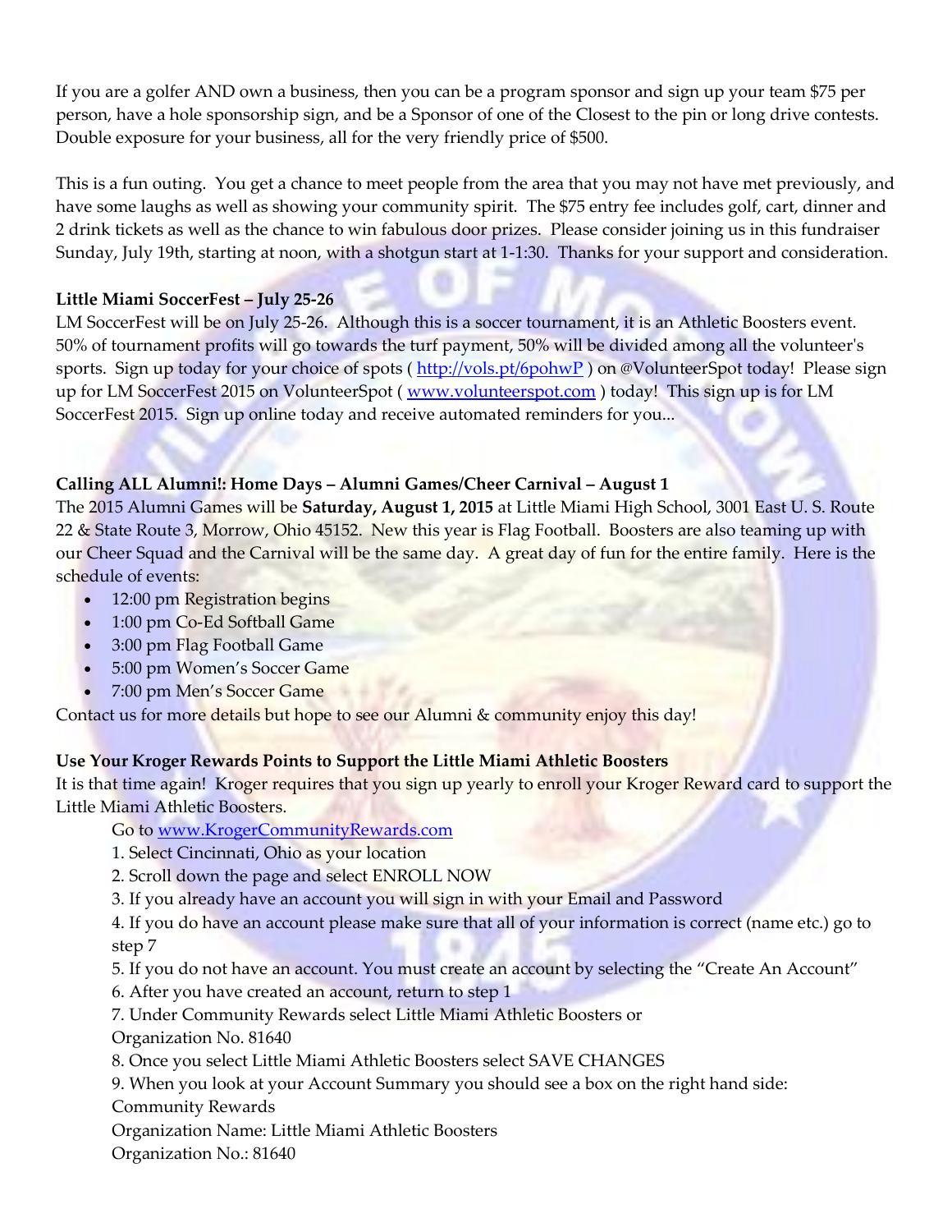If you are a golfer AND own a business, then you can be a program sponsor and sign up your team $75 per person, have a hole sponsorship sign, and be a Sponsor of one of the Closest to the pin or long drive contests. Double exposure for your business, all for the very friendly price of $500.

This is a fun outing. You get a chance to meet people from the area that you may not have met previously, and have some laughs as well as showing your community spirit. The $75 entry fee includes golf, cart, dinner and 2 drink tickets as well as the chance to win fabulous door prizes. Please consider joining us in this fundraiser Sunday, July 19th, starting at noon, with a shotgun start at 1-1:30. Thanks for your support and consideration.

**Little Miami SoccerFest – July 25-26**

LM SoccerFest will be on July 25-26. Although this is a soccer tournament, it is an Athletic Boosters event. 50% of tournament profits will go towards the turf payment, 50% will be divided among all the volunteer's sports. Sign up today for your choice of spots ( http://vols.pt/6pohwP ) on @VolunteerSpot today! Please sign up for LM SoccerFest 2015 on VolunteerSpot ( www.volunteerspot.com ) today! This sign up is for LM SoccerFest 2015. Sign up online today and receive automated reminders for you...

**Calling ALL Alumni!: Home Days – Alumni Games/Cheer Carnival – August 1**

The 2015 Alumni Games will be **Saturday, August 1, 2015** at Little Miami High School, 3001 East U. S. Route 22 & State Route 3, Morrow, Ohio 45152. New this year is Flag Football. Boosters are also teaming up with our Cheer Squad and the Carnival will be the same day. A great day of fun for the entire family. Here is the schedule of events:

- 12:00 pm Registration begins
- 1:00 pm Co-Ed Softball Game
- 3:00 pm Flag Football Game
- 5:00 pm Women's Soccer Game
- 7:00 pm Men's Soccer Game

Contact us for more details but hope to see our Alumni & community enjoy this day!

**Use Your Kroger Rewards Points to Support the Little Miami Athletic Boosters**

It is that time again! Kroger requires that you sign up yearly to enroll your Kroger Reward card to support the Little Miami Athletic Boosters.

Go to www.KrogerCommunityRewards.com

1. Select Cincinnati, Ohio as your location
2. Scroll down the page and select ENROLL NOW
3. If you already have an account you will sign in with your Email and Password
4. If you do have an account please make sure that all of your information is correct (name etc.) go to step 7
5. If you do not have an account. You must create an account by selecting the "Create An Account"
6. After you have created an account, return to step 1
7. Under Community Rewards select Little Miami Athletic Boosters or Organization No. 81640
8. Once you select Little Miami Athletic Boosters select SAVE CHANGES
9. When you look at your Account Summary you should see a box on the right hand side:

Community Rewards
Organization Name: Little Miami Athletic Boosters
Organization No.: 81640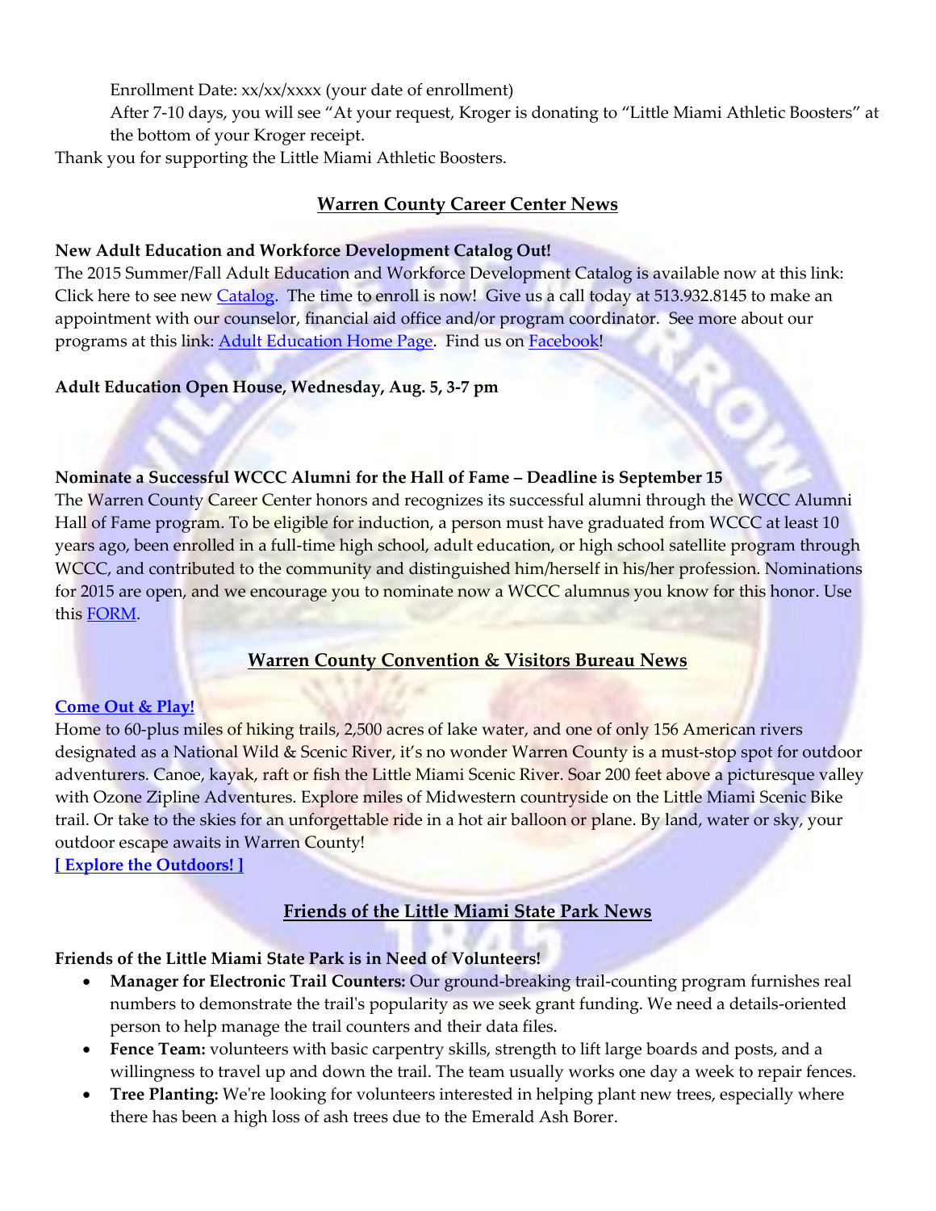Enrollment Date: xx/xx/xxxx (your date of enrollment)

After 7-10 days, you will see "At your request, Kroger is donating to "Little Miami Athletic Boosters" at the bottom of your Kroger receipt.

Thank you for supporting the Little Miami Athletic Boosters.

## Warren County Career Center News

**New Adult Education and Workforce Development Catalog Out!**

The 2015 Summer/Fall Adult Education and Workforce Development Catalog is available now at this link: Click here to see new Catalog. The time to enroll is now! Give us a call today at 513.932.8145 to make an appointment with our counselor, financial aid office and/or program coordinator. See more about our programs at this link: Adult Education Home Page. Find us on Facebook!

**Adult Education Open House, Wednesday, Aug. 5, 3-7 pm**

**Nominate a Successful WCCC Alumni for the Hall of Fame – Deadline is September 15**

The Warren County Career Center honors and recognizes its successful alumni through the WCCC Alumni Hall of Fame program. To be eligible for induction, a person must have graduated from WCCC at least 10 years ago, been enrolled in a full-time high school, adult education, or high school satellite program through WCCC, and contributed to the community and distinguished him/herself in his/her profession. Nominations for 2015 are open, and we encourage you to nominate now a WCCC alumnus you know for this honor. Use this FORM.

## Warren County Convention & Visitors Bureau News

**Come Out & Play!**

Home to 60-plus miles of hiking trails, 2,500 acres of lake water, and one of only 156 American rivers designated as a National Wild & Scenic River, it's no wonder Warren County is a must-stop spot for outdoor adventurers. Canoe, kayak, raft or fish the Little Miami Scenic River. Soar 200 feet above a picturesque valley with Ozone Zipline Adventures. Explore miles of Midwestern countryside on the Little Miami Scenic Bike trail. Or take to the skies for an unforgettable ride in a hot air balloon or plane. By land, water or sky, your outdoor escape awaits in Warren County!

**[ Explore the Outdoors! ]**

## Friends of the Little Miami State Park News

**Friends of the Little Miami State Park is in Need of Volunteers!**

- **Manager for Electronic Trail Counters:** Our ground-breaking trail-counting program furnishes real numbers to demonstrate the trail's popularity as we seek grant funding. We need a details-oriented person to help manage the trail counters and their data files.
- **Fence Team:** volunteers with basic carpentry skills, strength to lift large boards and posts, and a willingness to travel up and down the trail. The team usually works one day a week to repair fences.
- **Tree Planting:** We're looking for volunteers interested in helping plant new trees, especially where there has been a high loss of ash trees due to the Emerald Ash Borer.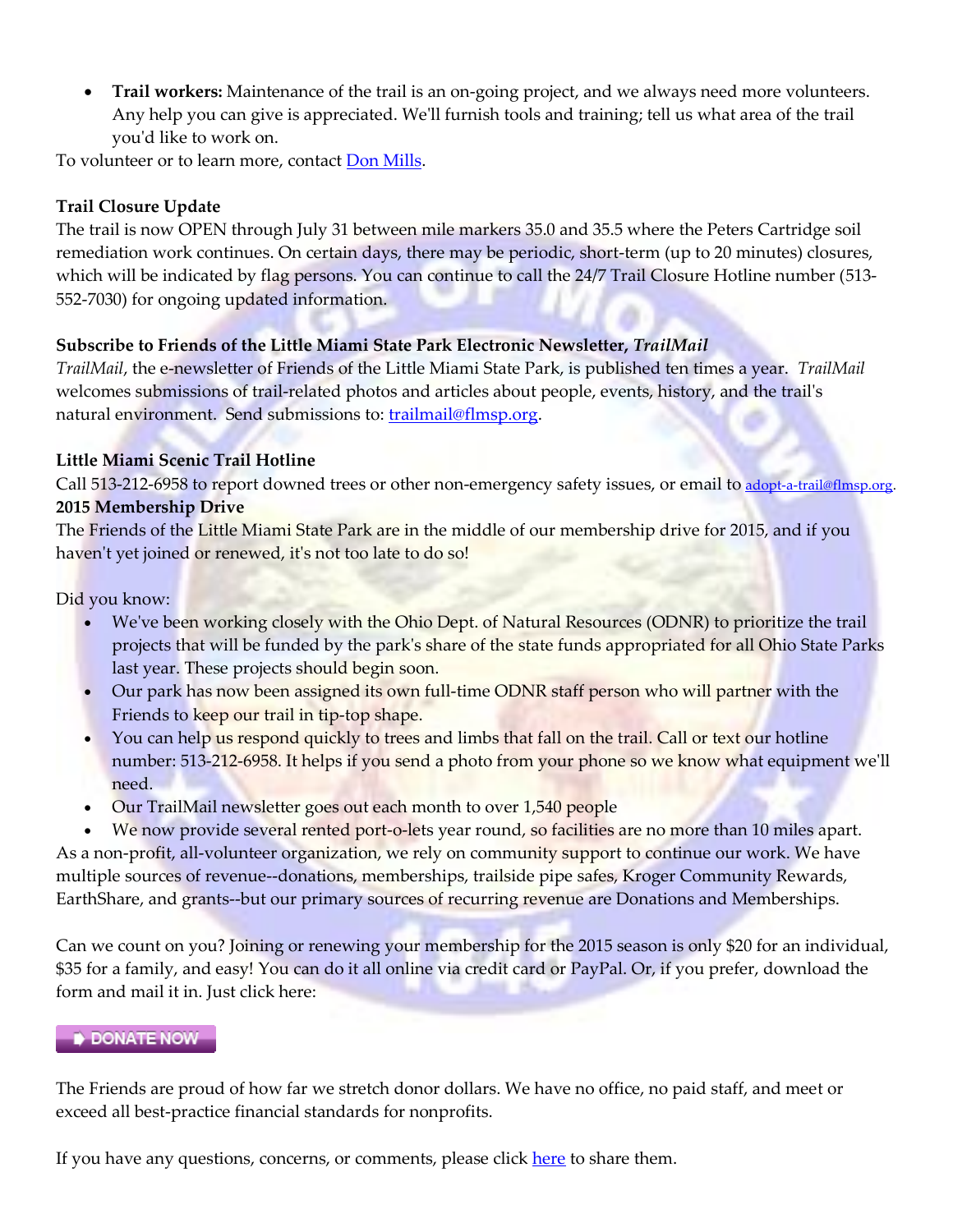- **Trail workers:** Maintenance of the trail is an on-going project, and we always need more volunteers. Any help you can give is appreciated. We'll furnish tools and training; tell us what area of the trail you'd like to work on.

To volunteer or to learn more, contact Don Mills.

**Trail Closure Update**

The trail is now OPEN through July 31 between mile markers 35.0 and 35.5 where the Peters Cartridge soil remediation work continues. On certain days, there may be periodic, short-term (up to 20 minutes) closures, which will be indicated by flag persons. You can continue to call the 24/7 Trail Closure Hotline number (513-552-7030) for ongoing updated information.

**Subscribe to Friends of the Little Miami State Park Electronic Newsletter, *TrailMail***

*TrailMail*, the e-newsletter of Friends of the Little Miami State Park, is published ten times a year. *TrailMail* welcomes submissions of trail-related photos and articles about people, events, history, and the trail's natural environment. Send submissions to: trailmail@flmsp.org.

**Little Miami Scenic Trail Hotline**

Call 513-212-6958 to report downed trees or other non-emergency safety issues, or email to adopt-a-trail@flmsp.org.

**2015 Membership Drive**

The Friends of the Little Miami State Park are in the middle of our membership drive for 2015, and if you haven't yet joined or renewed, it's not too late to do so!

Did you know:

- We've been working closely with the Ohio Dept. of Natural Resources (ODNR) to prioritize the trail projects that will be funded by the park's share of the state funds appropriated for all Ohio State Parks last year. These projects should begin soon.
- Our park has now been assigned its own full-time ODNR staff person who will partner with the Friends to keep our trail in tip-top shape.
- You can help us respond quickly to trees and limbs that fall on the trail. Call or text our hotline number: 513-212-6958. It helps if you send a photo from your phone so we know what equipment we'll need.
- Our TrailMail newsletter goes out each month to over 1,540 people
- We now provide several rented port-o-lets year round, so facilities are no more than 10 miles apart.

As a non-profit, all-volunteer organization, we rely on community support to continue our work. We have multiple sources of revenue--donations, memberships, trailside pipe safes, Kroger Community Rewards, EarthShare, and grants--but our primary sources of recurring revenue are Donations and Memberships.

Can we count on you? Joining or renewing your membership for the 2015 season is only $20 for an individual, $35 for a family, and easy! You can do it all online via credit card or PayPal. Or, if you prefer, download the form and mail it in. Just click here:

DONATE NOW

The Friends are proud of how far we stretch donor dollars. We have no office, no paid staff, and meet or exceed all best-practice financial standards for nonprofits.

If you have any questions, concerns, or comments, please click here to share them.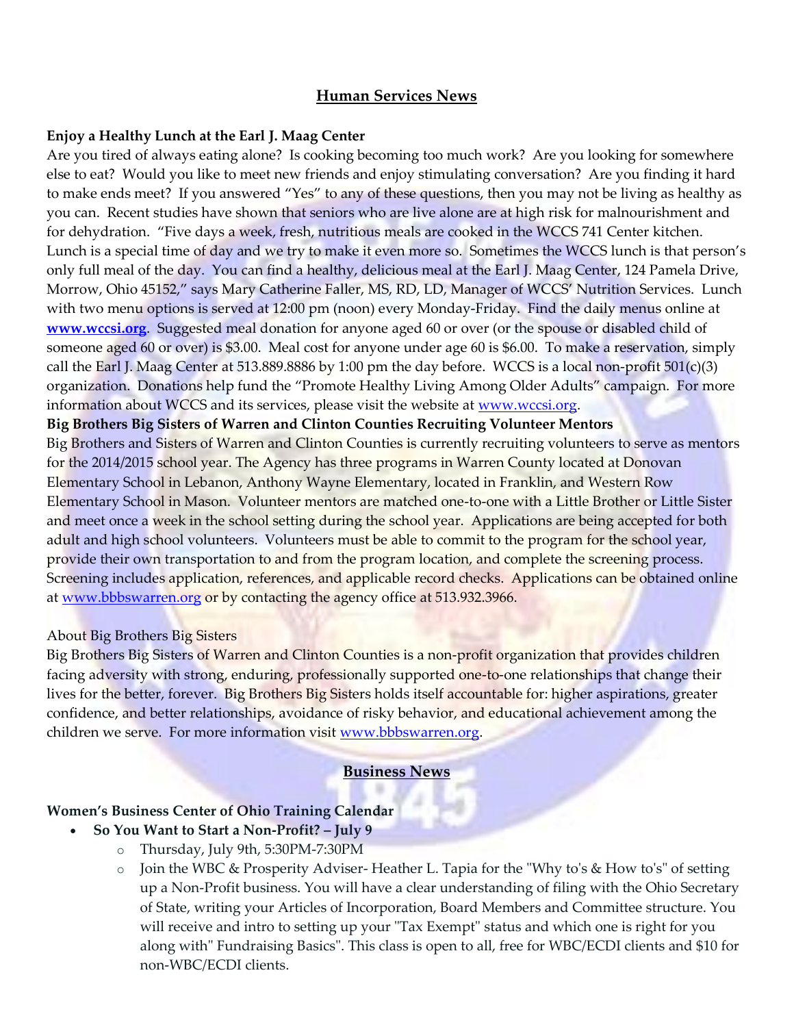## Human Services News

**Enjoy a Healthy Lunch at the Earl J. Maag Center**

Are you tired of always eating alone? Is cooking becoming too much work? Are you looking for somewhere else to eat? Would you like to meet new friends and enjoy stimulating conversation? Are you finding it hard to make ends meet? If you answered "Yes" to any of these questions, then you may not be living as healthy as you can. Recent studies have shown that seniors who are live alone are at high risk for malnourishment and for dehydration. "Five days a week, fresh, nutritious meals are cooked in the WCCS 741 Center kitchen. Lunch is a special time of day and we try to make it even more so. Sometimes the WCCS lunch is that person's only full meal of the day. You can find a healthy, delicious meal at the Earl J. Maag Center, 124 Pamela Drive, Morrow, Ohio 45152," says Mary Catherine Faller, MS, RD, LD, Manager of WCCS' Nutrition Services. Lunch with two menu options is served at 12:00 pm (noon) every Monday-Friday. Find the daily menus online at **www.wccsi.org**. Suggested meal donation for anyone aged 60 or over (or the spouse or disabled child of someone aged 60 or over) is $3.00. Meal cost for anyone under age 60 is $6.00. To make a reservation, simply call the Earl J. Maag Center at 513.889.8886 by 1:00 pm the day before. WCCS is a local non-profit 501(c)(3) organization. Donations help fund the "Promote Healthy Living Among Older Adults" campaign. For more information about WCCS and its services, please visit the website at www.wccsi.org.

**Big Brothers Big Sisters of Warren and Clinton Counties Recruiting Volunteer Mentors**

Big Brothers and Sisters of Warren and Clinton Counties is currently recruiting volunteers to serve as mentors for the 2014/2015 school year. The Agency has three programs in Warren County located at Donovan Elementary School in Lebanon, Anthony Wayne Elementary, located in Franklin, and Western Row Elementary School in Mason. Volunteer mentors are matched one-to-one with a Little Brother or Little Sister and meet once a week in the school setting during the school year. Applications are being accepted for both adult and high school volunteers. Volunteers must be able to commit to the program for the school year, provide their own transportation to and from the program location, and complete the screening process. Screening includes application, references, and applicable record checks. Applications can be obtained online at www.bbbswarren.org or by contacting the agency office at 513.932.3966.

About Big Brothers Big Sisters

Big Brothers Big Sisters of Warren and Clinton Counties is a non-profit organization that provides children facing adversity with strong, enduring, professionally supported one-to-one relationships that change their lives for the better, forever. Big Brothers Big Sisters holds itself accountable for: higher aspirations, greater confidence, and better relationships, avoidance of risky behavior, and educational achievement among the children we serve. For more information visit www.bbbswarren.org.

## Business News

**Women's Business Center of Ohio Training Calendar**

- **So You Want to Start a Non-Profit? – July 9**
  - Thursday, July 9th, 5:30PM-7:30PM
  - Join the WBC & Prosperity Adviser- Heather L. Tapia for the "Why to's & How to's" of setting up a Non-Profit business. You will have a clear understanding of filing with the Ohio Secretary of State, writing your Articles of Incorporation, Board Members and Committee structure. You will receive and intro to setting up your "Tax Exempt" status and which one is right for you along with" Fundraising Basics". This class is open to all, free for WBC/ECDI clients and $10 for non-WBC/ECDI clients.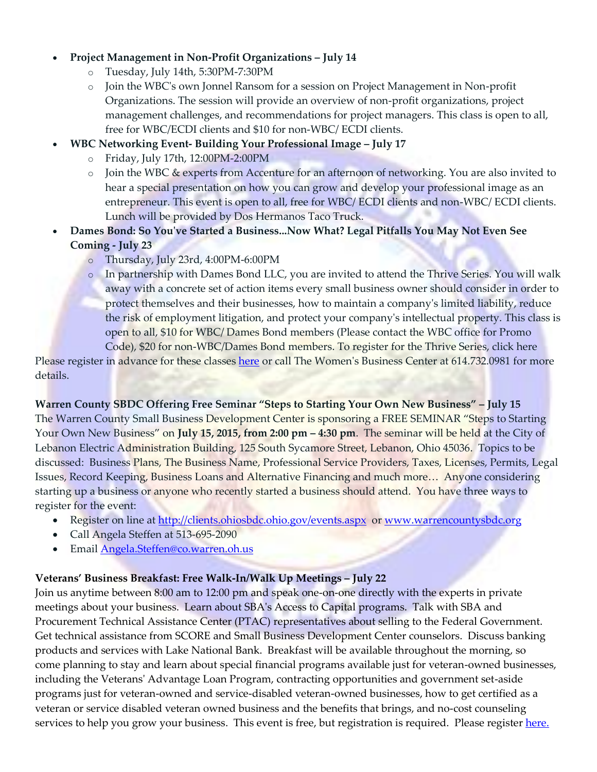- **Project Management in Non-Profit Organizations – July 14**
    - Tuesday, July 14th, 5:30PM-7:30PM
    - Join the WBC's own Jonnel Ransom for a session on Project Management in Non-profit Organizations. The session will provide an overview of non-profit organizations, project management challenges, and recommendations for project managers. This class is open to all, free for WBC/ECDI clients and $10 for non-WBC/ ECDI clients.
- **WBC Networking Event- Building Your Professional Image – July 17**
    - Friday, July 17th, 12:00PM-2:00PM
    - Join the WBC & experts from Accenture for an afternoon of networking. You are also invited to hear a special presentation on how you can grow and develop your professional image as an entrepreneur. This event is open to all, free for WBC/ ECDI clients and non-WBC/ ECDI clients. Lunch will be provided by Dos Hermanos Taco Truck.
- **Dames Bond: So You've Started a Business...Now What? Legal Pitfalls You May Not Even See Coming - July 23**
    - Thursday, July 23rd, 4:00PM-6:00PM
    - In partnership with Dames Bond LLC, you are invited to attend the Thrive Series. You will walk away with a concrete set of action items every small business owner should consider in order to protect themselves and their businesses, how to maintain a company's limited liability, reduce the risk of employment litigation, and protect your company's intellectual property. This class is open to all, $10 for WBC/ Dames Bond members (Please contact the WBC office for Promo Code), $20 for non-WBC/Dames Bond members. To register for the Thrive Series, click here

Please register in advance for these classes here or call The Women's Business Center at 614.732.0981 for more details.

**Warren County SBDC Offering Free Seminar "Steps to Starting Your Own New Business" – July 15**

The Warren County Small Business Development Center is sponsoring a FREE SEMINAR "Steps to Starting Your Own New Business" on **July 15, 2015, from 2:00 pm – 4:30 pm**. The seminar will be held at the City of Lebanon Electric Administration Building, 125 South Sycamore Street, Lebanon, Ohio 45036. Topics to be discussed: Business Plans, The Business Name, Professional Service Providers, Taxes, Licenses, Permits, Legal Issues, Record Keeping, Business Loans and Alternative Financing and much more… Anyone considering starting up a business or anyone who recently started a business should attend. You have three ways to register for the event:

- Register on line at http://clients.ohiosbdc.ohio.gov/events.aspx or www.warrencountysbdc.org
- Call Angela Steffen at 513-695-2090
- Email Angela.Steffen@co.warren.oh.us

**Veterans' Business Breakfast: Free Walk-In/Walk Up Meetings – July 22**

Join us anytime between 8:00 am to 12:00 pm and speak one-on-one directly with the experts in private meetings about your business. Learn about SBA's Access to Capital programs. Talk with SBA and Procurement Technical Assistance Center (PTAC) representatives about selling to the Federal Government. Get technical assistance from SCORE and Small Business Development Center counselors. Discuss banking products and services with Lake National Bank. Breakfast will be available throughout the morning, so come planning to stay and learn about special financial programs available just for veteran-owned businesses, including the Veterans' Advantage Loan Program, contracting opportunities and government set-aside programs just for veteran-owned and service-disabled veteran-owned businesses, how to get certified as a veteran or service disabled veteran owned business and the benefits that brings, and no-cost counseling services to help you grow your business. This event is free, but registration is required. Please register here.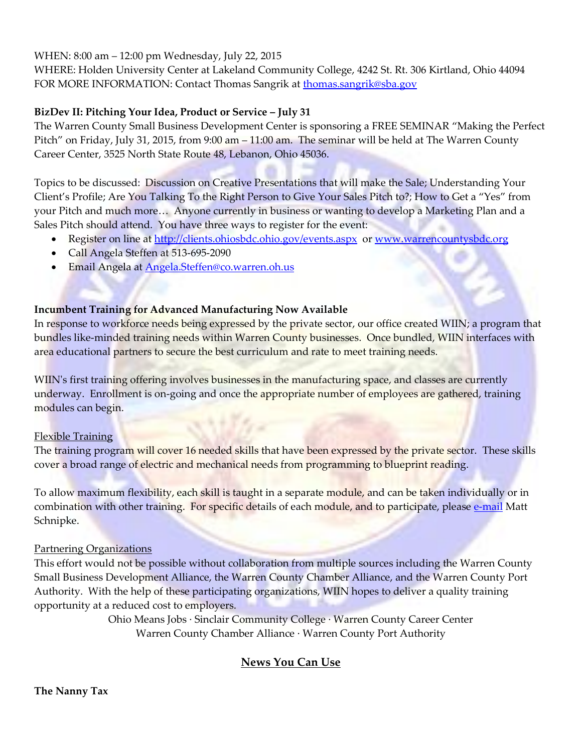WHEN: 8:00 am – 12:00 pm Wednesday, July 22, 2015
WHERE: Holden University Center at Lakeland Community College, 4242 St. Rt. 306 Kirtland, Ohio 44094
FOR MORE INFORMATION: Contact Thomas Sangrik at thomas.sangrik@sba.gov

**BizDev II: Pitching Your Idea, Product or Service – July 31**

The Warren County Small Business Development Center is sponsoring a FREE SEMINAR "Making the Perfect Pitch" on Friday, July 31, 2015, from 9:00 am – 11:00 am. The seminar will be held at The Warren County Career Center, 3525 North State Route 48, Lebanon, Ohio 45036.

Topics to be discussed: Discussion on Creative Presentations that will make the Sale; Understanding Your Client's Profile; Are You Talking To the Right Person to Give Your Sales Pitch to?; How to Get a "Yes" from your Pitch and much more… Anyone currently in business or wanting to develop a Marketing Plan and a Sales Pitch should attend. You have three ways to register for the event:

- Register on line at http://clients.ohiosbdc.ohio.gov/events.aspx or www.warrencountysbdc.org
- Call Angela Steffen at 513-695-2090
- Email Angela at Angela.Steffen@co.warren.oh.us

**Incumbent Training for Advanced Manufacturing Now Available**

In response to workforce needs being expressed by the private sector, our office created WIIN; a program that bundles like-minded training needs within Warren County businesses. Once bundled, WIIN interfaces with area educational partners to secure the best curriculum and rate to meet training needs.

WIIN's first training offering involves businesses in the manufacturing space, and classes are currently underway. Enrollment is on-going and once the appropriate number of employees are gathered, training modules can begin.

Flexible Training

The training program will cover 16 needed skills that have been expressed by the private sector. These skills cover a broad range of electric and mechanical needs from programming to blueprint reading.

To allow maximum flexibility, each skill is taught in a separate module, and can be taken individually or in combination with other training. For specific details of each module, and to participate, please e-mail Matt Schnipke.

Partnering Organizations

This effort would not be possible without collaboration from multiple sources including the Warren County Small Business Development Alliance, the Warren County Chamber Alliance, and the Warren County Port Authority. With the help of these participating organizations, WIIN hopes to deliver a quality training opportunity at a reduced cost to employers.

Ohio Means Jobs · Sinclair Community College · Warren County Career Center
Warren County Chamber Alliance · Warren County Port Authority

## News You Can Use

**The Nanny Tax**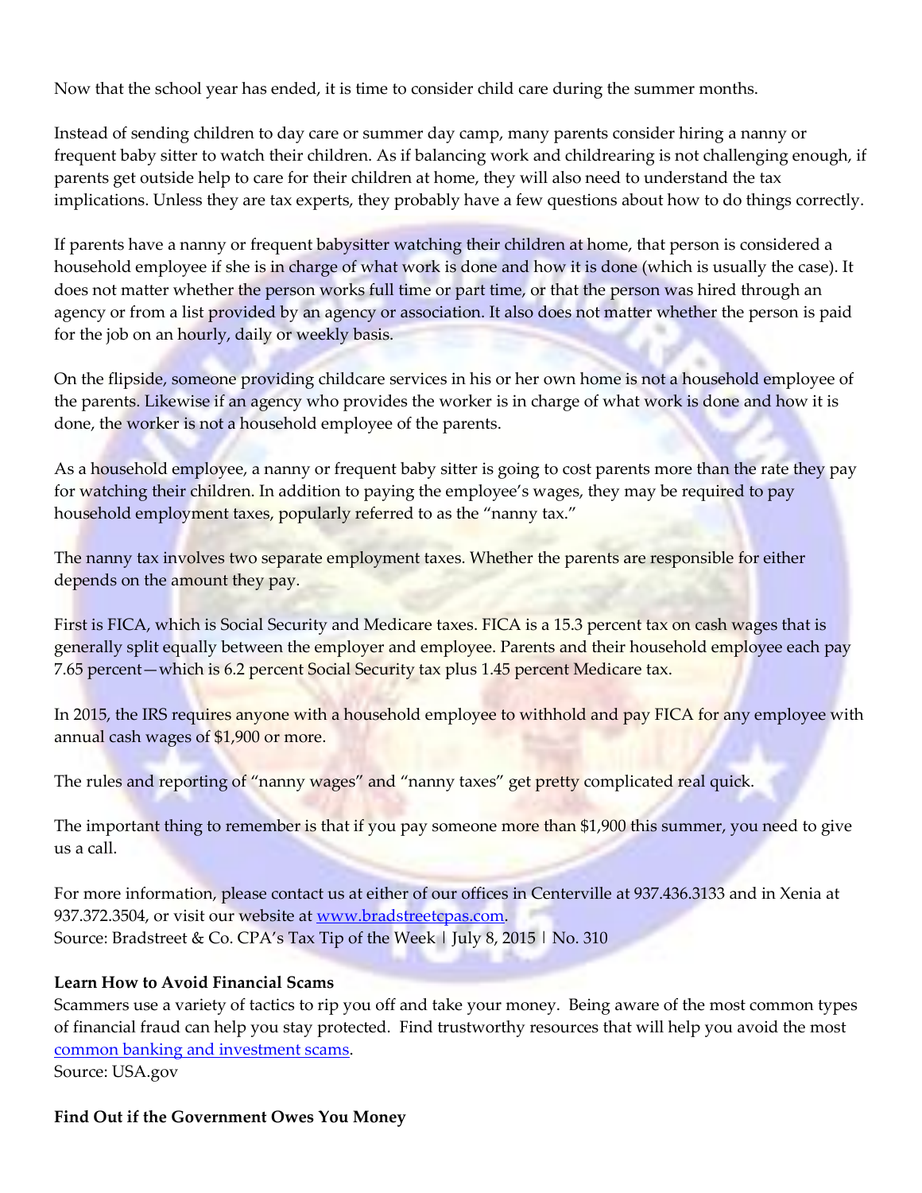Now that the school year has ended, it is time to consider child care during the summer months.

Instead of sending children to day care or summer day camp, many parents consider hiring a nanny or frequent baby sitter to watch their children. As if balancing work and childrearing is not challenging enough, if parents get outside help to care for their children at home, they will also need to understand the tax implications. Unless they are tax experts, they probably have a few questions about how to do things correctly.

If parents have a nanny or frequent babysitter watching their children at home, that person is considered a household employee if she is in charge of what work is done and how it is done (which is usually the case). It does not matter whether the person works full time or part time, or that the person was hired through an agency or from a list provided by an agency or association. It also does not matter whether the person is paid for the job on an hourly, daily or weekly basis.

On the flipside, someone providing childcare services in his or her own home is not a household employee of the parents. Likewise if an agency who provides the worker is in charge of what work is done and how it is done, the worker is not a household employee of the parents.

As a household employee, a nanny or frequent baby sitter is going to cost parents more than the rate they pay for watching their children. In addition to paying the employee's wages, they may be required to pay household employment taxes, popularly referred to as the "nanny tax."

The nanny tax involves two separate employment taxes. Whether the parents are responsible for either depends on the amount they pay.

First is FICA, which is Social Security and Medicare taxes. FICA is a 15.3 percent tax on cash wages that is generally split equally between the employer and employee. Parents and their household employee each pay 7.65 percent—which is 6.2 percent Social Security tax plus 1.45 percent Medicare tax.

In 2015, the IRS requires anyone with a household employee to withhold and pay FICA for any employee with annual cash wages of $1,900 or more.

The rules and reporting of "nanny wages" and "nanny taxes" get pretty complicated real quick.

The important thing to remember is that if you pay someone more than $1,900 this summer, you need to give us a call.

For more information, please contact us at either of our offices in Centerville at 937.436.3133 and in Xenia at 937.372.3504, or visit our website at [www.bradstreetcpas.com](www.bradstreetcpas.com).
Source: Bradstreet & Co. CPA's Tax Tip of the Week | July 8, 2015 | No. 310

**Learn How to Avoid Financial Scams**
Scammers use a variety of tactics to rip you off and take your money. Being aware of the most common types of financial fraud can help you stay protected. Find trustworthy resources that will help you avoid the most common banking and investment scams.
Source: USA.gov

**Find Out if the Government Owes You Money**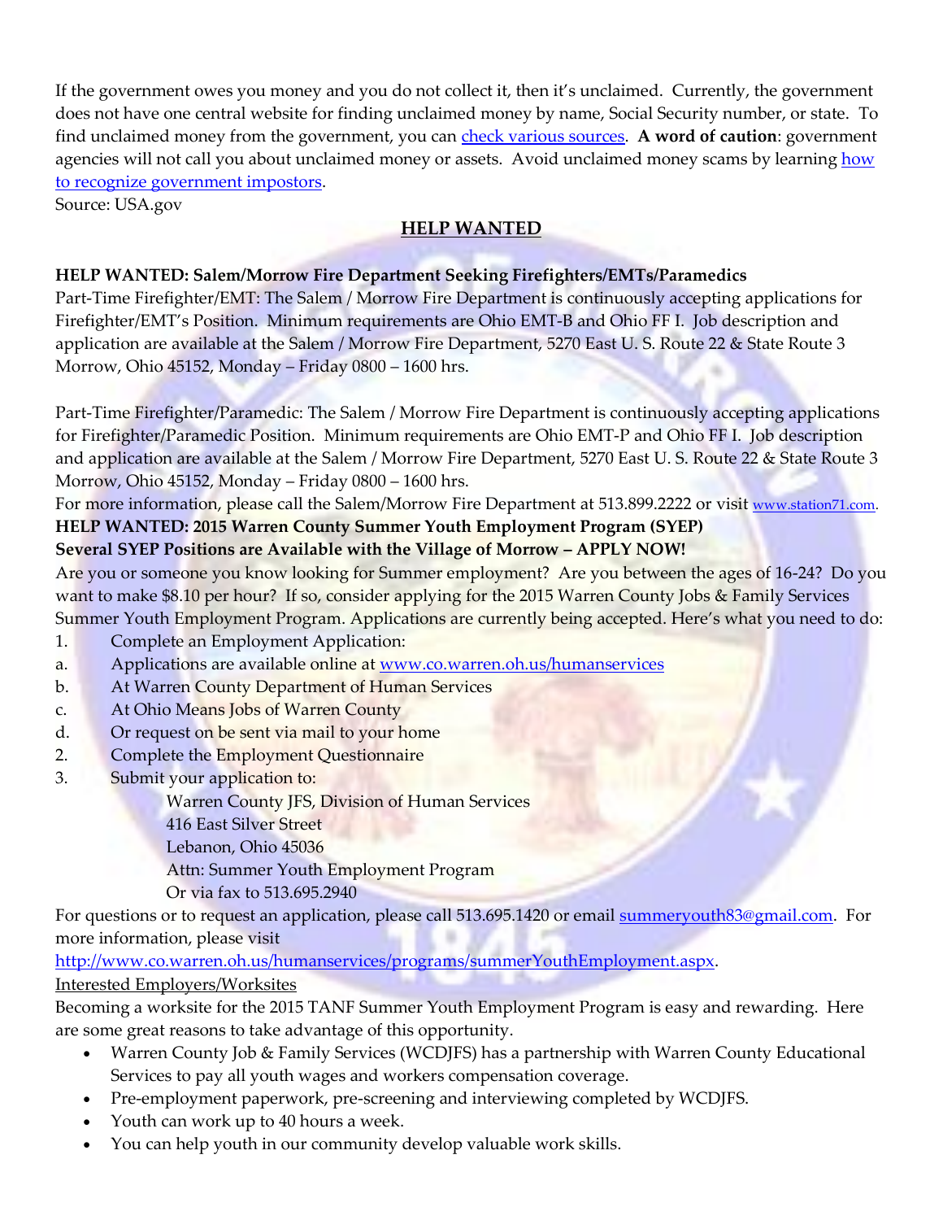If the government owes you money and you do not collect it, then it's unclaimed. Currently, the government does not have one central website for finding unclaimed money by name, Social Security number, or state. To find unclaimed money from the government, you can check various sources. **A word of caution**: government agencies will not call you about unclaimed money or assets. Avoid unclaimed money scams by learning how to recognize government impostors.

Source: USA.gov

## HELP WANTED

**HELP WANTED: Salem/Morrow Fire Department Seeking Firefighters/EMTs/Paramedics**

Part-Time Firefighter/EMT: The Salem / Morrow Fire Department is continuously accepting applications for Firefighter/EMT's Position. Minimum requirements are Ohio EMT-B and Ohio FF I. Job description and application are available at the Salem / Morrow Fire Department, 5270 East U. S. Route 22 & State Route 3 Morrow, Ohio 45152, Monday – Friday 0800 – 1600 hrs.

Part-Time Firefighter/Paramedic: The Salem / Morrow Fire Department is continuously accepting applications for Firefighter/Paramedic Position. Minimum requirements are Ohio EMT-P and Ohio FF I. Job description and application are available at the Salem / Morrow Fire Department, 5270 East U. S. Route 22 & State Route 3 Morrow, Ohio 45152, Monday – Friday 0800 – 1600 hrs.

For more information, please call the Salem/Morrow Fire Department at 513.899.2222 or visit www.station71.com.

**HELP WANTED: 2015 Warren County Summer Youth Employment Program (SYEP)**

**Several SYEP Positions are Available with the Village of Morrow – APPLY NOW!**

Are you or someone you know looking for Summer employment? Are you between the ages of 16-24? Do you want to make $8.10 per hour? If so, consider applying for the 2015 Warren County Jobs & Family Services Summer Youth Employment Program. Applications are currently being accepted. Here's what you need to do:

1. Complete an Employment Application:
   a. Applications are available online at www.co.warren.oh.us/humanservices
   b. At Warren County Department of Human Services
   c. At Ohio Means Jobs of Warren County
   d. Or request on be sent via mail to your home
2. Complete the Employment Questionnaire
3. Submit your application to:

   Warren County JFS, Division of Human Services
   416 East Silver Street
   Lebanon, Ohio 45036
   Attn: Summer Youth Employment Program
   Or via fax to 513.695.2940

For questions or to request an application, please call 513.695.1420 or email summeryouth83@gmail.com. For more information, please visit http://www.co.warren.oh.us/humanservices/programs/summerYouthEmployment.aspx.

Interested Employers/Worksites

Becoming a worksite for the 2015 TANF Summer Youth Employment Program is easy and rewarding. Here are some great reasons to take advantage of this opportunity.

- Warren County Job & Family Services (WCDJFS) has a partnership with Warren County Educational Services to pay all youth wages and workers compensation coverage.
- Pre-employment paperwork, pre-screening and interviewing completed by WCDJFS.
- Youth can work up to 40 hours a week.
- You can help youth in our community develop valuable work skills.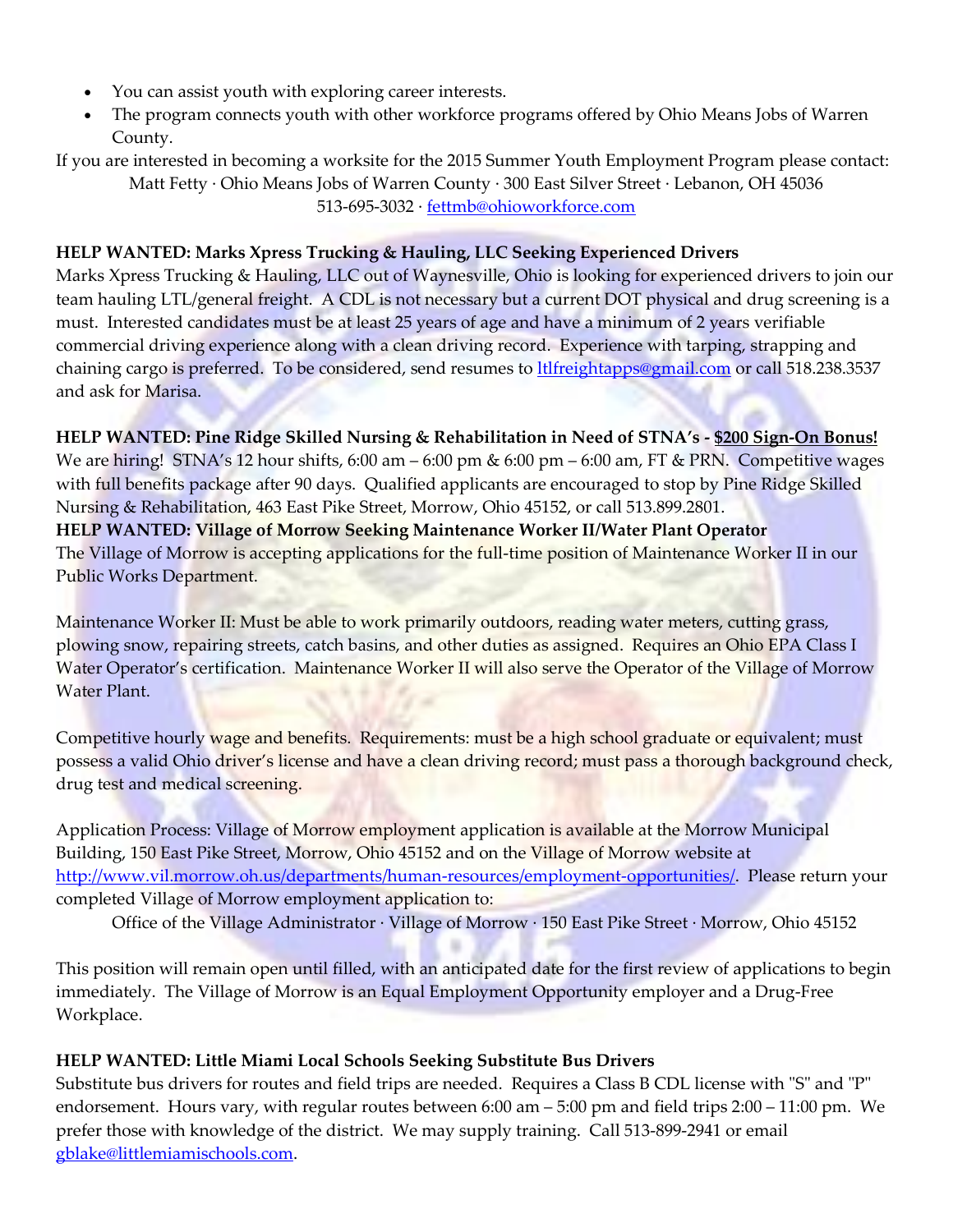- You can assist youth with exploring career interests.
- The program connects youth with other workforce programs offered by Ohio Means Jobs of Warren County.

If you are interested in becoming a worksite for the 2015 Summer Youth Employment Program please contact:

Matt Fetty · Ohio Means Jobs of Warren County · 300 East Silver Street · Lebanon, OH 45036
513-695-3032 · fettmb@ohioworkforce.com

**HELP WANTED: Marks Xpress Trucking & Hauling, LLC Seeking Experienced Drivers**

Marks Xpress Trucking & Hauling, LLC out of Waynesville, Ohio is looking for experienced drivers to join our team hauling LTL/general freight. A CDL is not necessary but a current DOT physical and drug screening is a must. Interested candidates must be at least 25 years of age and have a minimum of 2 years verifiable commercial driving experience along with a clean driving record. Experience with tarping, strapping and chaining cargo is preferred. To be considered, send resumes to ltlfreightapps@gmail.com or call 518.238.3537 and ask for Marisa.

**HELP WANTED: Pine Ridge Skilled Nursing & Rehabilitation in Need of STNA's - $200 Sign-On Bonus!**

We are hiring! STNA's 12 hour shifts, 6:00 am – 6:00 pm & 6:00 pm – 6:00 am, FT & PRN. Competitive wages with full benefits package after 90 days. Qualified applicants are encouraged to stop by Pine Ridge Skilled Nursing & Rehabilitation, 463 East Pike Street, Morrow, Ohio 45152, or call 513.899.2801.

**HELP WANTED: Village of Morrow Seeking Maintenance Worker II/Water Plant Operator**

The Village of Morrow is accepting applications for the full-time position of Maintenance Worker II in our Public Works Department.

Maintenance Worker II: Must be able to work primarily outdoors, reading water meters, cutting grass, plowing snow, repairing streets, catch basins, and other duties as assigned. Requires an Ohio EPA Class I Water Operator's certification. Maintenance Worker II will also serve the Operator of the Village of Morrow Water Plant.

Competitive hourly wage and benefits. Requirements: must be a high school graduate or equivalent; must possess a valid Ohio driver's license and have a clean driving record; must pass a thorough background check, drug test and medical screening.

Application Process: Village of Morrow employment application is available at the Morrow Municipal Building, 150 East Pike Street, Morrow, Ohio 45152 and on the Village of Morrow website at http://www.vil.morrow.oh.us/departments/human-resources/employment-opportunities/. Please return your completed Village of Morrow employment application to:

Office of the Village Administrator · Village of Morrow · 150 East Pike Street · Morrow, Ohio 45152

This position will remain open until filled, with an anticipated date for the first review of applications to begin immediately. The Village of Morrow is an Equal Employment Opportunity employer and a Drug-Free Workplace.

**HELP WANTED: Little Miami Local Schools Seeking Substitute Bus Drivers**

Substitute bus drivers for routes and field trips are needed. Requires a Class B CDL license with "S" and "P" endorsement. Hours vary, with regular routes between 6:00 am – 5:00 pm and field trips 2:00 – 11:00 pm. We prefer those with knowledge of the district. We may supply training. Call 513-899-2941 or email gblake@littlemiamischools.com.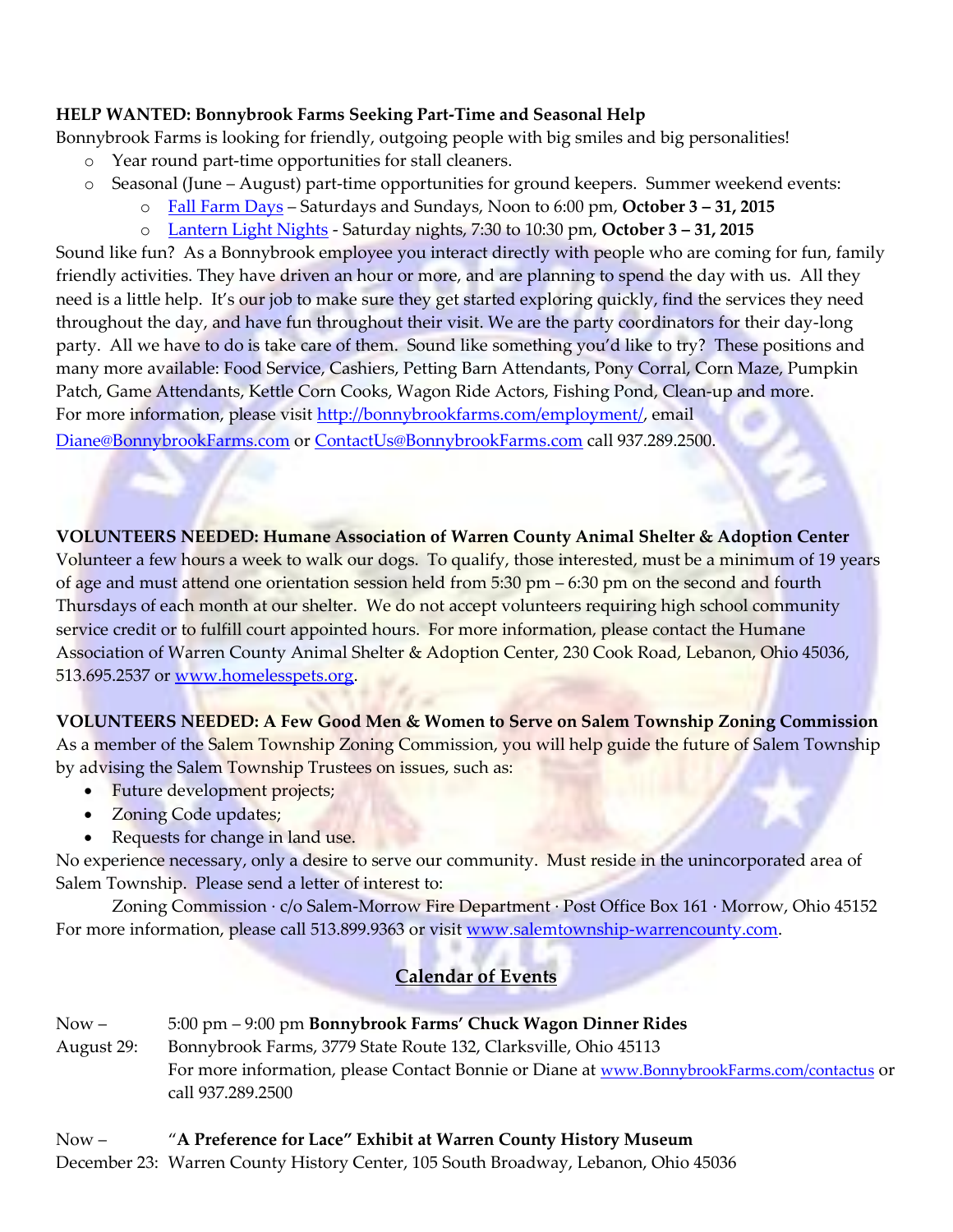**HELP WANTED: Bonnybrook Farms Seeking Part-Time and Seasonal Help**

Bonnybrook Farms is looking for friendly, outgoing people with big smiles and big personalities!

- Year round part-time opportunities for stall cleaners.
- Seasonal (June – August) part-time opportunities for ground keepers. Summer weekend events:
    - Fall Farm Days – Saturdays and Sundays, Noon to 6:00 pm, **October 3 – 31, 2015**
    - Lantern Light Nights - Saturday nights, 7:30 to 10:30 pm, **October 3 – 31, 2015**

Sound like fun? As a Bonnybrook employee you interact directly with people who are coming for fun, family friendly activities. They have driven an hour or more, and are planning to spend the day with us. All they need is a little help. It's our job to make sure they get started exploring quickly, find the services they need throughout the day, and have fun throughout their visit. We are the party coordinators for their day-long party. All we have to do is take care of them. Sound like something you'd like to try? These positions and many more available: Food Service, Cashiers, Petting Barn Attendants, Pony Corral, Corn Maze, Pumpkin Patch, Game Attendants, Kettle Corn Cooks, Wagon Ride Actors, Fishing Pond, Clean-up and more. For more information, please visit http://bonnybrookfarms.com/employment/, email Diane@BonnybrookFarms.com or ContactUs@BonnybrookFarms.com call 937.289.2500.

**VOLUNTEERS NEEDED: Humane Association of Warren County Animal Shelter & Adoption Center**

Volunteer a few hours a week to walk our dogs. To qualify, those interested, must be a minimum of 19 years of age and must attend one orientation session held from 5:30 pm – 6:30 pm on the second and fourth Thursdays of each month at our shelter. We do not accept volunteers requiring high school community service credit or to fulfill court appointed hours. For more information, please contact the Humane Association of Warren County Animal Shelter & Adoption Center, 230 Cook Road, Lebanon, Ohio 45036, 513.695.2537 or www.homelesspets.org.

**VOLUNTEERS NEEDED: A Few Good Men & Women to Serve on Salem Township Zoning Commission**

As a member of the Salem Township Zoning Commission, you will help guide the future of Salem Township by advising the Salem Township Trustees on issues, such as:

- Future development projects;
- Zoning Code updates;
- Requests for change in land use.

No experience necessary, only a desire to serve our community. Must reside in the unincorporated area of Salem Township. Please send a letter of interest to:

Zoning Commission · c/o Salem-Morrow Fire Department · Post Office Box 161 · Morrow, Ohio 45152

For more information, please call 513.899.9363 or visit www.salemtownship-warrencounty.com.

## Calendar of Events

Now – August 29: 5:00 pm – 9:00 pm **Bonnybrook Farms' Chuck Wagon Dinner Rides**
Bonnybrook Farms, 3779 State Route 132, Clarksville, Ohio 45113
For more information, please Contact Bonnie or Diane at www.BonnybrookFarms.com/contactus or call 937.289.2500

Now – December 23: "**A Preference for Lace" Exhibit at Warren County History Museum**
Warren County History Center, 105 South Broadway, Lebanon, Ohio 45036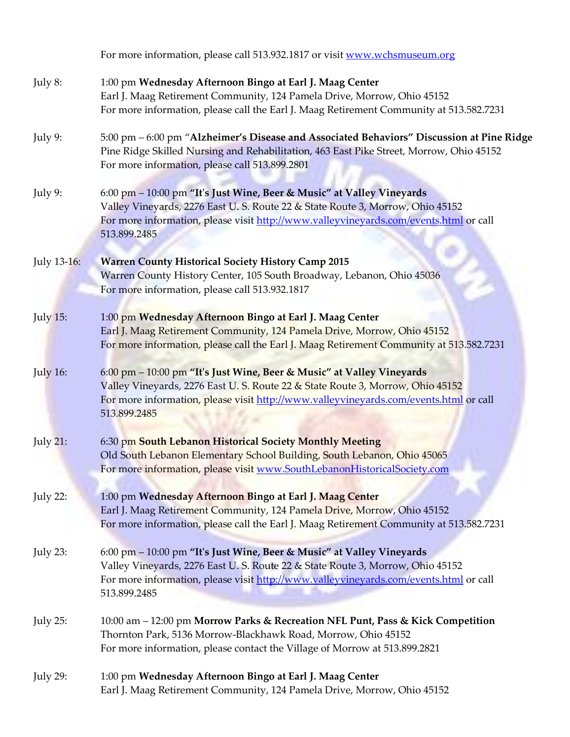For more information, please call 513.932.1817 or visit www.wchsmuseum.org

July 8: 1:00 pm **Wednesday Afternoon Bingo at Earl J. Maag Center**
Earl J. Maag Retirement Community, 124 Pamela Drive, Morrow, Ohio 45152
For more information, please call the Earl J. Maag Retirement Community at 513.582.7231

July 9: 5:00 pm – 6:00 pm "**Alzheimer's Disease and Associated Behaviors" Discussion at Pine Ridge**
Pine Ridge Skilled Nursing and Rehabilitation, 463 East Pike Street, Morrow, Ohio 45152
For more information, please call 513.899.2801

July 9: 6:00 pm – 10:00 pm **"It's Just Wine, Beer & Music" at Valley Vineyards**
Valley Vineyards, 2276 East U. S. Route 22 & State Route 3, Morrow, Ohio 45152
For more information, please visit http://www.valleyvineyards.com/events.html or call 513.899.2485

July 13-16: **Warren County Historical Society History Camp 2015**
Warren County History Center, 105 South Broadway, Lebanon, Ohio 45036
For more information, please call 513.932.1817

July 15: 1:00 pm **Wednesday Afternoon Bingo at Earl J. Maag Center**
Earl J. Maag Retirement Community, 124 Pamela Drive, Morrow, Ohio 45152
For more information, please call the Earl J. Maag Retirement Community at 513.582.7231

July 16: 6:00 pm – 10:00 pm **"It's Just Wine, Beer & Music" at Valley Vineyards**
Valley Vineyards, 2276 East U. S. Route 22 & State Route 3, Morrow, Ohio 45152
For more information, please visit http://www.valleyvineyards.com/events.html or call 513.899.2485

July 21: 6:30 pm **South Lebanon Historical Society Monthly Meeting**
Old South Lebanon Elementary School Building, South Lebanon, Ohio 45065
For more information, please visit www.SouthLebanonHistoricalSociety.com

July 22: 1:00 pm **Wednesday Afternoon Bingo at Earl J. Maag Center**
Earl J. Maag Retirement Community, 124 Pamela Drive, Morrow, Ohio 45152
For more information, please call the Earl J. Maag Retirement Community at 513.582.7231

July 23: 6:00 pm – 10:00 pm **"It's Just Wine, Beer & Music" at Valley Vineyards**
Valley Vineyards, 2276 East U. S. Route 22 & State Route 3, Morrow, Ohio 45152
For more information, please visit http://www.valleyvineyards.com/events.html or call 513.899.2485

July 25: 10:00 am – 12:00 pm **Morrow Parks & Recreation NFL Punt, Pass & Kick Competition**
Thornton Park, 5136 Morrow-Blackhawk Road, Morrow, Ohio 45152
For more information, please contact the Village of Morrow at 513.899.2821

July 29: 1:00 pm **Wednesday Afternoon Bingo at Earl J. Maag Center**
Earl J. Maag Retirement Community, 124 Pamela Drive, Morrow, Ohio 45152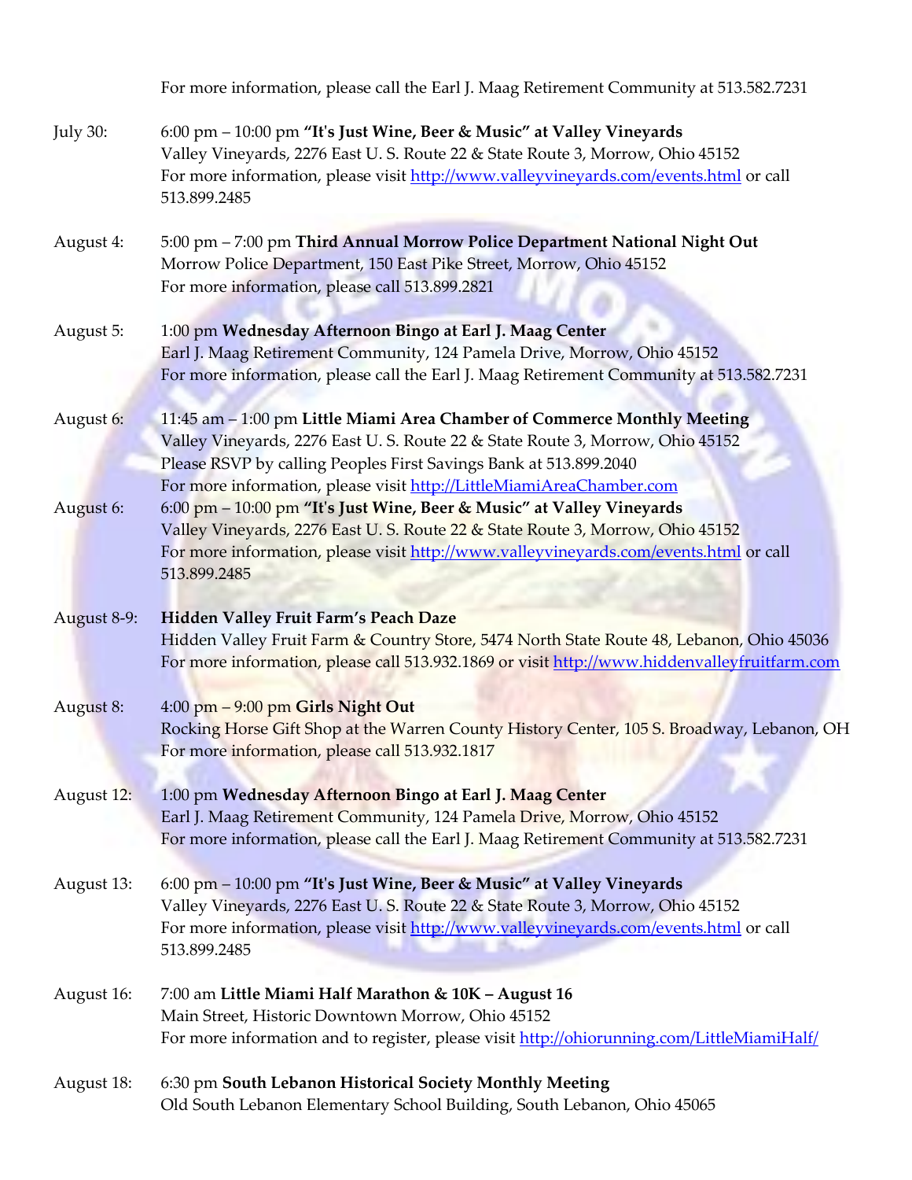For more information, please call the Earl J. Maag Retirement Community at 513.582.7231

July 30: 6:00 pm – 10:00 pm **"It's Just Wine, Beer & Music" at Valley Vineyards**
Valley Vineyards, 2276 East U. S. Route 22 & State Route 3, Morrow, Ohio 45152
For more information, please visit http://www.valleyvineyards.com/events.html or call 513.899.2485

August 4: 5:00 pm – 7:00 pm **Third Annual Morrow Police Department National Night Out**
Morrow Police Department, 150 East Pike Street, Morrow, Ohio 45152
For more information, please call 513.899.2821

August 5: 1:00 pm **Wednesday Afternoon Bingo at Earl J. Maag Center**
Earl J. Maag Retirement Community, 124 Pamela Drive, Morrow, Ohio 45152
For more information, please call the Earl J. Maag Retirement Community at 513.582.7231

August 6: 11:45 am – 1:00 pm **Little Miami Area Chamber of Commerce Monthly Meeting**
Valley Vineyards, 2276 East U. S. Route 22 & State Route 3, Morrow, Ohio 45152
Please RSVP by calling Peoples First Savings Bank at 513.899.2040
For more information, please visit http://LittleMiamiAreaChamber.com

August 6: 6:00 pm – 10:00 pm **"It's Just Wine, Beer & Music" at Valley Vineyards**
Valley Vineyards, 2276 East U. S. Route 22 & State Route 3, Morrow, Ohio 45152
For more information, please visit http://www.valleyvineyards.com/events.html or call 513.899.2485

August 8-9: **Hidden Valley Fruit Farm's Peach Daze**
Hidden Valley Fruit Farm & Country Store, 5474 North State Route 48, Lebanon, Ohio 45036
For more information, please call 513.932.1869 or visit http://www.hiddenvalleyfruitfarm.com

August 8: 4:00 pm – 9:00 pm **Girls Night Out**
Rocking Horse Gift Shop at the Warren County History Center, 105 S. Broadway, Lebanon, OH
For more information, please call 513.932.1817

August 12: 1:00 pm **Wednesday Afternoon Bingo at Earl J. Maag Center**
Earl J. Maag Retirement Community, 124 Pamela Drive, Morrow, Ohio 45152
For more information, please call the Earl J. Maag Retirement Community at 513.582.7231

August 13: 6:00 pm – 10:00 pm **"It's Just Wine, Beer & Music" at Valley Vineyards**
Valley Vineyards, 2276 East U. S. Route 22 & State Route 3, Morrow, Ohio 45152
For more information, please visit http://www.valleyvineyards.com/events.html or call 513.899.2485

August 16: 7:00 am **Little Miami Half Marathon & 10K – August 16**
Main Street, Historic Downtown Morrow, Ohio 45152
For more information and to register, please visit http://ohiorunning.com/LittleMiamiHalf/

August 18: 6:30 pm **South Lebanon Historical Society Monthly Meeting**
Old South Lebanon Elementary School Building, South Lebanon, Ohio 45065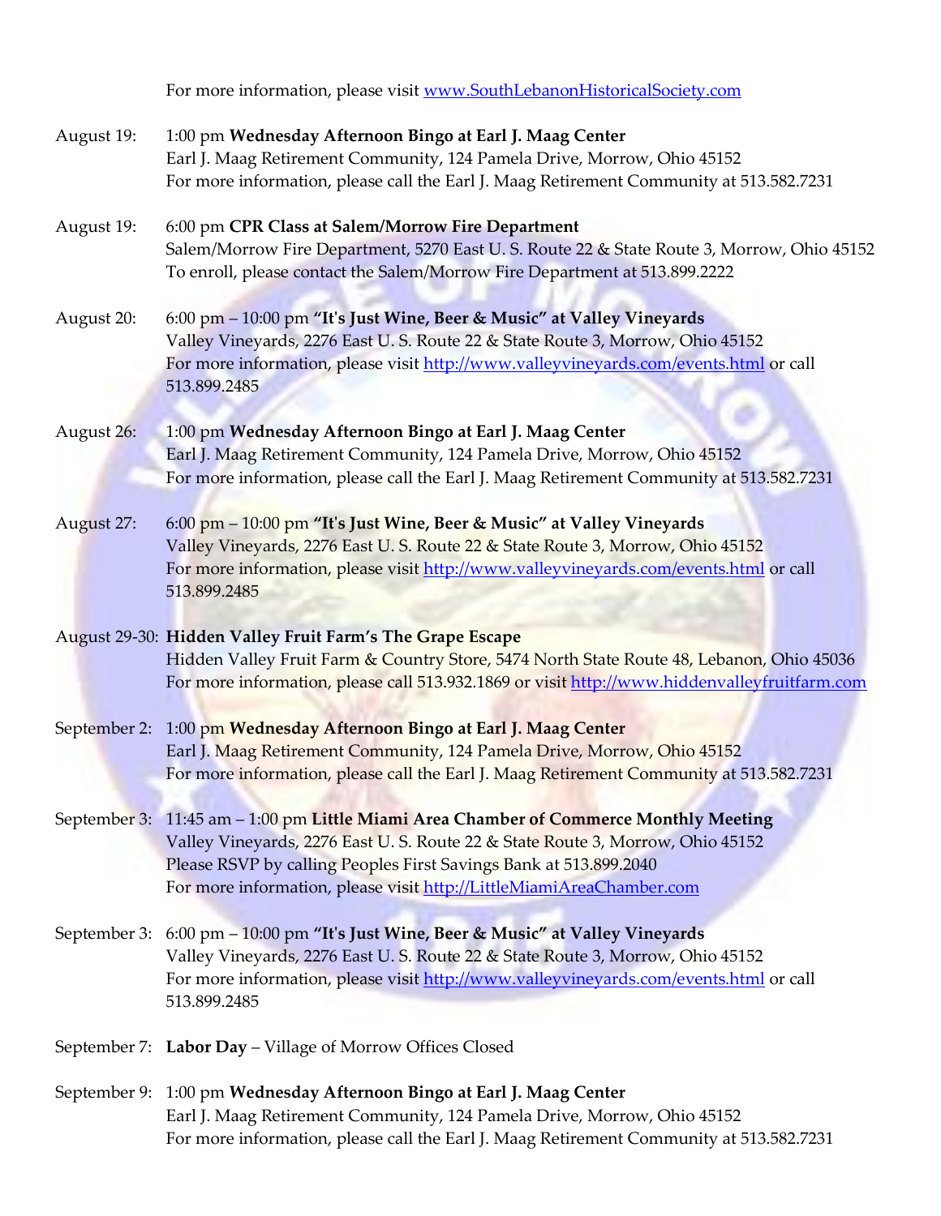For more information, please visit www.SouthLebanonHistoricalSociety.com

August 19: 1:00 pm **Wednesday Afternoon Bingo at Earl J. Maag Center**
Earl J. Maag Retirement Community, 124 Pamela Drive, Morrow, Ohio 45152
For more information, please call the Earl J. Maag Retirement Community at 513.582.7231

August 19: 6:00 pm **CPR Class at Salem/Morrow Fire Department**
Salem/Morrow Fire Department, 5270 East U. S. Route 22 & State Route 3, Morrow, Ohio 45152
To enroll, please contact the Salem/Morrow Fire Department at 513.899.2222

August 20: 6:00 pm – 10:00 pm **"It's Just Wine, Beer & Music" at Valley Vineyards**
Valley Vineyards, 2276 East U. S. Route 22 & State Route 3, Morrow, Ohio 45152
For more information, please visit http://www.valleyvineyards.com/events.html or call 513.899.2485

August 26: 1:00 pm **Wednesday Afternoon Bingo at Earl J. Maag Center**
Earl J. Maag Retirement Community, 124 Pamela Drive, Morrow, Ohio 45152
For more information, please call the Earl J. Maag Retirement Community at 513.582.7231

August 27: 6:00 pm – 10:00 pm **"It's Just Wine, Beer & Music" at Valley Vineyards**
Valley Vineyards, 2276 East U. S. Route 22 & State Route 3, Morrow, Ohio 45152
For more information, please visit http://www.valleyvineyards.com/events.html or call 513.899.2485

August 29-30: **Hidden Valley Fruit Farm's The Grape Escape**
Hidden Valley Fruit Farm & Country Store, 5474 North State Route 48, Lebanon, Ohio 45036
For more information, please call 513.932.1869 or visit http://www.hiddenvalleyfruitfarm.com

September 2: 1:00 pm **Wednesday Afternoon Bingo at Earl J. Maag Center**
Earl J. Maag Retirement Community, 124 Pamela Drive, Morrow, Ohio 45152
For more information, please call the Earl J. Maag Retirement Community at 513.582.7231

September 3: 11:45 am – 1:00 pm **Little Miami Area Chamber of Commerce Monthly Meeting**
Valley Vineyards, 2276 East U. S. Route 22 & State Route 3, Morrow, Ohio 45152
Please RSVP by calling Peoples First Savings Bank at 513.899.2040
For more information, please visit http://LittleMiamiAreaChamber.com

September 3: 6:00 pm – 10:00 pm **"It's Just Wine, Beer & Music" at Valley Vineyards**
Valley Vineyards, 2276 East U. S. Route 22 & State Route 3, Morrow, Ohio 45152
For more information, please visit http://www.valleyvineyards.com/events.html or call 513.899.2485

September 7: **Labor Day** – Village of Morrow Offices Closed

September 9: 1:00 pm **Wednesday Afternoon Bingo at Earl J. Maag Center**
Earl J. Maag Retirement Community, 124 Pamela Drive, Morrow, Ohio 45152
For more information, please call the Earl J. Maag Retirement Community at 513.582.7231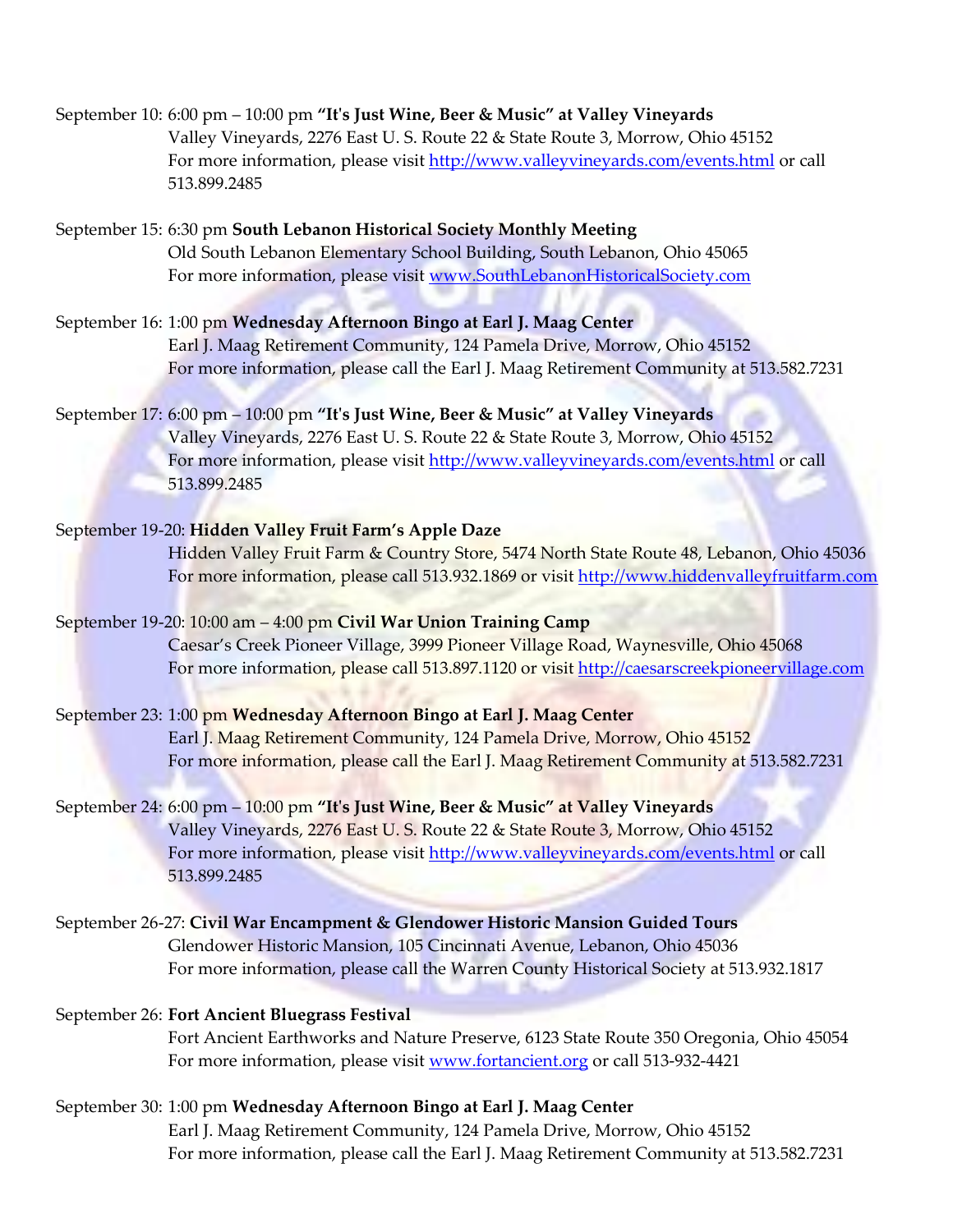September 10: 6:00 pm – 10:00 pm **"It's Just Wine, Beer & Music" at Valley Vineyards**
Valley Vineyards, 2276 East U. S. Route 22 & State Route 3, Morrow, Ohio 45152
For more information, please visit http://www.valleyvineyards.com/events.html or call 513.899.2485

September 15: 6:30 pm **South Lebanon Historical Society Monthly Meeting**
Old South Lebanon Elementary School Building, South Lebanon, Ohio 45065
For more information, please visit www.SouthLebanonHistoricalSociety.com

September 16: 1:00 pm **Wednesday Afternoon Bingo at Earl J. Maag Center**
Earl J. Maag Retirement Community, 124 Pamela Drive, Morrow, Ohio 45152
For more information, please call the Earl J. Maag Retirement Community at 513.582.7231

September 17: 6:00 pm – 10:00 pm **"It's Just Wine, Beer & Music" at Valley Vineyards**
Valley Vineyards, 2276 East U. S. Route 22 & State Route 3, Morrow, Ohio 45152
For more information, please visit http://www.valleyvineyards.com/events.html or call 513.899.2485

September 19-20: **Hidden Valley Fruit Farm's Apple Daze**
Hidden Valley Fruit Farm & Country Store, 5474 North State Route 48, Lebanon, Ohio 45036
For more information, please call 513.932.1869 or visit http://www.hiddenvalleyfruitfarm.com

September 19-20: 10:00 am – 4:00 pm **Civil War Union Training Camp**
Caesar's Creek Pioneer Village, 3999 Pioneer Village Road, Waynesville, Ohio 45068
For more information, please call 513.897.1120 or visit http://caesarscreekpioneervillage.com

September 23: 1:00 pm **Wednesday Afternoon Bingo at Earl J. Maag Center**
Earl J. Maag Retirement Community, 124 Pamela Drive, Morrow, Ohio 45152
For more information, please call the Earl J. Maag Retirement Community at 513.582.7231

September 24: 6:00 pm – 10:00 pm **"It's Just Wine, Beer & Music" at Valley Vineyards**
Valley Vineyards, 2276 East U. S. Route 22 & State Route 3, Morrow, Ohio 45152
For more information, please visit http://www.valleyvineyards.com/events.html or call 513.899.2485

September 26-27: **Civil War Encampment & Glendower Historic Mansion Guided Tours**
Glendower Historic Mansion, 105 Cincinnati Avenue, Lebanon, Ohio 45036
For more information, please call the Warren County Historical Society at 513.932.1817

September 26: **Fort Ancient Bluegrass Festival**
Fort Ancient Earthworks and Nature Preserve, 6123 State Route 350 Oregonia, Ohio 45054
For more information, please visit www.fortancient.org or call 513-932-4421

September 30: 1:00 pm **Wednesday Afternoon Bingo at Earl J. Maag Center**
Earl J. Maag Retirement Community, 124 Pamela Drive, Morrow, Ohio 45152
For more information, please call the Earl J. Maag Retirement Community at 513.582.7231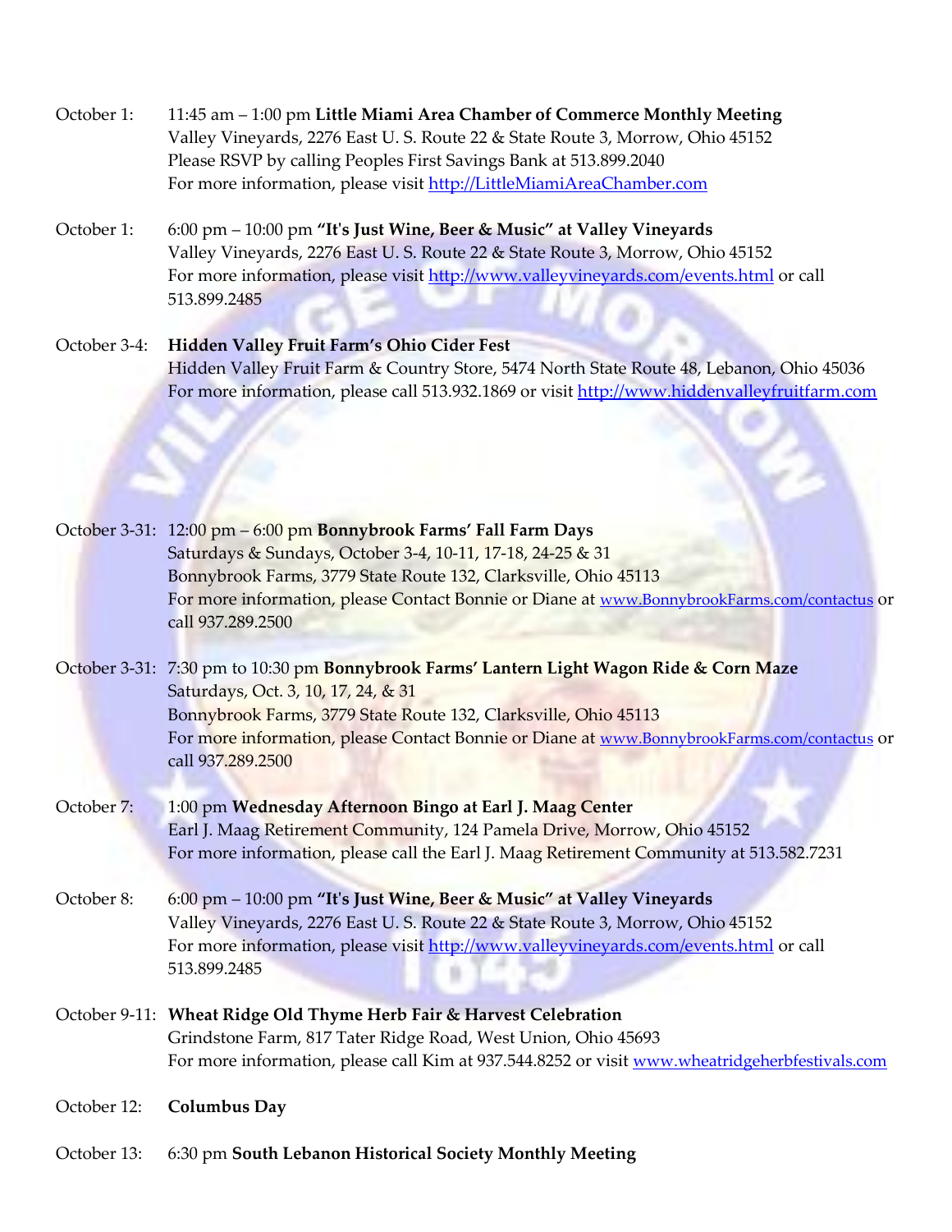October 1: 11:45 am – 1:00 pm **Little Miami Area Chamber of Commerce Monthly Meeting**
Valley Vineyards, 2276 East U. S. Route 22 & State Route 3, Morrow, Ohio 45152
Please RSVP by calling Peoples First Savings Bank at 513.899.2040
For more information, please visit http://LittleMiamiAreaChamber.com

October 1: 6:00 pm – 10:00 pm **"It's Just Wine, Beer & Music" at Valley Vineyards**
Valley Vineyards, 2276 East U. S. Route 22 & State Route 3, Morrow, Ohio 45152
For more information, please visit http://www.valleyvineyards.com/events.html or call 513.899.2485

October 3-4: **Hidden Valley Fruit Farm's Ohio Cider Fest**
Hidden Valley Fruit Farm & Country Store, 5474 North State Route 48, Lebanon, Ohio 45036
For more information, please call 513.932.1869 or visit http://www.hiddenvalleyfruitfarm.com

October 3-31: 12:00 pm – 6:00 pm **Bonnybrook Farms' Fall Farm Days**
Saturdays & Sundays, October 3-4, 10-11, 17-18, 24-25 & 31
Bonnybrook Farms, 3779 State Route 132, Clarksville, Ohio 45113
For more information, please Contact Bonnie or Diane at www.BonnybrookFarms.com/contactus or call 937.289.2500

October 3-31: 7:30 pm to 10:30 pm **Bonnybrook Farms' Lantern Light Wagon Ride & Corn Maze**
Saturdays, Oct. 3, 10, 17, 24, & 31
Bonnybrook Farms, 3779 State Route 132, Clarksville, Ohio 45113
For more information, please Contact Bonnie or Diane at www.BonnybrookFarms.com/contactus or call 937.289.2500

October 7: 1:00 pm **Wednesday Afternoon Bingo at Earl J. Maag Center**
Earl J. Maag Retirement Community, 124 Pamela Drive, Morrow, Ohio 45152
For more information, please call the Earl J. Maag Retirement Community at 513.582.7231

October 8: 6:00 pm – 10:00 pm **"It's Just Wine, Beer & Music" at Valley Vineyards**
Valley Vineyards, 2276 East U. S. Route 22 & State Route 3, Morrow, Ohio 45152
For more information, please visit http://www.valleyvineyards.com/events.html or call 513.899.2485

October 9-11: **Wheat Ridge Old Thyme Herb Fair & Harvest Celebration**
Grindstone Farm, 817 Tater Ridge Road, West Union, Ohio 45693
For more information, please call Kim at 937.544.8252 or visit www.wheatridgeherbfestivals.com

October 12: **Columbus Day**

October 13: 6:30 pm **South Lebanon Historical Society Monthly Meeting**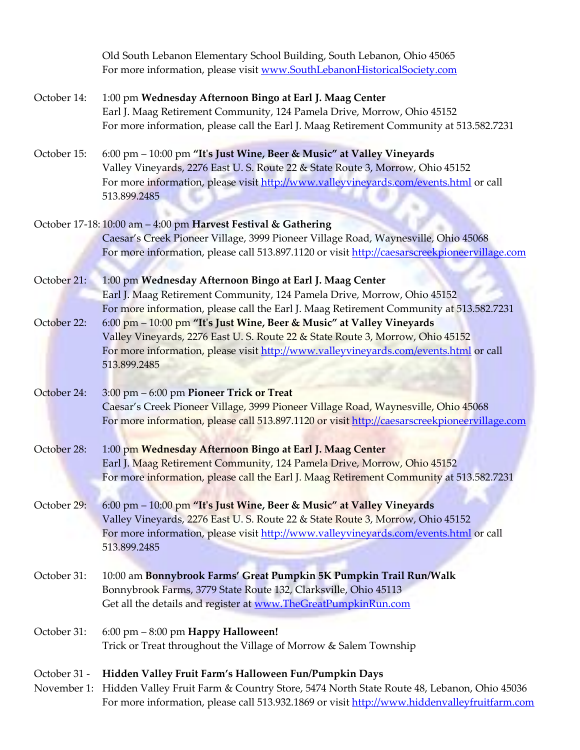Old South Lebanon Elementary School Building, South Lebanon, Ohio 45065
For more information, please visit www.SouthLebanonHistoricalSociety.com

October 14: 1:00 pm **Wednesday Afternoon Bingo at Earl J. Maag Center**
Earl J. Maag Retirement Community, 124 Pamela Drive, Morrow, Ohio 45152
For more information, please call the Earl J. Maag Retirement Community at 513.582.7231

October 15: 6:00 pm – 10:00 pm **"It's Just Wine, Beer & Music" at Valley Vineyards**
Valley Vineyards, 2276 East U. S. Route 22 & State Route 3, Morrow, Ohio 45152
For more information, please visit http://www.valleyvineyards.com/events.html or call 513.899.2485

October 17-18: 10:00 am – 4:00 pm **Harvest Festival & Gathering**
Caesar's Creek Pioneer Village, 3999 Pioneer Village Road, Waynesville, Ohio 45068
For more information, please call 513.897.1120 or visit http://caesarscreekpioneervillage.com

October 21: 1:00 pm **Wednesday Afternoon Bingo at Earl J. Maag Center**
Earl J. Maag Retirement Community, 124 Pamela Drive, Morrow, Ohio 45152
For more information, please call the Earl J. Maag Retirement Community at 513.582.7231

October 22: 6:00 pm – 10:00 pm **"It's Just Wine, Beer & Music" at Valley Vineyards**
Valley Vineyards, 2276 East U. S. Route 22 & State Route 3, Morrow, Ohio 45152
For more information, please visit http://www.valleyvineyards.com/events.html or call 513.899.2485

October 24: 3:00 pm – 6:00 pm **Pioneer Trick or Treat**
Caesar's Creek Pioneer Village, 3999 Pioneer Village Road, Waynesville, Ohio 45068
For more information, please call 513.897.1120 or visit http://caesarscreekpioneervillage.com

October 28: 1:00 pm **Wednesday Afternoon Bingo at Earl J. Maag Center**
Earl J. Maag Retirement Community, 124 Pamela Drive, Morrow, Ohio 45152
For more information, please call the Earl J. Maag Retirement Community at 513.582.7231

October 29: 6:00 pm – 10:00 pm **"It's Just Wine, Beer & Music" at Valley Vineyards**
Valley Vineyards, 2276 East U. S. Route 22 & State Route 3, Morrow, Ohio 45152
For more information, please visit http://www.valleyvineyards.com/events.html or call 513.899.2485

October 31: 10:00 am **Bonnybrook Farms' Great Pumpkin 5K Pumpkin Trail Run/Walk**
Bonnybrook Farms, 3779 State Route 132, Clarksville, Ohio 45113
Get all the details and register at www.TheGreatPumpkinRun.com

October 31: 6:00 pm – 8:00 pm **Happy Halloween!**
Trick or Treat throughout the Village of Morrow & Salem Township

October 31 - November 1: **Hidden Valley Fruit Farm's Halloween Fun/Pumpkin Days**
Hidden Valley Fruit Farm & Country Store, 5474 North State Route 48, Lebanon, Ohio 45036
For more information, please call 513.932.1869 or visit http://www.hiddenvalleyfruitfarm.com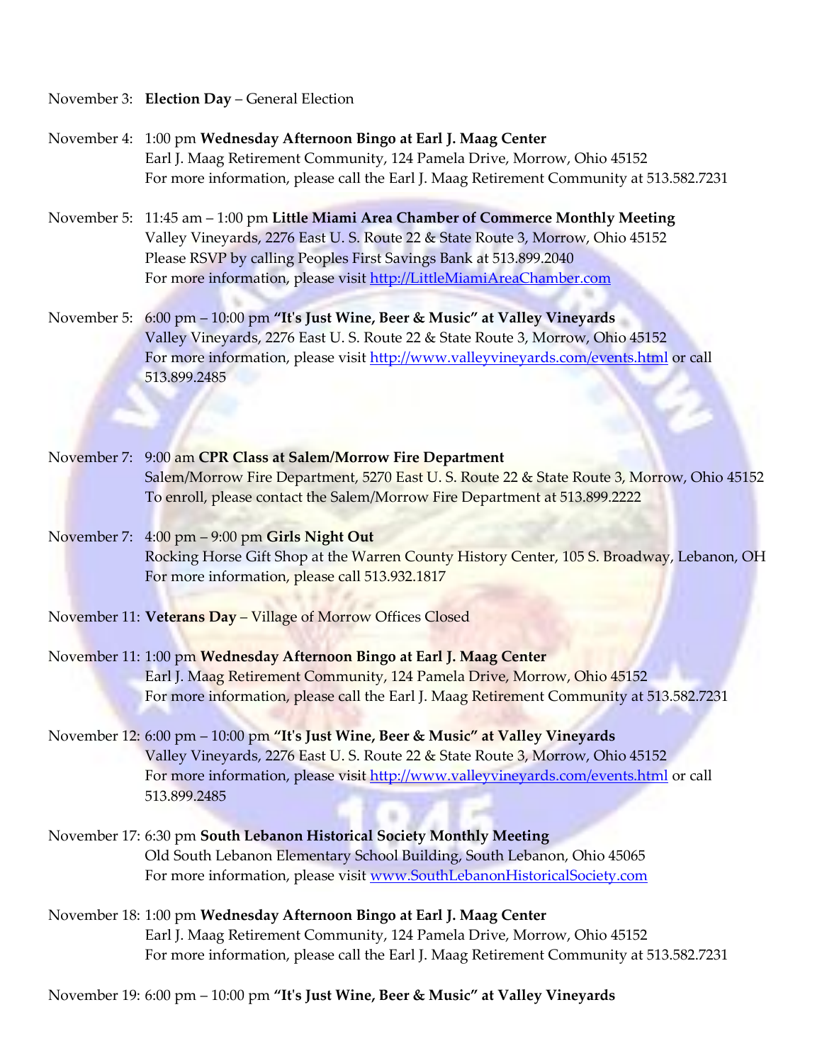November 3: **Election Day** – General Election

November 4: 1:00 pm **Wednesday Afternoon Bingo at Earl J. Maag Center**
Earl J. Maag Retirement Community, 124 Pamela Drive, Morrow, Ohio 45152
For more information, please call the Earl J. Maag Retirement Community at 513.582.7231

November 5: 11:45 am – 1:00 pm **Little Miami Area Chamber of Commerce Monthly Meeting**
Valley Vineyards, 2276 East U. S. Route 22 & State Route 3, Morrow, Ohio 45152
Please RSVP by calling Peoples First Savings Bank at 513.899.2040
For more information, please visit http://LittleMiamiAreaChamber.com

November 5: 6:00 pm – 10:00 pm **"It's Just Wine, Beer & Music" at Valley Vineyards**
Valley Vineyards, 2276 East U. S. Route 22 & State Route 3, Morrow, Ohio 45152
For more information, please visit http://www.valleyvineyards.com/events.html or call 513.899.2485

November 7: 9:00 am **CPR Class at Salem/Morrow Fire Department**
Salem/Morrow Fire Department, 5270 East U. S. Route 22 & State Route 3, Morrow, Ohio 45152
To enroll, please contact the Salem/Morrow Fire Department at 513.899.2222

November 7: 4:00 pm – 9:00 pm **Girls Night Out**
Rocking Horse Gift Shop at the Warren County History Center, 105 S. Broadway, Lebanon, OH
For more information, please call 513.932.1817

November 11: **Veterans Day** – Village of Morrow Offices Closed

November 11: 1:00 pm **Wednesday Afternoon Bingo at Earl J. Maag Center**
Earl J. Maag Retirement Community, 124 Pamela Drive, Morrow, Ohio 45152
For more information, please call the Earl J. Maag Retirement Community at 513.582.7231

November 12: 6:00 pm – 10:00 pm **"It's Just Wine, Beer & Music" at Valley Vineyards**
Valley Vineyards, 2276 East U. S. Route 22 & State Route 3, Morrow, Ohio 45152
For more information, please visit http://www.valleyvineyards.com/events.html or call 513.899.2485

November 17: 6:30 pm **South Lebanon Historical Society Monthly Meeting**
Old South Lebanon Elementary School Building, South Lebanon, Ohio 45065
For more information, please visit www.SouthLebanonHistoricalSociety.com

November 18: 1:00 pm **Wednesday Afternoon Bingo at Earl J. Maag Center**
Earl J. Maag Retirement Community, 124 Pamela Drive, Morrow, Ohio 45152
For more information, please call the Earl J. Maag Retirement Community at 513.582.7231

November 19: 6:00 pm – 10:00 pm **"It's Just Wine, Beer & Music" at Valley Vineyards**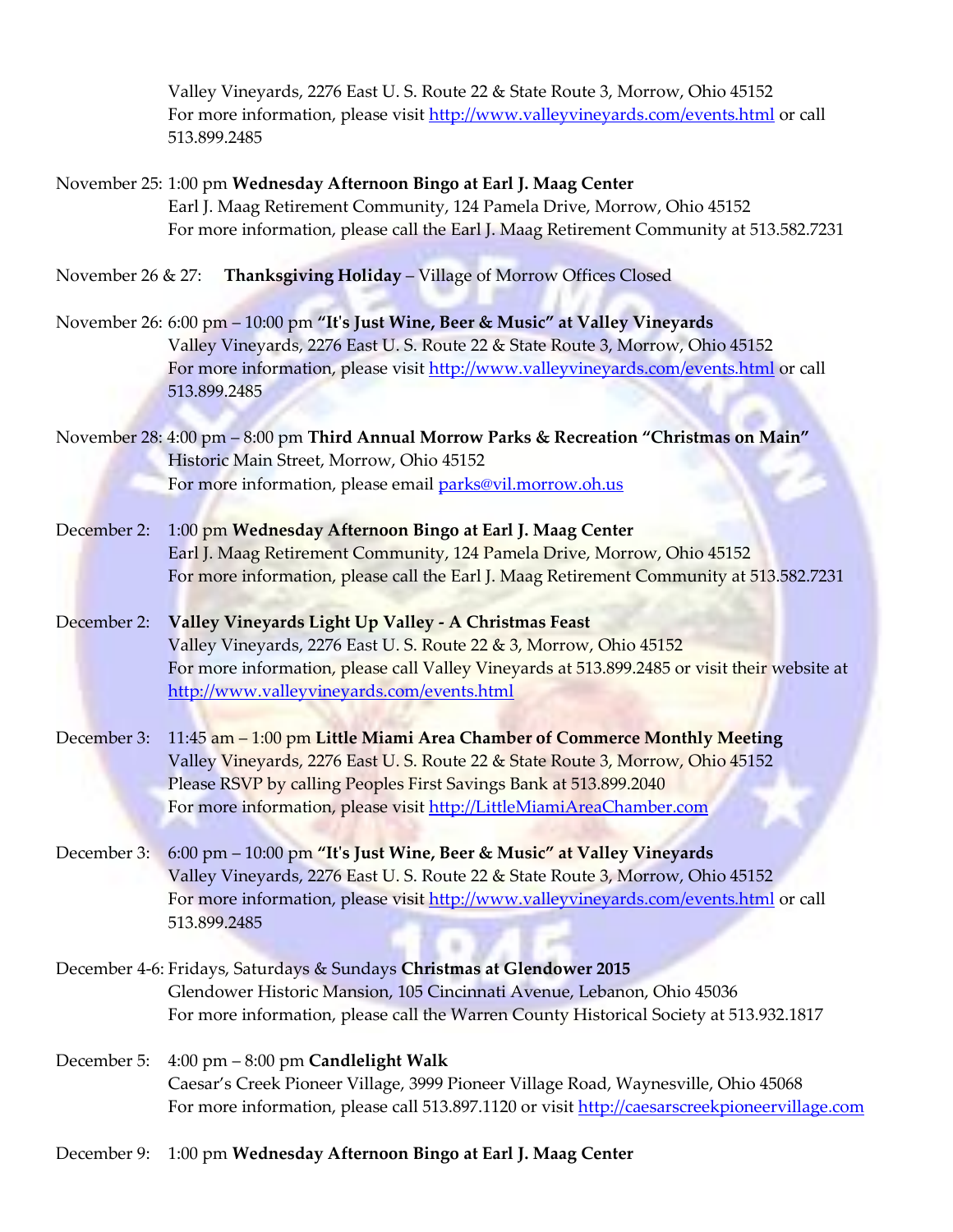Valley Vineyards, 2276 East U. S. Route 22 & State Route 3, Morrow, Ohio 45152
For more information, please visit http://www.valleyvineyards.com/events.html or call 513.899.2485

November 25: 1:00 pm **Wednesday Afternoon Bingo at Earl J. Maag Center**
Earl J. Maag Retirement Community, 124 Pamela Drive, Morrow, Ohio 45152
For more information, please call the Earl J. Maag Retirement Community at 513.582.7231

November 26 & 27: **Thanksgiving Holiday** – Village of Morrow Offices Closed

November 26: 6:00 pm – 10:00 pm **"It's Just Wine, Beer & Music" at Valley Vineyards**
Valley Vineyards, 2276 East U. S. Route 22 & State Route 3, Morrow, Ohio 45152
For more information, please visit http://www.valleyvineyards.com/events.html or call 513.899.2485

November 28: 4:00 pm – 8:00 pm **Third Annual Morrow Parks & Recreation "Christmas on Main"**
Historic Main Street, Morrow, Ohio 45152
For more information, please email parks@vil.morrow.oh.us

December 2: 1:00 pm **Wednesday Afternoon Bingo at Earl J. Maag Center**
Earl J. Maag Retirement Community, 124 Pamela Drive, Morrow, Ohio 45152
For more information, please call the Earl J. Maag Retirement Community at 513.582.7231

December 2: **Valley Vineyards Light Up Valley - A Christmas Feast**
Valley Vineyards, 2276 East U. S. Route 22 & 3, Morrow, Ohio 45152
For more information, please call Valley Vineyards at 513.899.2485 or visit their website at http://www.valleyvineyards.com/events.html

December 3: 11:45 am – 1:00 pm **Little Miami Area Chamber of Commerce Monthly Meeting**
Valley Vineyards, 2276 East U. S. Route 22 & State Route 3, Morrow, Ohio 45152
Please RSVP by calling Peoples First Savings Bank at 513.899.2040
For more information, please visit http://LittleMiamiAreaChamber.com

December 3: 6:00 pm – 10:00 pm **"It's Just Wine, Beer & Music" at Valley Vineyards**
Valley Vineyards, 2276 East U. S. Route 22 & State Route 3, Morrow, Ohio 45152
For more information, please visit http://www.valleyvineyards.com/events.html or call 513.899.2485

December 4-6: Fridays, Saturdays & Sundays **Christmas at Glendower 2015**
Glendower Historic Mansion, 105 Cincinnati Avenue, Lebanon, Ohio 45036
For more information, please call the Warren County Historical Society at 513.932.1817

December 5: 4:00 pm – 8:00 pm **Candlelight Walk**
Caesar's Creek Pioneer Village, 3999 Pioneer Village Road, Waynesville, Ohio 45068
For more information, please call 513.897.1120 or visit http://caesarscreekpioneervillage.com

December 9: 1:00 pm **Wednesday Afternoon Bingo at Earl J. Maag Center**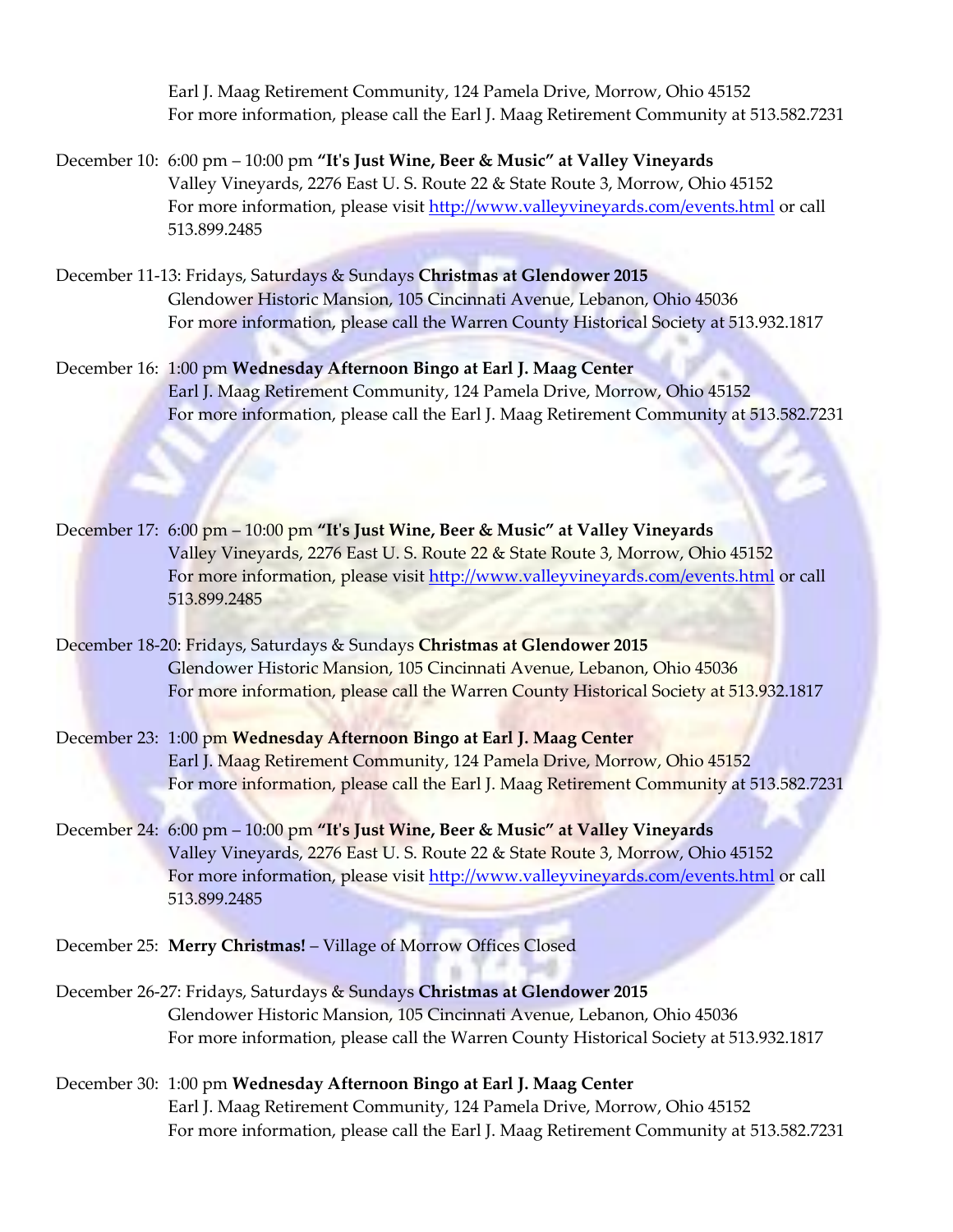Earl J. Maag Retirement Community, 124 Pamela Drive, Morrow, Ohio 45152
For more information, please call the Earl J. Maag Retirement Community at 513.582.7231

December 10: 6:00 pm – 10:00 pm **"It's Just Wine, Beer & Music" at Valley Vineyards**
Valley Vineyards, 2276 East U. S. Route 22 & State Route 3, Morrow, Ohio 45152
For more information, please visit http://www.valleyvineyards.com/events.html or call 513.899.2485

December 11-13: Fridays, Saturdays & Sundays **Christmas at Glendower 2015**
Glendower Historic Mansion, 105 Cincinnati Avenue, Lebanon, Ohio 45036
For more information, please call the Warren County Historical Society at 513.932.1817

December 16: 1:00 pm **Wednesday Afternoon Bingo at Earl J. Maag Center**
Earl J. Maag Retirement Community, 124 Pamela Drive, Morrow, Ohio 45152
For more information, please call the Earl J. Maag Retirement Community at 513.582.7231

December 17: 6:00 pm – 10:00 pm **"It's Just Wine, Beer & Music" at Valley Vineyards**
Valley Vineyards, 2276 East U. S. Route 22 & State Route 3, Morrow, Ohio 45152
For more information, please visit http://www.valleyvineyards.com/events.html or call 513.899.2485

December 18-20: Fridays, Saturdays & Sundays **Christmas at Glendower 2015**
Glendower Historic Mansion, 105 Cincinnati Avenue, Lebanon, Ohio 45036
For more information, please call the Warren County Historical Society at 513.932.1817

December 23: 1:00 pm **Wednesday Afternoon Bingo at Earl J. Maag Center**
Earl J. Maag Retirement Community, 124 Pamela Drive, Morrow, Ohio 45152
For more information, please call the Earl J. Maag Retirement Community at 513.582.7231

December 24: 6:00 pm – 10:00 pm **"It's Just Wine, Beer & Music" at Valley Vineyards**
Valley Vineyards, 2276 East U. S. Route 22 & State Route 3, Morrow, Ohio 45152
For more information, please visit http://www.valleyvineyards.com/events.html or call 513.899.2485

December 25: **Merry Christmas!** – Village of Morrow Offices Closed

December 26-27: Fridays, Saturdays & Sundays **Christmas at Glendower 2015**
Glendower Historic Mansion, 105 Cincinnati Avenue, Lebanon, Ohio 45036
For more information, please call the Warren County Historical Society at 513.932.1817

December 30: 1:00 pm **Wednesday Afternoon Bingo at Earl J. Maag Center**
Earl J. Maag Retirement Community, 124 Pamela Drive, Morrow, Ohio 45152
For more information, please call the Earl J. Maag Retirement Community at 513.582.7231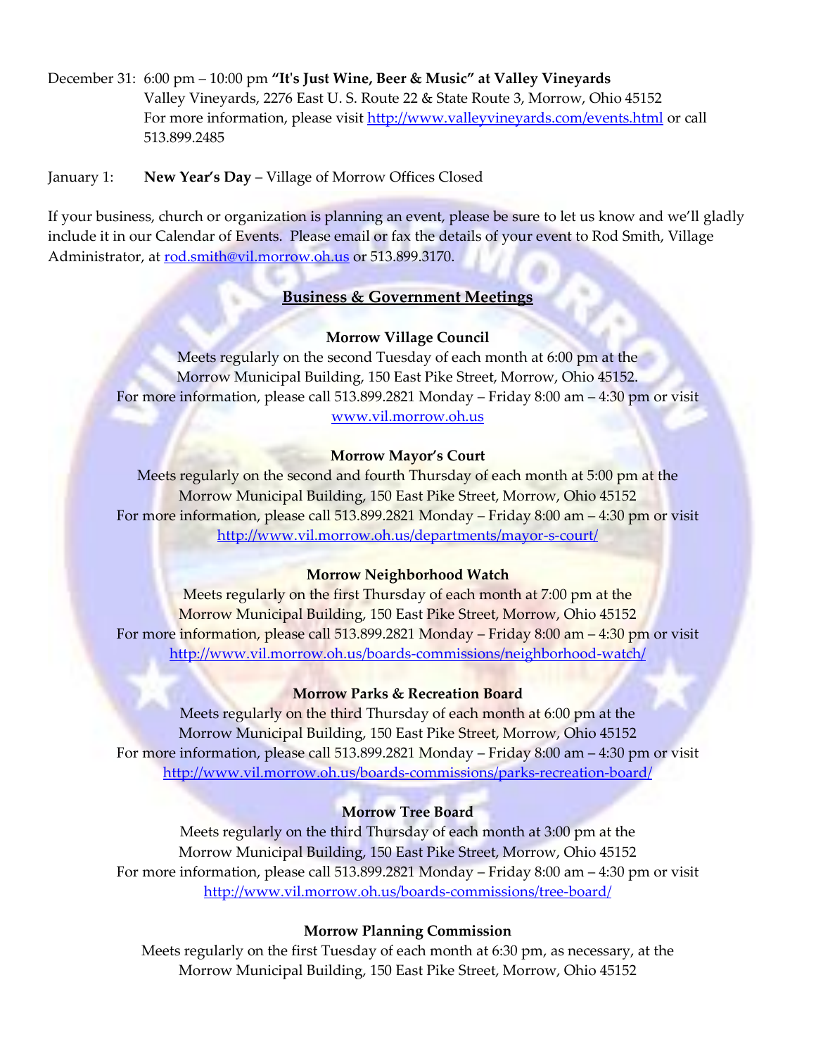December 31: 6:00 pm – 10:00 pm **"It's Just Wine, Beer & Music" at Valley Vineyards**
Valley Vineyards, 2276 East U. S. Route 22 & State Route 3, Morrow, Ohio 45152
For more information, please visit http://www.valleyvineyards.com/events.html or call 513.899.2485

January 1: **New Year's Day** – Village of Morrow Offices Closed

If your business, church or organization is planning an event, please be sure to let us know and we'll gladly include it in our Calendar of Events. Please email or fax the details of your event to Rod Smith, Village Administrator, at rod.smith@vil.morrow.oh.us or 513.899.3170.

## Business & Government Meetings

**Morrow Village Council**

Meets regularly on the second Tuesday of each month at 6:00 pm at the Morrow Municipal Building, 150 East Pike Street, Morrow, Ohio 45152.
For more information, please call 513.899.2821 Monday – Friday 8:00 am – 4:30 pm or visit www.vil.morrow.oh.us

**Morrow Mayor's Court**

Meets regularly on the second and fourth Thursday of each month at 5:00 pm at the Morrow Municipal Building, 150 East Pike Street, Morrow, Ohio 45152
For more information, please call 513.899.2821 Monday – Friday 8:00 am – 4:30 pm or visit http://www.vil.morrow.oh.us/departments/mayor-s-court/

**Morrow Neighborhood Watch**

Meets regularly on the first Thursday of each month at 7:00 pm at the Morrow Municipal Building, 150 East Pike Street, Morrow, Ohio 45152
For more information, please call 513.899.2821 Monday – Friday 8:00 am – 4:30 pm or visit http://www.vil.morrow.oh.us/boards-commissions/neighborhood-watch/

**Morrow Parks & Recreation Board**

Meets regularly on the third Thursday of each month at 6:00 pm at the Morrow Municipal Building, 150 East Pike Street, Morrow, Ohio 45152
For more information, please call 513.899.2821 Monday – Friday 8:00 am – 4:30 pm or visit http://www.vil.morrow.oh.us/boards-commissions/parks-recreation-board/

**Morrow Tree Board**

Meets regularly on the third Thursday of each month at 3:00 pm at the Morrow Municipal Building, 150 East Pike Street, Morrow, Ohio 45152
For more information, please call 513.899.2821 Monday – Friday 8:00 am – 4:30 pm or visit http://www.vil.morrow.oh.us/boards-commissions/tree-board/

**Morrow Planning Commission**

Meets regularly on the first Tuesday of each month at 6:30 pm, as necessary, at the Morrow Municipal Building, 150 East Pike Street, Morrow, Ohio 45152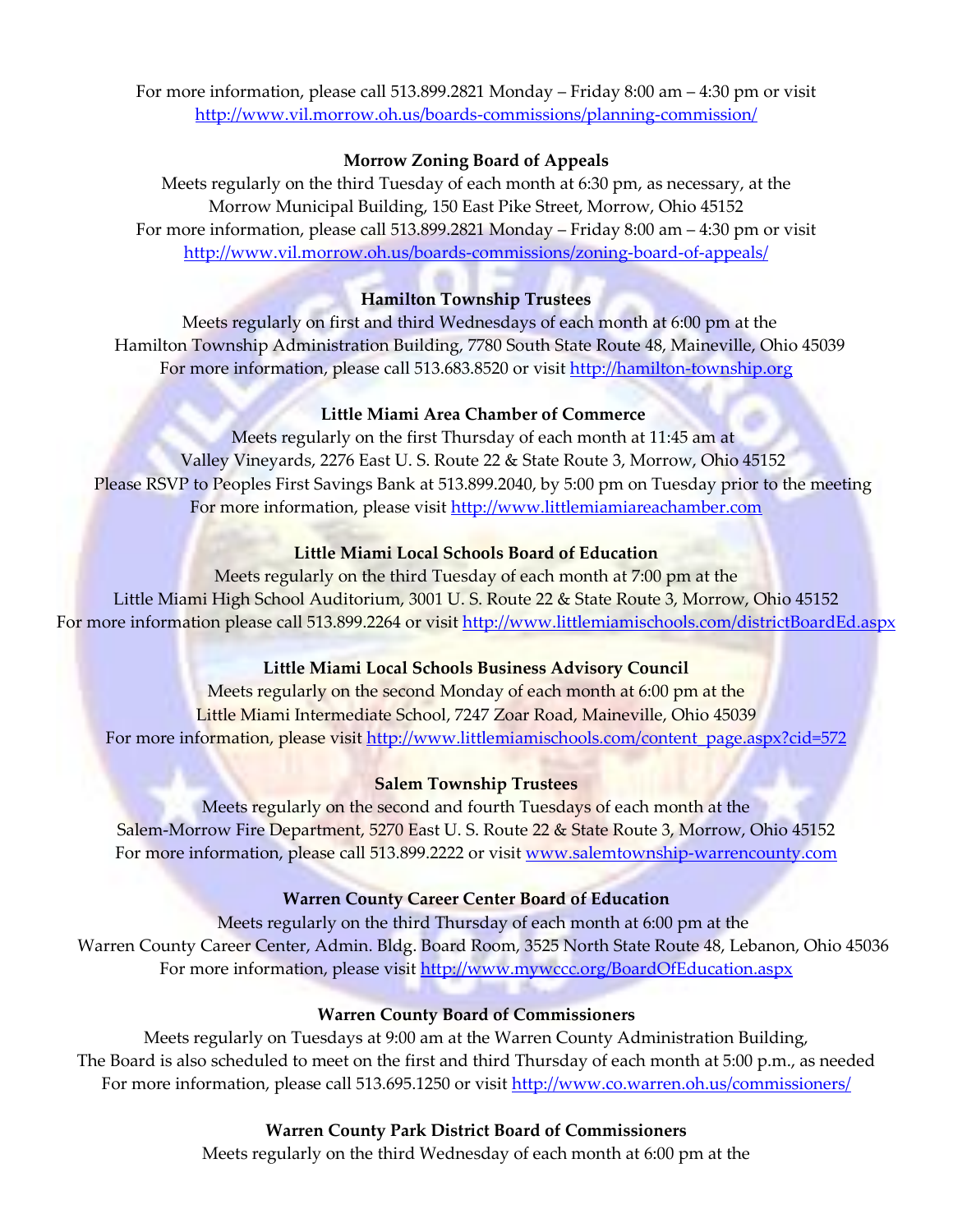For more information, please call 513.899.2821 Monday – Friday 8:00 am – 4:30 pm or visit http://www.vil.morrow.oh.us/boards-commissions/planning-commission/

**Morrow Zoning Board of Appeals**

Meets regularly on the third Tuesday of each month at 6:30 pm, as necessary, at the Morrow Municipal Building, 150 East Pike Street, Morrow, Ohio 45152
For more information, please call 513.899.2821 Monday – Friday 8:00 am – 4:30 pm or visit http://www.vil.morrow.oh.us/boards-commissions/zoning-board-of-appeals/

**Hamilton Township Trustees**

Meets regularly on first and third Wednesdays of each month at 6:00 pm at the Hamilton Township Administration Building, 7780 South State Route 48, Maineville, Ohio 45039
For more information, please call 513.683.8520 or visit http://hamilton-township.org

**Little Miami Area Chamber of Commerce**

Meets regularly on the first Thursday of each month at 11:45 am at Valley Vineyards, 2276 East U. S. Route 22 & State Route 3, Morrow, Ohio 45152
Please RSVP to Peoples First Savings Bank at 513.899.2040, by 5:00 pm on Tuesday prior to the meeting
For more information, please visit http://www.littlemiamiareachamber.com

**Little Miami Local Schools Board of Education**

Meets regularly on the third Tuesday of each month at 7:00 pm at the Little Miami High School Auditorium, 3001 U. S. Route 22 & State Route 3, Morrow, Ohio 45152
For more information please call 513.899.2264 or visit http://www.littlemiamischools.com/districtBoardEd.aspx

**Little Miami Local Schools Business Advisory Council**

Meets regularly on the second Monday of each month at 6:00 pm at the Little Miami Intermediate School, 7247 Zoar Road, Maineville, Ohio 45039
For more information, please visit http://www.littlemiamischools.com/content_page.aspx?cid=572

**Salem Township Trustees**

Meets regularly on the second and fourth Tuesdays of each month at the Salem-Morrow Fire Department, 5270 East U. S. Route 22 & State Route 3, Morrow, Ohio 45152
For more information, please call 513.899.2222 or visit www.salemtownship-warrencounty.com

**Warren County Career Center Board of Education**

Meets regularly on the third Thursday of each month at 6:00 pm at the Warren County Career Center, Admin. Bldg. Board Room, 3525 North State Route 48, Lebanon, Ohio 45036
For more information, please visit http://www.mywccc.org/BoardOfEducation.aspx

**Warren County Board of Commissioners**

Meets regularly on Tuesdays at 9:00 am at the Warren County Administration Building,
The Board is also scheduled to meet on the first and third Thursday of each month at 5:00 p.m., as needed
For more information, please call 513.695.1250 or visit http://www.co.warren.oh.us/commissioners/

**Warren County Park District Board of Commissioners**

Meets regularly on the third Wednesday of each month at 6:00 pm at the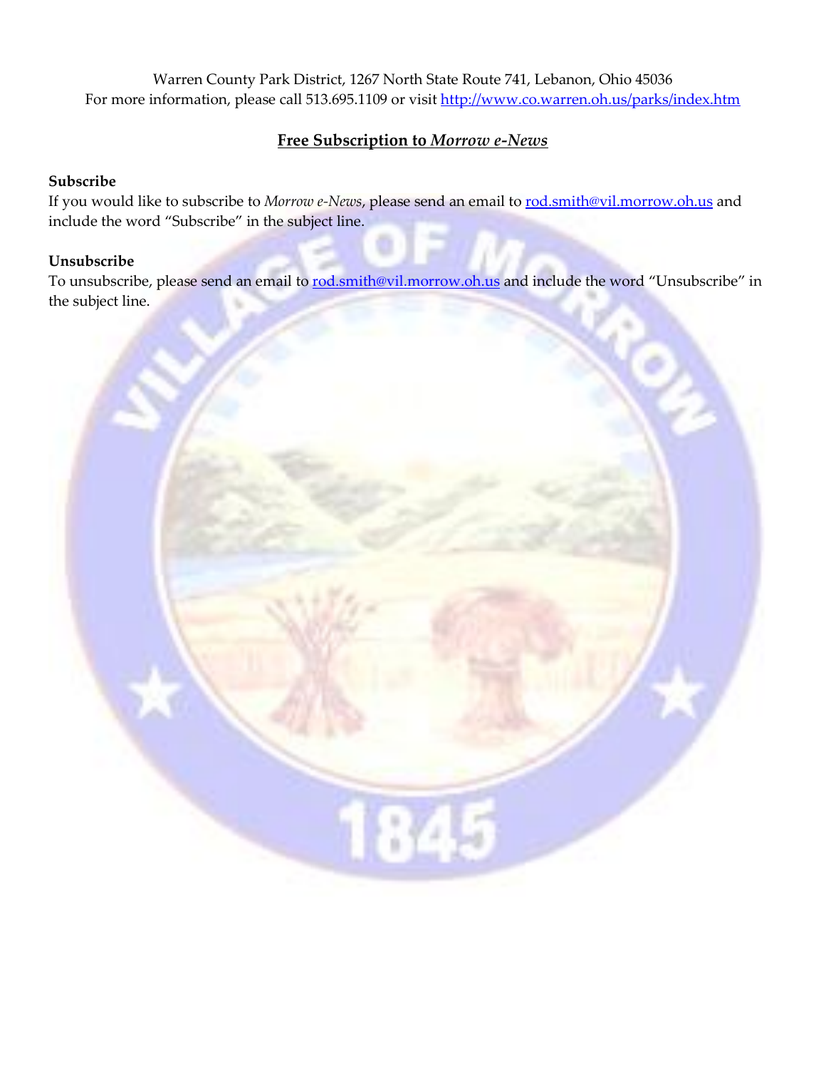Warren County Park District, 1267 North State Route 741, Lebanon, Ohio 45036
For more information, please call 513.695.1109 or visit http://www.co.warren.oh.us/parks/index.htm

## Free Subscription to *Morrow e-News*

**Subscribe**
If you would like to subscribe to *Morrow e-News*, please send an email to rod.smith@vil.morrow.oh.us and include the word "Subscribe" in the subject line.

**Unsubscribe**
To unsubscribe, please send an email to rod.smith@vil.morrow.oh.us and include the word "Unsubscribe" in the subject line.